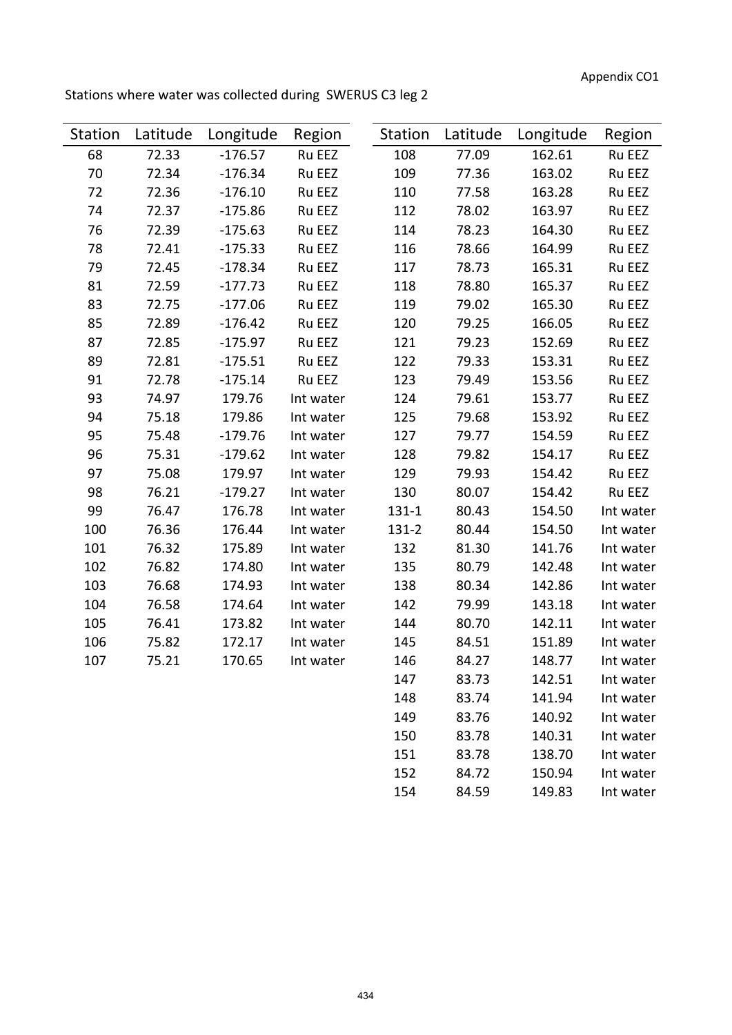Appendix CO1

Stations where water was collected during SWERUS C3 leg 2

| Station | Latitude | Longitude | Region | Station | Latitude | Longitude | Region |
|---|---|---|---|---|---|---|---|
| 68 | 72.33 | -176.57 | Ru EEZ | 108 | 77.09 | 162.61 | Ru EEZ |
| 70 | 72.34 | -176.34 | Ru EEZ | 109 | 77.36 | 163.02 | Ru EEZ |
| 72 | 72.36 | -176.10 | Ru EEZ | 110 | 77.58 | 163.28 | Ru EEZ |
| 74 | 72.37 | -175.86 | Ru EEZ | 112 | 78.02 | 163.97 | Ru EEZ |
| 76 | 72.39 | -175.63 | Ru EEZ | 114 | 78.23 | 164.30 | Ru EEZ |
| 78 | 72.41 | -175.33 | Ru EEZ | 116 | 78.66 | 164.99 | Ru EEZ |
| 79 | 72.45 | -178.34 | Ru EEZ | 117 | 78.73 | 165.31 | Ru EEZ |
| 81 | 72.59 | -177.73 | Ru EEZ | 118 | 78.80 | 165.37 | Ru EEZ |
| 83 | 72.75 | -177.06 | Ru EEZ | 119 | 79.02 | 165.30 | Ru EEZ |
| 85 | 72.89 | -176.42 | Ru EEZ | 120 | 79.25 | 166.05 | Ru EEZ |
| 87 | 72.85 | -175.97 | Ru EEZ | 121 | 79.23 | 152.69 | Ru EEZ |
| 89 | 72.81 | -175.51 | Ru EEZ | 122 | 79.33 | 153.31 | Ru EEZ |
| 91 | 72.78 | -175.14 | Ru EEZ | 123 | 79.49 | 153.56 | Ru EEZ |
| 93 | 74.97 | 179.76 | Int water | 124 | 79.61 | 153.77 | Ru EEZ |
| 94 | 75.18 | 179.86 | Int water | 125 | 79.68 | 153.92 | Ru EEZ |
| 95 | 75.48 | -179.76 | Int water | 127 | 79.77 | 154.59 | Ru EEZ |
| 96 | 75.31 | -179.62 | Int water | 128 | 79.82 | 154.17 | Ru EEZ |
| 97 | 75.08 | 179.97 | Int water | 129 | 79.93 | 154.42 | Ru EEZ |
| 98 | 76.21 | -179.27 | Int water | 130 | 80.07 | 154.42 | Ru EEZ |
| 99 | 76.47 | 176.78 | Int water | 131-1 | 80.43 | 154.50 | Int water |
| 100 | 76.36 | 176.44 | Int water | 131-2 | 80.44 | 154.50 | Int water |
| 101 | 76.32 | 175.89 | Int water | 132 | 81.30 | 141.76 | Int water |
| 102 | 76.82 | 174.80 | Int water | 135 | 80.79 | 142.48 | Int water |
| 103 | 76.68 | 174.93 | Int water | 138 | 80.34 | 142.86 | Int water |
| 104 | 76.58 | 174.64 | Int water | 142 | 79.99 | 143.18 | Int water |
| 105 | 76.41 | 173.82 | Int water | 144 | 80.70 | 142.11 | Int water |
| 106 | 75.82 | 172.17 | Int water | 145 | 84.51 | 151.89 | Int water |
| 107 | 75.21 | 170.65 | Int water | 146 | 84.27 | 148.77 | Int water |
| | | | | 147 | 83.73 | 142.51 | Int water |
| | | | | 148 | 83.74 | 141.94 | Int water |
| | | | | 149 | 83.76 | 140.92 | Int water |
| | | | | 150 | 83.78 | 140.31 | Int water |
| | | | | 151 | 83.78 | 138.70 | Int water |
| | | | | 152 | 84.72 | 150.94 | Int water |
| | | | | 154 | 84.59 | 149.83 | Int water |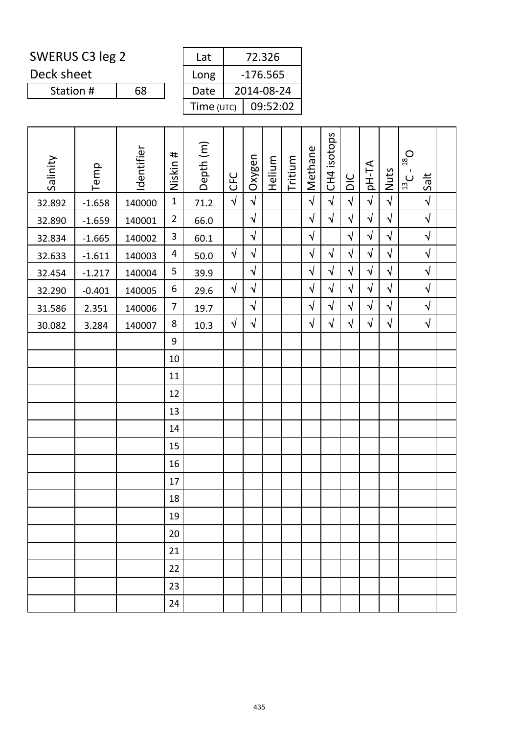SWERUS C3 leg 2

Deck sheet

| Station # | 68 |
|---|---|

| Lat | 72.326 |
|---|---|
| Long | -176.565 |
| Date | 2014-08-24 |
| Time (UTC) | 09:52:02 |

| Salinity | Temp | Identifier | Niskin # | Depth (m) | CFC | Oxygen | Helium | Tritium | Methane | CH4 isotops | DIC | pH-TA | Nuts | $^{13}C$ - $^{18}O$ | Salt | |
|---|---|---|---|---|---|---|---|---|---|---|---|---|---|---|---|---|
| 32.892 | -1.658 | 140000 | 1 | 71.2 | √ | √ | | | √ | √ | √ | √ | √ | | √ | |
| 32.890 | -1.659 | 140001 | 2 | 66.0 | | √ | | | √ | √ | √ | √ | √ | | √ | |
| 32.834 | -1.665 | 140002 | 3 | 60.1 | | √ | | | √ | | √ | √ | √ | | √ | |
| 32.633 | -1.611 | 140003 | 4 | 50.0 | √ | √ | | | √ | √ | √ | √ | √ | | √ | |
| 32.454 | -1.217 | 140004 | 5 | 39.9 | | √ | | | √ | √ | √ | √ | √ | | √ | |
| 32.290 | -0.401 | 140005 | 6 | 29.6 | √ | √ | | | √ | √ | √ | √ | √ | | √ | |
| 31.586 | 2.351 | 140006 | 7 | 19.7 | | √ | | | √ | √ | √ | √ | √ | | √ | |
| 30.082 | 3.284 | 140007 | 8 | 10.3 | √ | √ | | | √ | √ | √ | √ | √ | | √ | |
| | | | 9 | | | | | | | | | | | | | |
| | | | 10 | | | | | | | | | | | | | |
| | | | 11 | | | | | | | | | | | | | |
| | | | 12 | | | | | | | | | | | | | |
| | | | 13 | | | | | | | | | | | | | |
| | | | 14 | | | | | | | | | | | | | |
| | | | 15 | | | | | | | | | | | | | |
| | | | 16 | | | | | | | | | | | | | |
| | | | 17 | | | | | | | | | | | | | |
| | | | 18 | | | | | | | | | | | | | |
| | | | 19 | | | | | | | | | | | | | |
| | | | 20 | | | | | | | | | | | | | |
| | | | 21 | | | | | | | | | | | | | |
| | | | 22 | | | | | | | | | | | | | |
| | | | 23 | | | | | | | | | | | | | |
| | | | 24 | | | | | | | | | | | | | |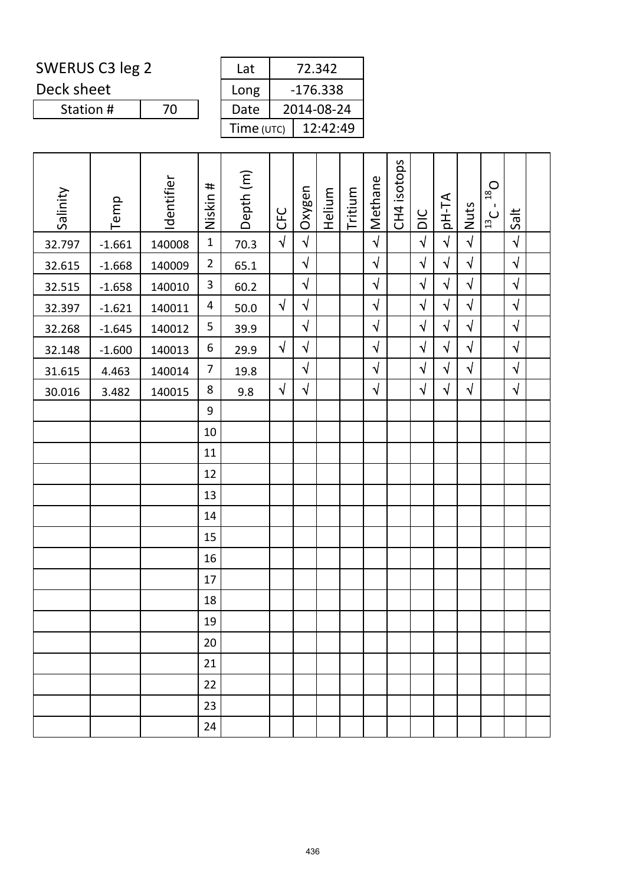SWERUS C3 leg 2

Deck sheet

| Station # | 70 |
|---|---|

| Lat | 72.342 |
|---|---|
| Long | -176.338 |
| Date | 2014-08-24 |
| Time (UTC) | 12:42:49 |

| Salinity | Temp | Identifier | Niskin # | Depth (m) | CFC | Oxygen | Helium | Tritium | Methane | CH4 isotops | DIC | pH-TA | Nuts | $^{13}C$ - $^{18}O$ | Salt | |
|---|---|---|---|---|---|---|---|---|---|---|---|---|---|---|---|---|
| 32.797 | -1.661 | 140008 | 1 | 70.3 | √ | √ | | | √ | | √ | √ | √ | | √ | |
| 32.615 | -1.668 | 140009 | 2 | 65.1 | | √ | | | √ | | √ | √ | √ | | √ | |
| 32.515 | -1.658 | 140010 | 3 | 60.2 | | √ | | | √ | | √ | √ | √ | | √ | |
| 32.397 | -1.621 | 140011 | 4 | 50.0 | √ | √ | | | √ | | √ | √ | √ | | √ | |
| 32.268 | -1.645 | 140012 | 5 | 39.9 | | √ | | | √ | | √ | √ | √ | | √ | |
| 32.148 | -1.600 | 140013 | 6 | 29.9 | √ | √ | | | √ | | √ | √ | √ | | √ | |
| 31.615 | 4.463 | 140014 | 7 | 19.8 | | √ | | | √ | | √ | √ | √ | | √ | |
| 30.016 | 3.482 | 140015 | 8 | 9.8 | √ | √ | | | √ | | √ | √ | √ | | √ | |
| | | | 9 | | | | | | | | | | | | | |
| | | | 10 | | | | | | | | | | | | | |
| | | | 11 | | | | | | | | | | | | | |
| | | | 12 | | | | | | | | | | | | | |
| | | | 13 | | | | | | | | | | | | | |
| | | | 14 | | | | | | | | | | | | | |
| | | | 15 | | | | | | | | | | | | | |
| | | | 16 | | | | | | | | | | | | | |
| | | | 17 | | | | | | | | | | | | | |
| | | | 18 | | | | | | | | | | | | | |
| | | | 19 | | | | | | | | | | | | | |
| | | | 20 | | | | | | | | | | | | | |
| | | | 21 | | | | | | | | | | | | | |
| | | | 22 | | | | | | | | | | | | | |
| | | | 23 | | | | | | | | | | | | | |
| | | | 24 | | | | | | | | | | | | | |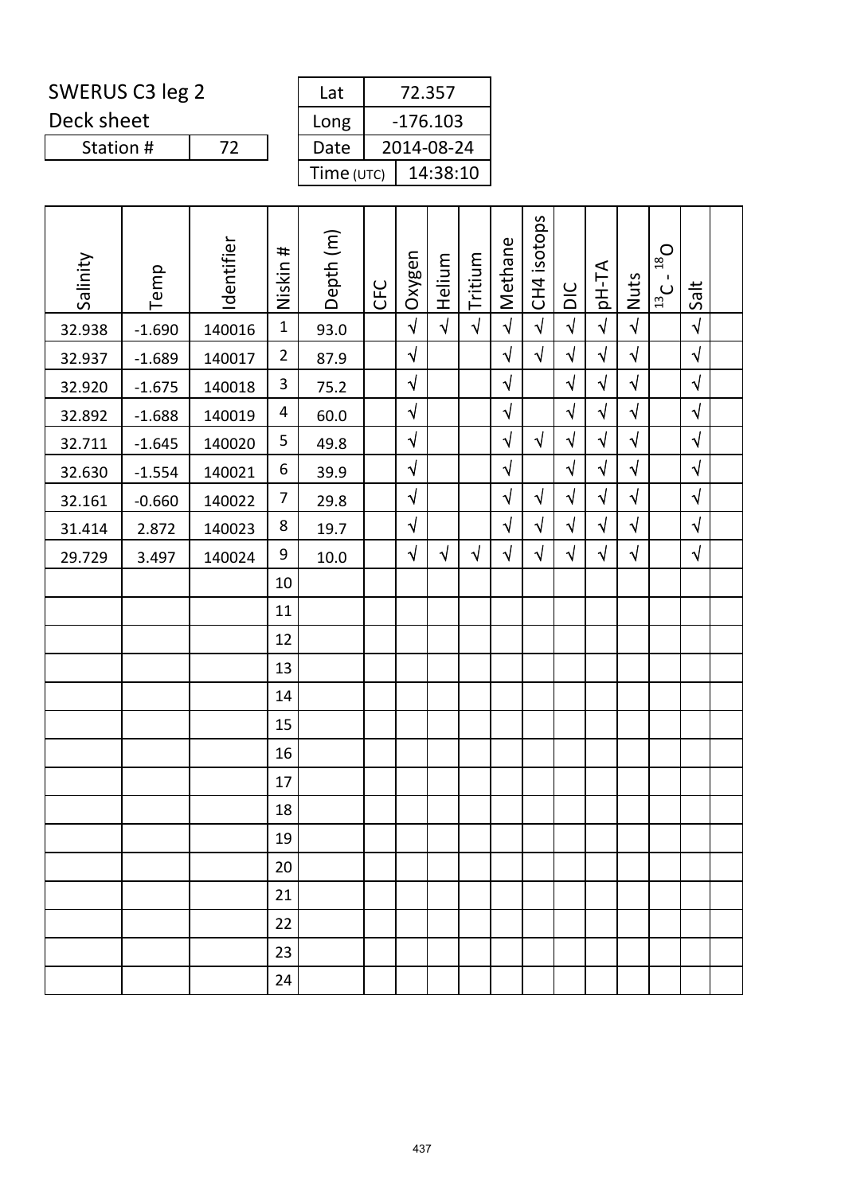SWERUS C3 leg 2

Deck sheet

| Station # | 72 |
|---|---|

| Lat | 72.357 |
|---|---|
| Long | -176.103 |
| Date | 2014-08-24 |
| Time (UTC) | 14:38:10 |

| Salinity | Temp | Identifier | Niskin # | Depth (m) | CFC | Oxygen | Helium | Tritium | Methane | CH4 isotops | DIC | pH-TA | Nuts | $^{13}C$ - $^{18}O$ | Salt | |
|---|---|---|---|---|---|---|---|---|---|---|---|---|---|---|---|---|
| 32.938 | -1.690 | 140016 | 1 | 93.0 | | √ | √ | √ | √ | √ | √ | √ | √ | | √ | |
| 32.937 | -1.689 | 140017 | 2 | 87.9 | | √ | | | √ | √ | √ | √ | √ | | √ | |
| 32.920 | -1.675 | 140018 | 3 | 75.2 | | √ | | | √ | | √ | √ | √ | | √ | |
| 32.892 | -1.688 | 140019 | 4 | 60.0 | | √ | | | √ | | √ | √ | √ | | √ | |
| 32.711 | -1.645 | 140020 | 5 | 49.8 | | √ | | | √ | √ | √ | √ | √ | | √ | |
| 32.630 | -1.554 | 140021 | 6 | 39.9 | | √ | | | √ | | √ | √ | √ | | √ | |
| 32.161 | -0.660 | 140022 | 7 | 29.8 | | √ | | | √ | √ | √ | √ | √ | | √ | |
| 31.414 | 2.872 | 140023 | 8 | 19.7 | | √ | | | √ | √ | √ | √ | √ | | √ | |
| 29.729 | 3.497 | 140024 | 9 | 10.0 | | √ | √ | √ | √ | √ | √ | √ | √ | | √ | |
| | | | 10 | | | | | | | | | | | | | |
| | | | 11 | | | | | | | | | | | | | |
| | | | 12 | | | | | | | | | | | | | |
| | | | 13 | | | | | | | | | | | | | |
| | | | 14 | | | | | | | | | | | | | |
| | | | 15 | | | | | | | | | | | | | |
| | | | 16 | | | | | | | | | | | | | |
| | | | 17 | | | | | | | | | | | | | |
| | | | 18 | | | | | | | | | | | | | |
| | | | 19 | | | | | | | | | | | | | |
| | | | 20 | | | | | | | | | | | | | |
| | | | 21 | | | | | | | | | | | | | |
| | | | 22 | | | | | | | | | | | | | |
| | | | 23 | | | | | | | | | | | | | |
| | | | 24 | | | | | | | | | | | | | |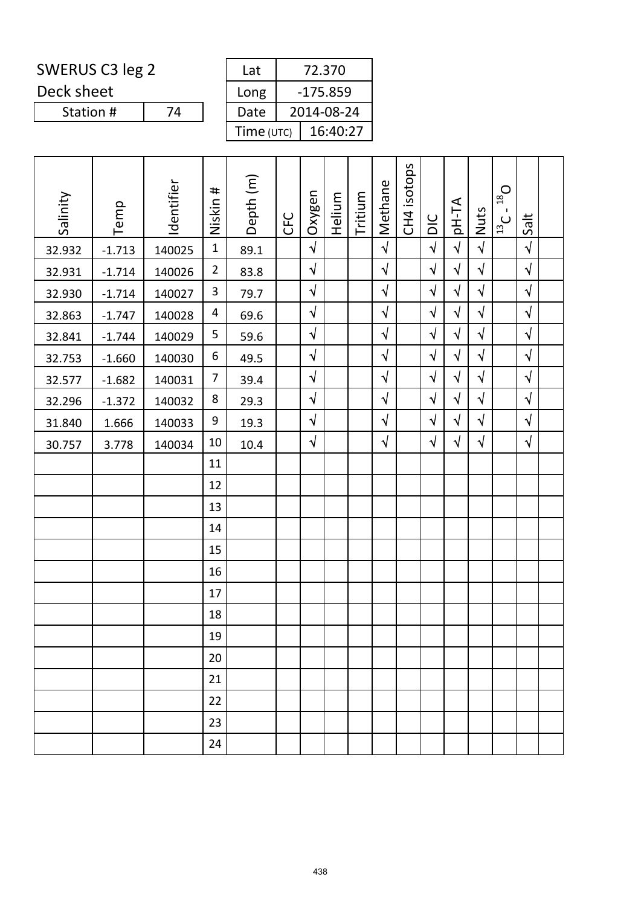SWERUS C3 leg 2

Deck sheet

| Station # | 74 |
|---|---|

| Lat | 72.370 |
|---|---|
| Long | -175.859 |
| Date | 2014-08-24 |
| Time (UTC) | 16:40:27 |

| Salinity | Temp | Identifier | Niskin # | Depth (m) | CFC | Oxygen | Helium | Tritium | Methane | CH4 isotops | DIC | pH-TA | Nuts | $^{13}C$ - $^{18}O$ | Salt | |
|---|---|---|---|---|---|---|---|---|---|---|---|---|---|---|---|---|
| 32.932 | -1.713 | 140025 | 1 | 89.1 | | √ | | | √ | | √ | √ | √ | | √ | |
| 32.931 | -1.714 | 140026 | 2 | 83.8 | | √ | | | √ | | √ | √ | √ | | √ | |
| 32.930 | -1.714 | 140027 | 3 | 79.7 | | √ | | | √ | | √ | √ | √ | | √ | |
| 32.863 | -1.747 | 140028 | 4 | 69.6 | | √ | | | √ | | √ | √ | √ | | √ | |
| 32.841 | -1.744 | 140029 | 5 | 59.6 | | √ | | | √ | | √ | √ | √ | | √ | |
| 32.753 | -1.660 | 140030 | 6 | 49.5 | | √ | | | √ | | √ | √ | √ | | √ | |
| 32.577 | -1.682 | 140031 | 7 | 39.4 | | √ | | | √ | | √ | √ | √ | | √ | |
| 32.296 | -1.372 | 140032 | 8 | 29.3 | | √ | | | √ | | √ | √ | √ | | √ | |
| 31.840 | 1.666 | 140033 | 9 | 19.3 | | √ | | | √ | | √ | √ | √ | | √ | |
| 30.757 | 3.778 | 140034 | 10 | 10.4 | | √ | | | √ | | √ | √ | √ | | √ | |
| | | | 11 | | | | | | | | | | | | | |
| | | | 12 | | | | | | | | | | | | | |
| | | | 13 | | | | | | | | | | | | | |
| | | | 14 | | | | | | | | | | | | | |
| | | | 15 | | | | | | | | | | | | | |
| | | | 16 | | | | | | | | | | | | | |
| | | | 17 | | | | | | | | | | | | | |
| | | | 18 | | | | | | | | | | | | | |
| | | | 19 | | | | | | | | | | | | | |
| | | | 20 | | | | | | | | | | | | | |
| | | | 21 | | | | | | | | | | | | | |
| | | | 22 | | | | | | | | | | | | | |
| | | | 23 | | | | | | | | | | | | | |
| | | | 24 | | | | | | | | | | | | | |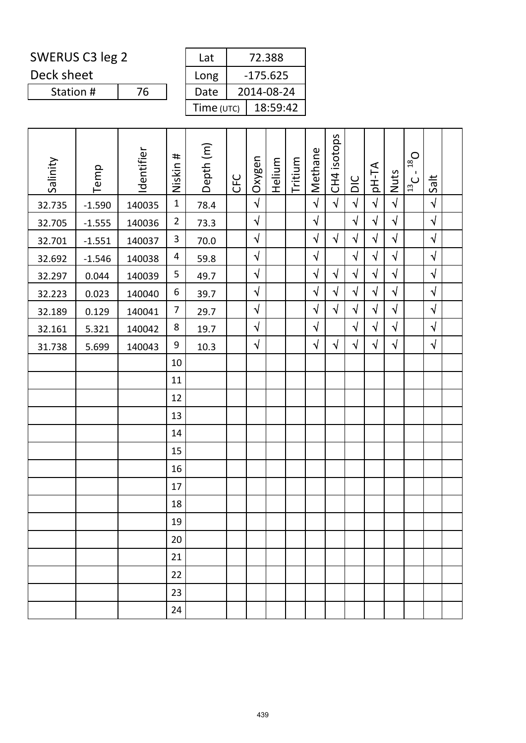SWERUS C3 leg 2

Deck sheet

| Station # | 76 |
|---|---|

| Lat | 72.388 |
|---|---|
| Long | -175.625 |
| Date | 2014-08-24 |
| Time (UTC) | 18:59:42 |

| Salinity | Temp | Identifier | Niskin # | Depth (m) | CFC | Oxygen | Helium | Tritium | Methane | CH4 isotops | DIC | pH-TA | Nuts | $^{13}C$ - $^{18}O$ | Salt | |
|---|---|---|---|---|---|---|---|---|---|---|---|---|---|---|---|---|
| 32.735 | -1.590 | 140035 | 1 | 78.4 | | √ | | | √ | √ | √ | √ | √ | | √ | |
| 32.705 | -1.555 | 140036 | 2 | 73.3 | | √ | | | √ | | √ | √ | √ | | √ | |
| 32.701 | -1.551 | 140037 | 3 | 70.0 | | √ | | | √ | √ | √ | √ | √ | | √ | |
| 32.692 | -1.546 | 140038 | 4 | 59.8 | | √ | | | √ | | √ | √ | √ | | √ | |
| 32.297 | 0.044 | 140039 | 5 | 49.7 | | √ | | | √ | √ | √ | √ | √ | | √ | |
| 32.223 | 0.023 | 140040 | 6 | 39.7 | | √ | | | √ | √ | √ | √ | √ | | √ | |
| 32.189 | 0.129 | 140041 | 7 | 29.7 | | √ | | | √ | √ | √ | √ | √ | | √ | |
| 32.161 | 5.321 | 140042 | 8 | 19.7 | | √ | | | √ | | √ | √ | √ | | √ | |
| 31.738 | 5.699 | 140043 | 9 | 10.3 | | √ | | | √ | √ | √ | √ | √ | | √ | |
| | | | 10 | | | | | | | | | | | | | |
| | | | 11 | | | | | | | | | | | | | |
| | | | 12 | | | | | | | | | | | | | |
| | | | 13 | | | | | | | | | | | | | |
| | | | 14 | | | | | | | | | | | | | |
| | | | 15 | | | | | | | | | | | | | |
| | | | 16 | | | | | | | | | | | | | |
| | | | 17 | | | | | | | | | | | | | |
| | | | 18 | | | | | | | | | | | | | |
| | | | 19 | | | | | | | | | | | | | |
| | | | 20 | | | | | | | | | | | | | |
| | | | 21 | | | | | | | | | | | | | |
| | | | 22 | | | | | | | | | | | | | |
| | | | 23 | | | | | | | | | | | | | |
| | | | 24 | | | | | | | | | | | | | |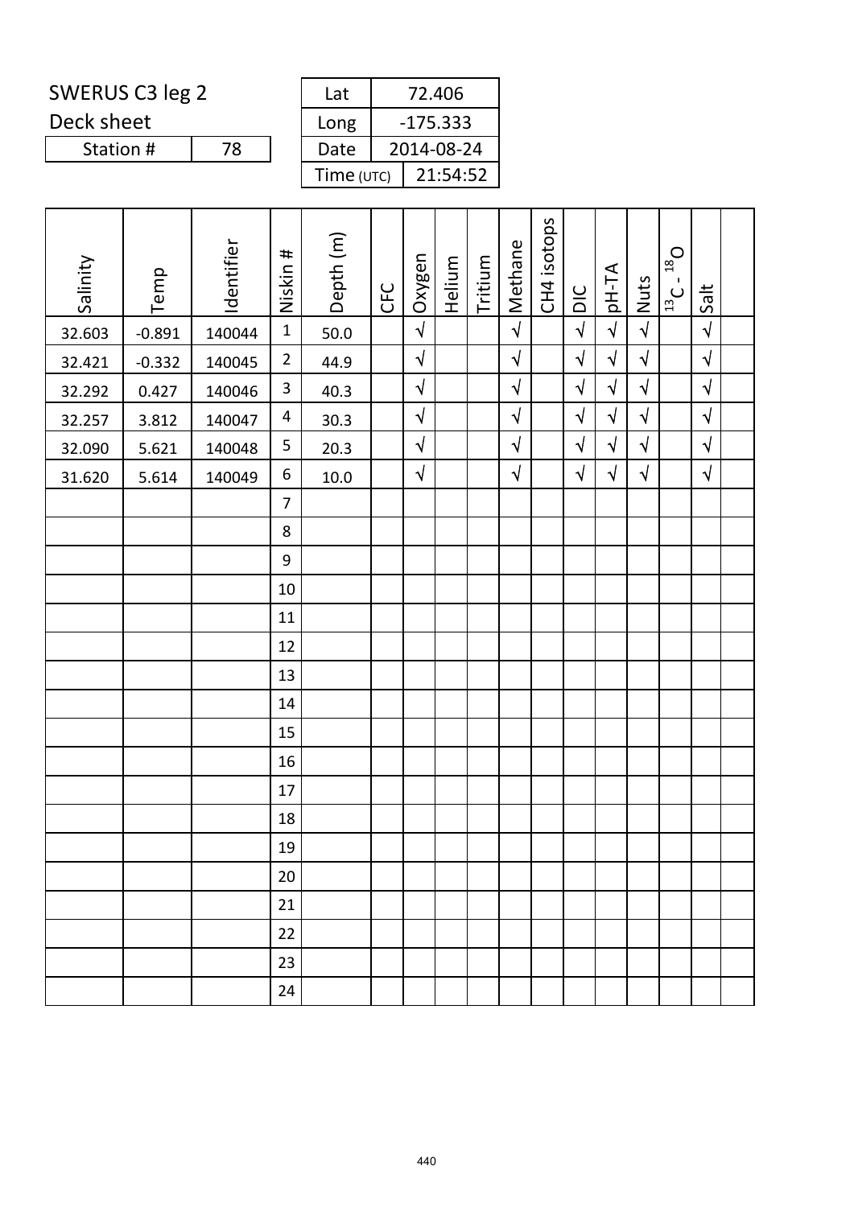SWERUS C3 leg 2

Deck sheet

| Station # | 78 |
|---|---|

| Lat | 72.406 |
|---|---|
| Long | -175.333 |
| Date | 2014-08-24 |
| Time (UTC) | 21:54:52 |

| Salinity | Temp | Identifier | Niskin # | Depth (m) | CFC | Oxygen | Helium | Tritium | Methane | CH4 isotops | DIC | pH-TA | Nuts | $^{13}C$ - $^{18}O$ | Salt | |
|---|---|---|---|---|---|---|---|---|---|---|---|---|---|---|---|---|
| 32.603 | -0.891 | 140044 | 1 | 50.0 | | √ | | | √ | | √ | √ | √ | | √ | |
| 32.421 | -0.332 | 140045 | 2 | 44.9 | | √ | | | √ | | √ | √ | √ | | √ | |
| 32.292 | 0.427 | 140046 | 3 | 40.3 | | √ | | | √ | | √ | √ | √ | | √ | |
| 32.257 | 3.812 | 140047 | 4 | 30.3 | | √ | | | √ | | √ | √ | √ | | √ | |
| 32.090 | 5.621 | 140048 | 5 | 20.3 | | √ | | | √ | | √ | √ | √ | | √ | |
| 31.620 | 5.614 | 140049 | 6 | 10.0 | | √ | | | √ | | √ | √ | √ | | √ | |
| | | | 7 | | | | | | | | | | | | | |
| | | | 8 | | | | | | | | | | | | | |
| | | | 9 | | | | | | | | | | | | | |
| | | | 10 | | | | | | | | | | | | | |
| | | | 11 | | | | | | | | | | | | | |
| | | | 12 | | | | | | | | | | | | | |
| | | | 13 | | | | | | | | | | | | | |
| | | | 14 | | | | | | | | | | | | | |
| | | | 15 | | | | | | | | | | | | | |
| | | | 16 | | | | | | | | | | | | | |
| | | | 17 | | | | | | | | | | | | | |
| | | | 18 | | | | | | | | | | | | | |
| | | | 19 | | | | | | | | | | | | | |
| | | | 20 | | | | | | | | | | | | | |
| | | | 21 | | | | | | | | | | | | | |
| | | | 22 | | | | | | | | | | | | | |
| | | | 23 | | | | | | | | | | | | | |
| | | | 24 | | | | | | | | | | | | | |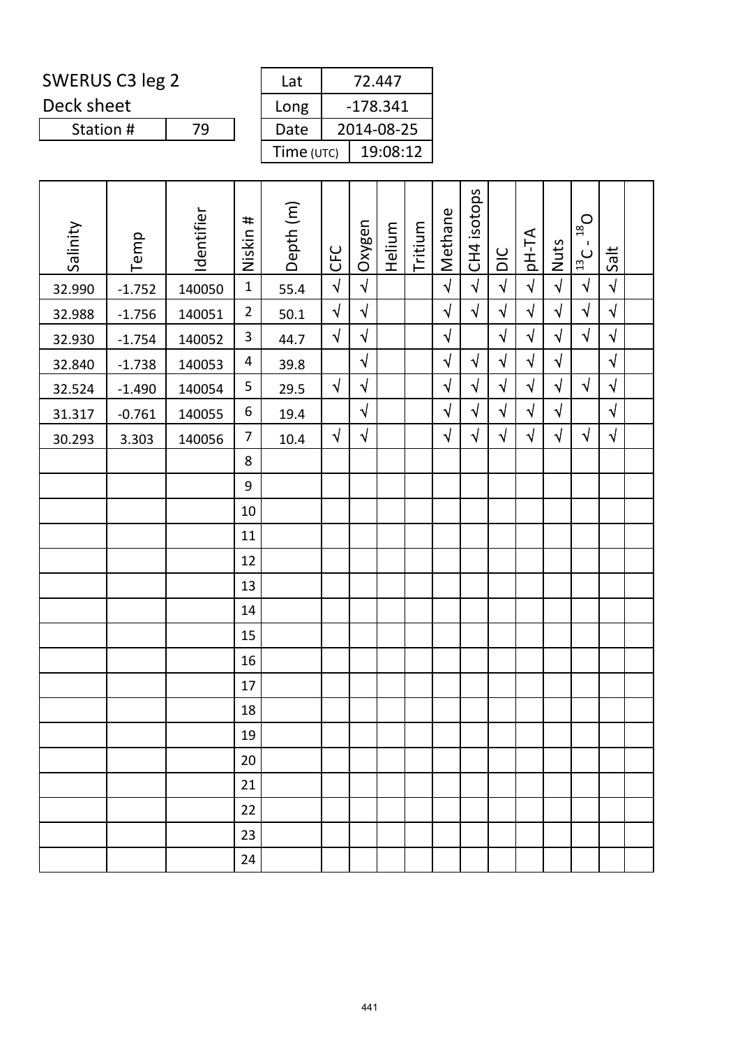SWERUS C3 leg 2

Deck sheet

| Station # | 79 |
|---|---|

| Lat | 72.447 |
|---|---|
| Long | -178.341 |
| Date | 2014-08-25 |
| Time (UTC) | 19:08:12 |

| Salinity | Temp | Identifier | Niskin # | Depth (m) | CFC | Oxygen | Helium | Tritium | Methane | CH4 isotops | DIC | pH-TA | Nuts | $^{13}C$ - $^{18}O$ | Salt | |
|---|---|---|---|---|---|---|---|---|---|---|---|---|---|---|---|---|
| 32.990 | -1.752 | 140050 | 1 | 55.4 | √ | √ | | | √ | √ | √ | √ | √ | √ | √ | |
| 32.988 | -1.756 | 140051 | 2 | 50.1 | √ | √ | | | √ | √ | √ | √ | √ | √ | √ | |
| 32.930 | -1.754 | 140052 | 3 | 44.7 | √ | √ | | | √ | | √ | √ | √ | √ | √ | |
| 32.840 | -1.738 | 140053 | 4 | 39.8 | | √ | | | √ | √ | √ | √ | √ | | √ | |
| 32.524 | -1.490 | 140054 | 5 | 29.5 | √ | √ | | | √ | √ | √ | √ | √ | √ | √ | |
| 31.317 | -0.761 | 140055 | 6 | 19.4 | | √ | | | √ | √ | √ | √ | √ | | √ | |
| 30.293 | 3.303 | 140056 | 7 | 10.4 | √ | √ | | | √ | √ | √ | √ | √ | √ | √ | |
| | | | 8 | | | | | | | | | | | | | |
| | | | 9 | | | | | | | | | | | | | |
| | | | 10 | | | | | | | | | | | | | |
| | | | 11 | | | | | | | | | | | | | |
| | | | 12 | | | | | | | | | | | | | |
| | | | 13 | | | | | | | | | | | | | |
| | | | 14 | | | | | | | | | | | | | |
| | | | 15 | | | | | | | | | | | | | |
| | | | 16 | | | | | | | | | | | | | |
| | | | 17 | | | | | | | | | | | | | |
| | | | 18 | | | | | | | | | | | | | |
| | | | 19 | | | | | | | | | | | | | |
| | | | 20 | | | | | | | | | | | | | |
| | | | 21 | | | | | | | | | | | | | |
| | | | 22 | | | | | | | | | | | | | |
| | | | 23 | | | | | | | | | | | | | |
| | | | 24 | | | | | | | | | | | | | |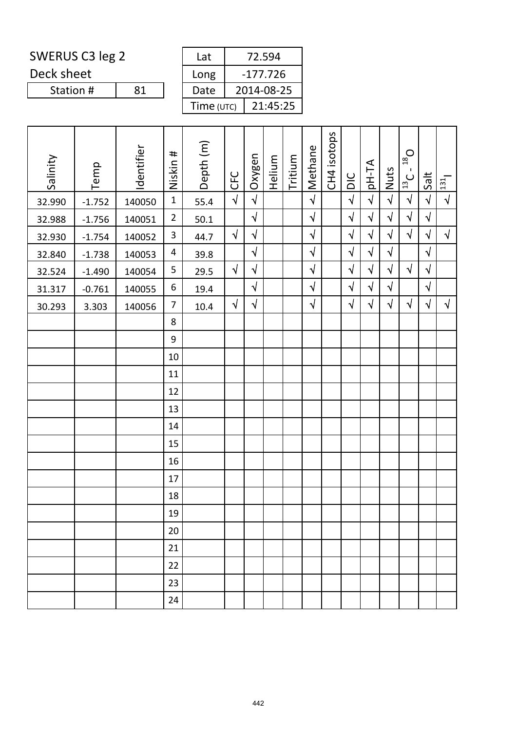SWERUS C3 leg 2

Deck sheet

| Station # | 81 |
|---|---|

| Lat | 72.594 |
|---|---|
| Long | -177.726 |
| Date | 2014-08-25 |
| Time (UTC) | 21:45:25 |

| Salinity | Temp | Identifier | Niskin # | Depth (m) | CFC | Oxygen | Helium | Tritium | Methane | CH4 isotops | DIC | pH-TA | Nuts | $^{13}C$ - $^{18}O$ | Salt | $^{131}I$ |
|---|---|---|---|---|---|---|---|---|---|---|---|---|---|---|---|---|
| 32.990 | -1.752 | 140050 | 1 | 55.4 | √ | √ | | | √ | | √ | √ | √ | √ | √ | √ |
| 32.988 | -1.756 | 140051 | 2 | 50.1 | | √ | | | √ | | √ | √ | √ | √ | √ | |
| 32.930 | -1.754 | 140052 | 3 | 44.7 | √ | √ | | | √ | | √ | √ | √ | √ | √ | √ |
| 32.840 | -1.738 | 140053 | 4 | 39.8 | | √ | | | √ | | √ | √ | √ | | √ | |
| 32.524 | -1.490 | 140054 | 5 | 29.5 | √ | √ | | | √ | | √ | √ | √ | √ | √ | |
| 31.317 | -0.761 | 140055 | 6 | 19.4 | | √ | | | √ | | √ | √ | √ | | √ | |
| 30.293 | 3.303 | 140056 | 7 | 10.4 | √ | √ | | | √ | | √ | √ | √ | √ | √ | √ |
| | | | 8 | | | | | | | | | | | | | |
| | | | 9 | | | | | | | | | | | | | |
| | | | 10 | | | | | | | | | | | | | |
| | | | 11 | | | | | | | | | | | | | |
| | | | 12 | | | | | | | | | | | | | |
| | | | 13 | | | | | | | | | | | | | |
| | | | 14 | | | | | | | | | | | | | |
| | | | 15 | | | | | | | | | | | | | |
| | | | 16 | | | | | | | | | | | | | |
| | | | 17 | | | | | | | | | | | | | |
| | | | 18 | | | | | | | | | | | | | |
| | | | 19 | | | | | | | | | | | | | |
| | | | 20 | | | | | | | | | | | | | |
| | | | 21 | | | | | | | | | | | | | |
| | | | 22 | | | | | | | | | | | | | |
| | | | 23 | | | | | | | | | | | | | |
| | | | 24 | | | | | | | | | | | | | |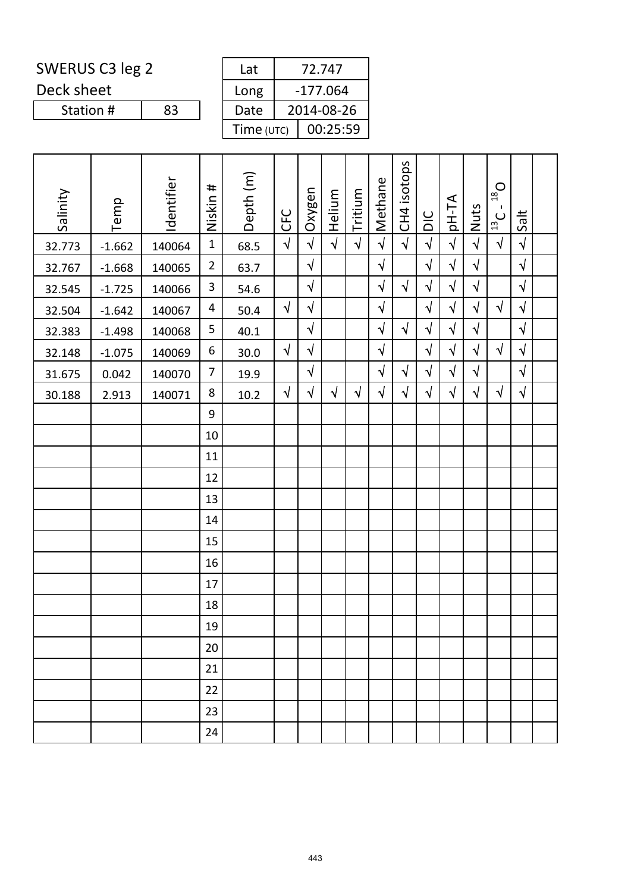SWERUS C3 leg 2

Deck sheet

| Station # | 83 |
|---|---|

| Lat | 72.747 |
|---|---|
| Long | -177.064 |
| Date | 2014-08-26 |
| Time (UTC) | 00:25:59 |

| Salinity | Temp | Identifier | Niskin # | Depth (m) | CFC | Oxygen | Helium | Tritium | Methane | CH4 isotops | DIC | pH-TA | Nuts | $^{13}C$ - $^{18}O$ | Salt | |
|---|---|---|---|---|---|---|---|---|---|---|---|---|---|---|---|---|
| 32.773 | -1.662 | 140064 | 1 | 68.5 | √ | √ | √ | √ | √ | √ | √ | √ | √ | √ | √ | |
| 32.767 | -1.668 | 140065 | 2 | 63.7 | | √ | | | √ | | √ | √ | √ | | √ | |
| 32.545 | -1.725 | 140066 | 3 | 54.6 | | √ | | | √ | √ | √ | √ | √ | | √ | |
| 32.504 | -1.642 | 140067 | 4 | 50.4 | √ | √ | | | √ | | √ | √ | √ | √ | √ | |
| 32.383 | -1.498 | 140068 | 5 | 40.1 | | √ | | | √ | √ | √ | √ | √ | | √ | |
| 32.148 | -1.075 | 140069 | 6 | 30.0 | √ | √ | | | √ | | √ | √ | √ | √ | √ | |
| 31.675 | 0.042 | 140070 | 7 | 19.9 | | √ | | | √ | √ | √ | √ | √ | | √ | |
| 30.188 | 2.913 | 140071 | 8 | 10.2 | √ | √ | √ | √ | √ | √ | √ | √ | √ | √ | √ | |
| | | | 9 | | | | | | | | | | | | | |
| | | | 10 | | | | | | | | | | | | | |
| | | | 11 | | | | | | | | | | | | | |
| | | | 12 | | | | | | | | | | | | | |
| | | | 13 | | | | | | | | | | | | | |
| | | | 14 | | | | | | | | | | | | | |
| | | | 15 | | | | | | | | | | | | | |
| | | | 16 | | | | | | | | | | | | | |
| | | | 17 | | | | | | | | | | | | | |
| | | | 18 | | | | | | | | | | | | | |
| | | | 19 | | | | | | | | | | | | | |
| | | | 20 | | | | | | | | | | | | | |
| | | | 21 | | | | | | | | | | | | | |
| | | | 22 | | | | | | | | | | | | | |
| | | | 23 | | | | | | | | | | | | | |
| | | | 24 | | | | | | | | | | | | | |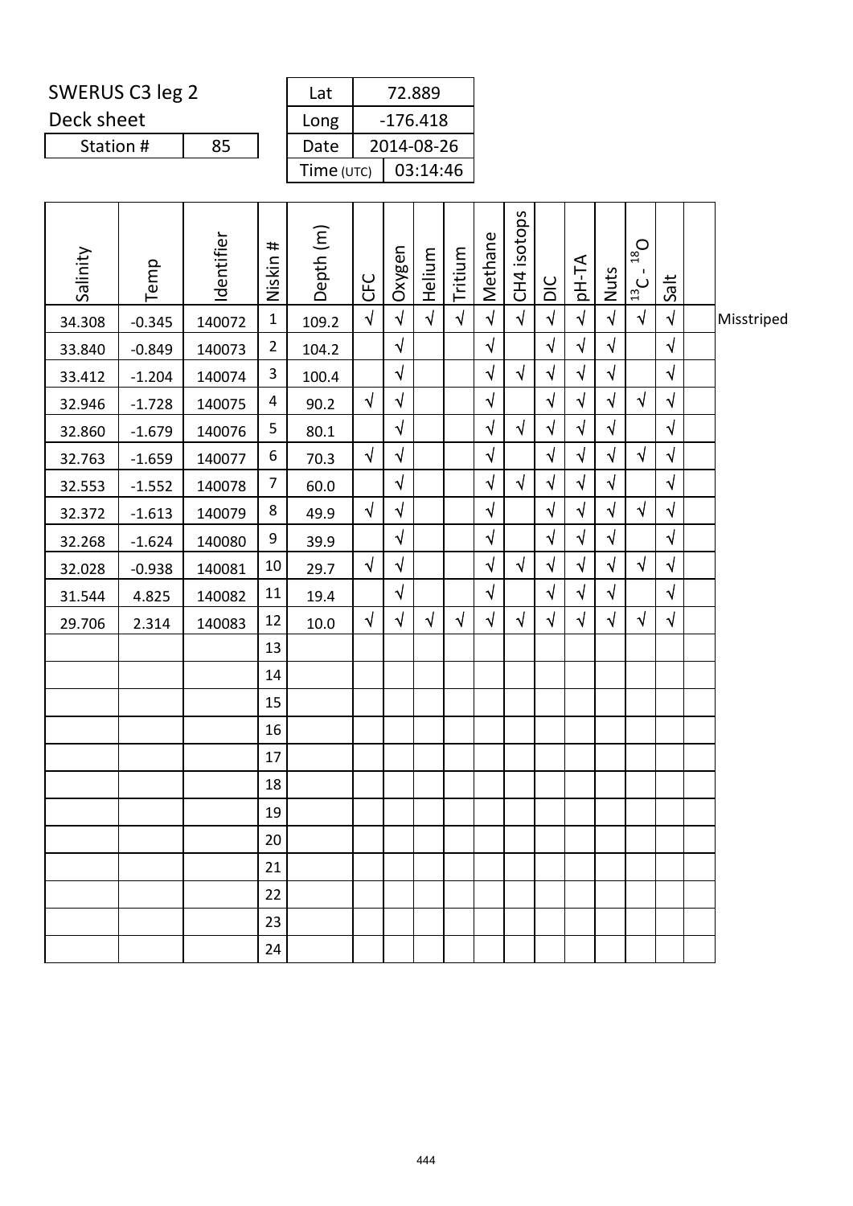SWERUS C3 leg 2

Deck sheet

| Station # | 85 |
|---|---|

| Lat | 72.889 |
|---|---|
| Long | -176.418 |
| Date | 2014-08-26 |
| Time (UTC) | 03:14:46 |

| Salinity | Temp | Identifier | Niskin # | Depth (m) | CFC | Oxygen | Helium | Tritium | Methane | CH4 isotops | DIC | pH-TA | Nuts | $^{13}C$ - $^{18}O$ | Salt | |
|---|---|---|---|---|---|---|---|---|---|---|---|---|---|---|---|---|
| 34.308 | -0.345 | 140072 | 1 | 109.2 | √ | √ | √ | √ | √ | √ | √ | √ | √ | √ | √ | Misstriped |
| 33.840 | -0.849 | 140073 | 2 | 104.2 | | √ | | | √ | | √ | √ | √ | | √ | |
| 33.412 | -1.204 | 140074 | 3 | 100.4 | | √ | | | √ | √ | √ | √ | √ | | √ | |
| 32.946 | -1.728 | 140075 | 4 | 90.2 | √ | √ | | | √ | | √ | √ | √ | √ | √ | |
| 32.860 | -1.679 | 140076 | 5 | 80.1 | | √ | | | √ | √ | √ | √ | √ | | √ | |
| 32.763 | -1.659 | 140077 | 6 | 70.3 | √ | √ | | | √ | | √ | √ | √ | √ | √ | |
| 32.553 | -1.552 | 140078 | 7 | 60.0 | | √ | | | √ | √ | √ | √ | √ | | √ | |
| 32.372 | -1.613 | 140079 | 8 | 49.9 | √ | √ | | | √ | | √ | √ | √ | √ | √ | |
| 32.268 | -1.624 | 140080 | 9 | 39.9 | | √ | | | √ | | √ | √ | √ | | √ | |
| 32.028 | -0.938 | 140081 | 10 | 29.7 | √ | √ | | | √ | √ | √ | √ | √ | √ | √ | |
| 31.544 | 4.825 | 140082 | 11 | 19.4 | | √ | | | √ | | √ | √ | √ | | √ | |
| 29.706 | 2.314 | 140083 | 12 | 10.0 | √ | √ | √ | √ | √ | √ | √ | √ | √ | √ | √ | |
| | | | 13 | | | | | | | | | | | | | |
| | | | 14 | | | | | | | | | | | | | |
| | | | 15 | | | | | | | | | | | | | |
| | | | 16 | | | | | | | | | | | | | |
| | | | 17 | | | | | | | | | | | | | |
| | | | 18 | | | | | | | | | | | | | |
| | | | 19 | | | | | | | | | | | | | |
| | | | 20 | | | | | | | | | | | | | |
| | | | 21 | | | | | | | | | | | | | |
| | | | 22 | | | | | | | | | | | | | |
| | | | 23 | | | | | | | | | | | | | |
| | | | 24 | | | | | | | | | | | | | |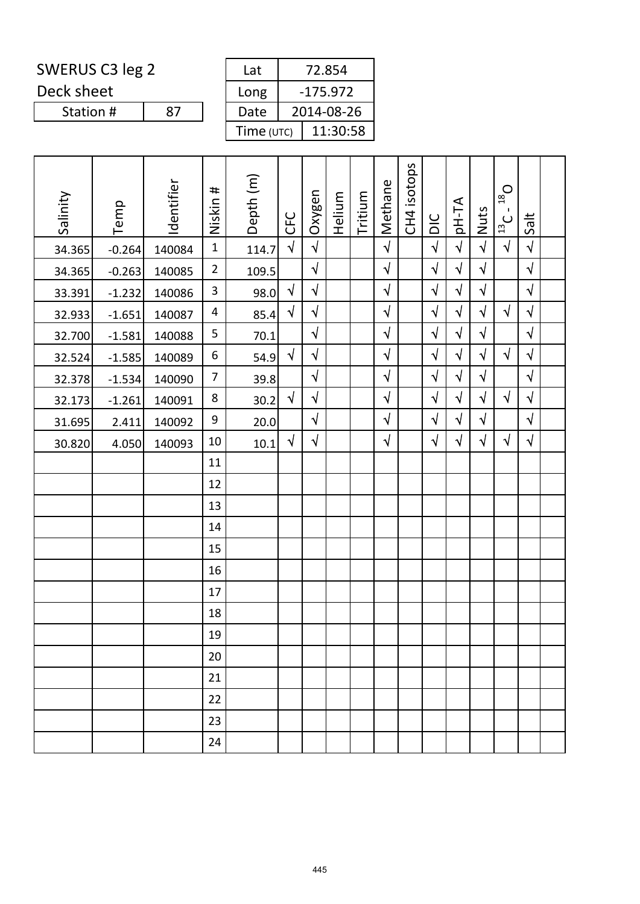SWERUS C3 leg 2

Deck sheet

| Station # | 87 |
|---|---|

| Lat | 72.854 |
|---|---|
| Long | -175.972 |
| Date | 2014-08-26 |
| Time (UTC) | 11:30:58 |

| Salinity | Temp | Identifier | Niskin # | Depth (m) | CFC | Oxygen | Helium | Tritium | Methane | CH4 isotops | DIC | pH-TA | Nuts | $^{13}C$ - $^{18}O$ | Salt | |
|---|---|---|---|---|---|---|---|---|---|---|---|---|---|---|---|---|
| 34.365 | -0.264 | 140084 | 1 | 114.7 | √ | √ | | | √ | | √ | √ | √ | √ | √ | |
| 34.365 | -0.263 | 140085 | 2 | 109.5 | | √ | | | √ | | √ | √ | √ | | √ | |
| 33.391 | -1.232 | 140086 | 3 | 98.0 | √ | √ | | | √ | | √ | √ | √ | | √ | |
| 32.933 | -1.651 | 140087 | 4 | 85.4 | √ | √ | | | √ | | √ | √ | √ | √ | √ | |
| 32.700 | -1.581 | 140088 | 5 | 70.1 | | √ | | | √ | | √ | √ | √ | | √ | |
| 32.524 | -1.585 | 140089 | 6 | 54.9 | √ | √ | | | √ | | √ | √ | √ | √ | √ | |
| 32.378 | -1.534 | 140090 | 7 | 39.8 | | √ | | | √ | | √ | √ | √ | | √ | |
| 32.173 | -1.261 | 140091 | 8 | 30.2 | √ | √ | | | √ | | √ | √ | √ | √ | √ | |
| 31.695 | 2.411 | 140092 | 9 | 20.0 | | √ | | | √ | | √ | √ | √ | | √ | |
| 30.820 | 4.050 | 140093 | 10 | 10.1 | √ | √ | | | √ | | √ | √ | √ | √ | √ | |
| | | | 11 | | | | | | | | | | | | | |
| | | | 12 | | | | | | | | | | | | | |
| | | | 13 | | | | | | | | | | | | | |
| | | | 14 | | | | | | | | | | | | | |
| | | | 15 | | | | | | | | | | | | | |
| | | | 16 | | | | | | | | | | | | | |
| | | | 17 | | | | | | | | | | | | | |
| | | | 18 | | | | | | | | | | | | | |
| | | | 19 | | | | | | | | | | | | | |
| | | | 20 | | | | | | | | | | | | | |
| | | | 21 | | | | | | | | | | | | | |
| | | | 22 | | | | | | | | | | | | | |
| | | | 23 | | | | | | | | | | | | | |
| | | | 24 | | | | | | | | | | | | | |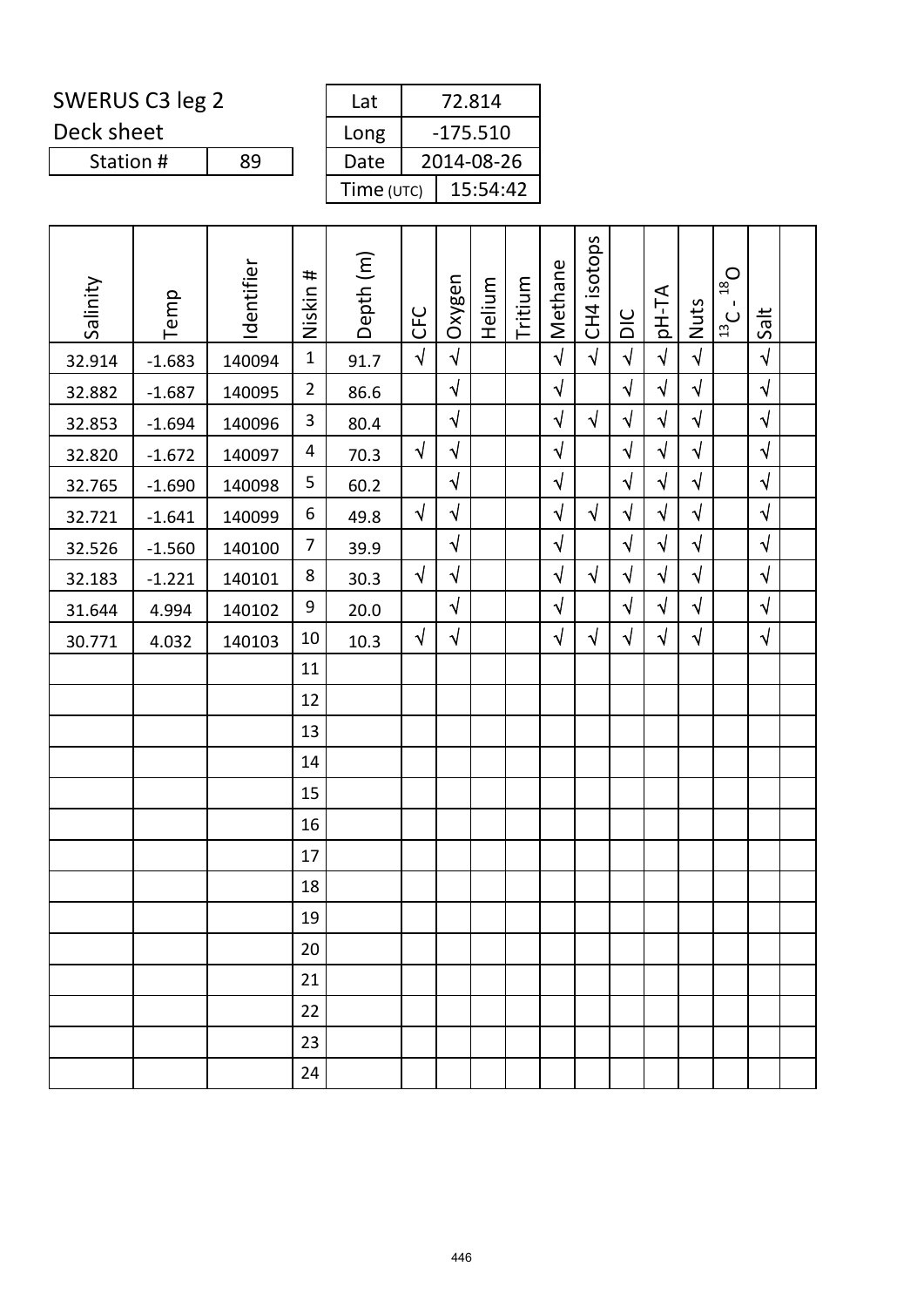SWERUS C3 leg 2

Deck sheet

| Station # | 89 |
|---|---|

| Lat | 72.814 |
|---|---|
| Long | -175.510 |
| Date | 2014-08-26 |
| Time (UTC) | 15:54:42 |

| Salinity | Temp | Identifier | Niskin # | Depth (m) | CFC | Oxygen | Helium | Tritium | Methane | CH4 isotops | DIC | pH-TA | Nuts | $^{13}C$ - $^{18}O$ | Salt | |
|---|---|---|---|---|---|---|---|---|---|---|---|---|---|---|---|---|
| 32.914 | -1.683 | 140094 | 1 | 91.7 | √ | √ | | | √ | √ | √ | √ | √ | | √ | |
| 32.882 | -1.687 | 140095 | 2 | 86.6 | | √ | | | √ | | √ | √ | √ | | √ | |
| 32.853 | -1.694 | 140096 | 3 | 80.4 | | √ | | | √ | √ | √ | √ | √ | | √ | |
| 32.820 | -1.672 | 140097 | 4 | 70.3 | √ | √ | | | √ | | √ | √ | √ | | √ | |
| 32.765 | -1.690 | 140098 | 5 | 60.2 | | √ | | | √ | | √ | √ | √ | | √ | |
| 32.721 | -1.641 | 140099 | 6 | 49.8 | √ | √ | | | √ | √ | √ | √ | √ | | √ | |
| 32.526 | -1.560 | 140100 | 7 | 39.9 | | √ | | | √ | | √ | √ | √ | | √ | |
| 32.183 | -1.221 | 140101 | 8 | 30.3 | √ | √ | | | √ | √ | √ | √ | √ | | √ | |
| 31.644 | 4.994 | 140102 | 9 | 20.0 | | √ | | | √ | | √ | √ | √ | | √ | |
| 30.771 | 4.032 | 140103 | 10 | 10.3 | √ | √ | | | √ | √ | √ | √ | √ | | √ | |
| | | | 11 | | | | | | | | | | | | | |
| | | | 12 | | | | | | | | | | | | | |
| | | | 13 | | | | | | | | | | | | | |
| | | | 14 | | | | | | | | | | | | | |
| | | | 15 | | | | | | | | | | | | | |
| | | | 16 | | | | | | | | | | | | | |
| | | | 17 | | | | | | | | | | | | | |
| | | | 18 | | | | | | | | | | | | | |
| | | | 19 | | | | | | | | | | | | | |
| | | | 20 | | | | | | | | | | | | | |
| | | | 21 | | | | | | | | | | | | | |
| | | | 22 | | | | | | | | | | | | | |
| | | | 23 | | | | | | | | | | | | | |
| | | | 24 | | | | | | | | | | | | | |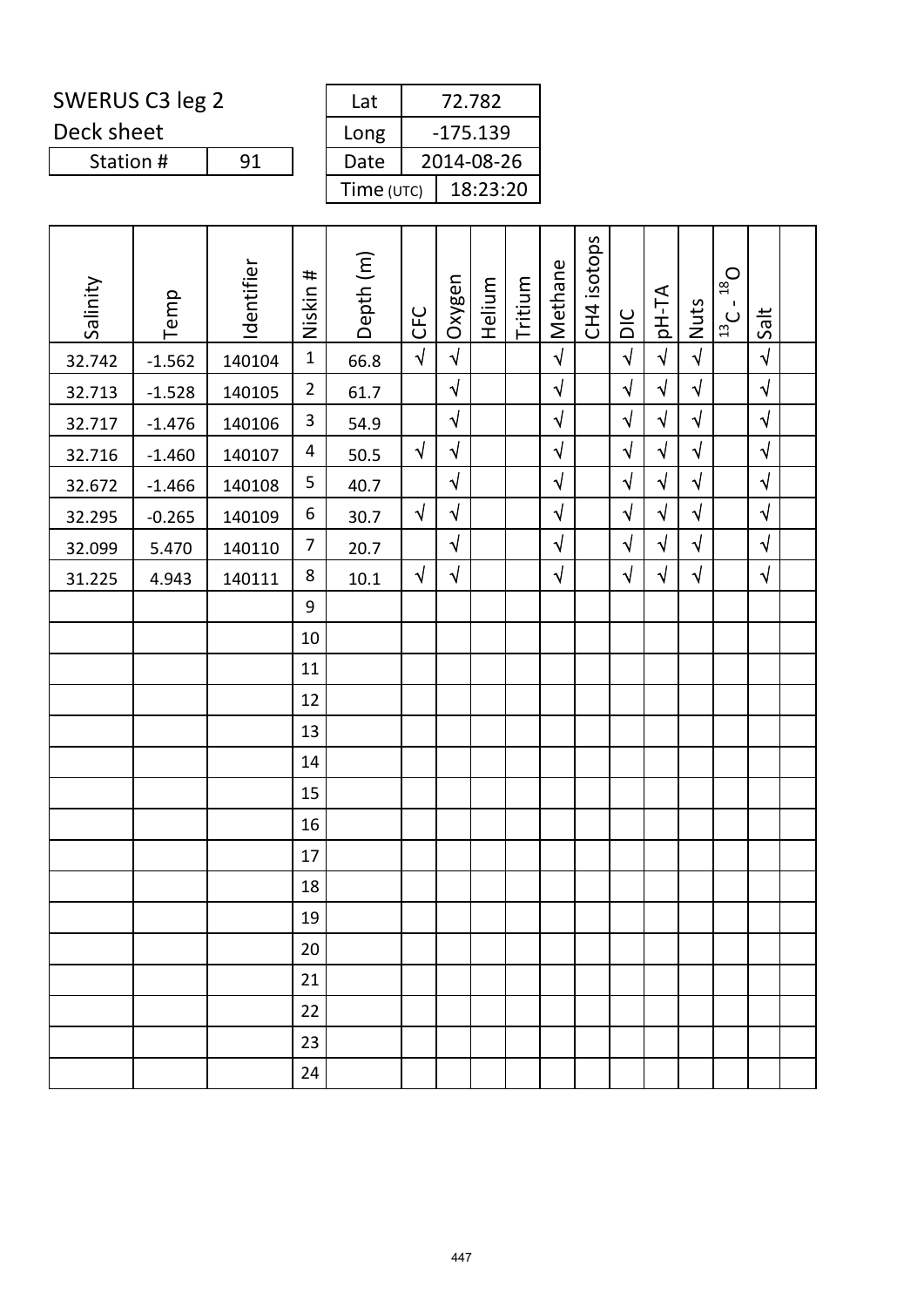SWERUS C3 leg 2

Deck sheet

| Station # | 91 |
|---|---|

| Lat | 72.782 |
|---|---|
| Long | -175.139 |
| Date | 2014-08-26 |
| Time (UTC) | 18:23:20 |

| Salinity | Temp | Identifier | Niskin # | Depth (m) | CFC | Oxygen | Helium | Tritium | Methane | CH4 isotops | DIC | pH-TA | Nuts | $^{13}C$ - $^{18}O$ | Salt | |
|---|---|---|---|---|---|---|---|---|---|---|---|---|---|---|---|---|
| 32.742 | -1.562 | 140104 | 1 | 66.8 | √ | √ | | | √ | | √ | √ | √ | | √ | |
| 32.713 | -1.528 | 140105 | 2 | 61.7 | | √ | | | √ | | √ | √ | √ | | √ | |
| 32.717 | -1.476 | 140106 | 3 | 54.9 | | √ | | | √ | | √ | √ | √ | | √ | |
| 32.716 | -1.460 | 140107 | 4 | 50.5 | √ | √ | | | √ | | √ | √ | √ | | √ | |
| 32.672 | -1.466 | 140108 | 5 | 40.7 | | √ | | | √ | | √ | √ | √ | | √ | |
| 32.295 | -0.265 | 140109 | 6 | 30.7 | √ | √ | | | √ | | √ | √ | √ | | √ | |
| 32.099 | 5.470 | 140110 | 7 | 20.7 | | √ | | | √ | | √ | √ | √ | | √ | |
| 31.225 | 4.943 | 140111 | 8 | 10.1 | √ | √ | | | √ | | √ | √ | √ | | √ | |
| | | | 9 | | | | | | | | | | | | | |
| | | | 10 | | | | | | | | | | | | | |
| | | | 11 | | | | | | | | | | | | | |
| | | | 12 | | | | | | | | | | | | | |
| | | | 13 | | | | | | | | | | | | | |
| | | | 14 | | | | | | | | | | | | | |
| | | | 15 | | | | | | | | | | | | | |
| | | | 16 | | | | | | | | | | | | | |
| | | | 17 | | | | | | | | | | | | | |
| | | | 18 | | | | | | | | | | | | | |
| | | | 19 | | | | | | | | | | | | | |
| | | | 20 | | | | | | | | | | | | | |
| | | | 21 | | | | | | | | | | | | | |
| | | | 22 | | | | | | | | | | | | | |
| | | | 23 | | | | | | | | | | | | | |
| | | | 24 | | | | | | | | | | | | | |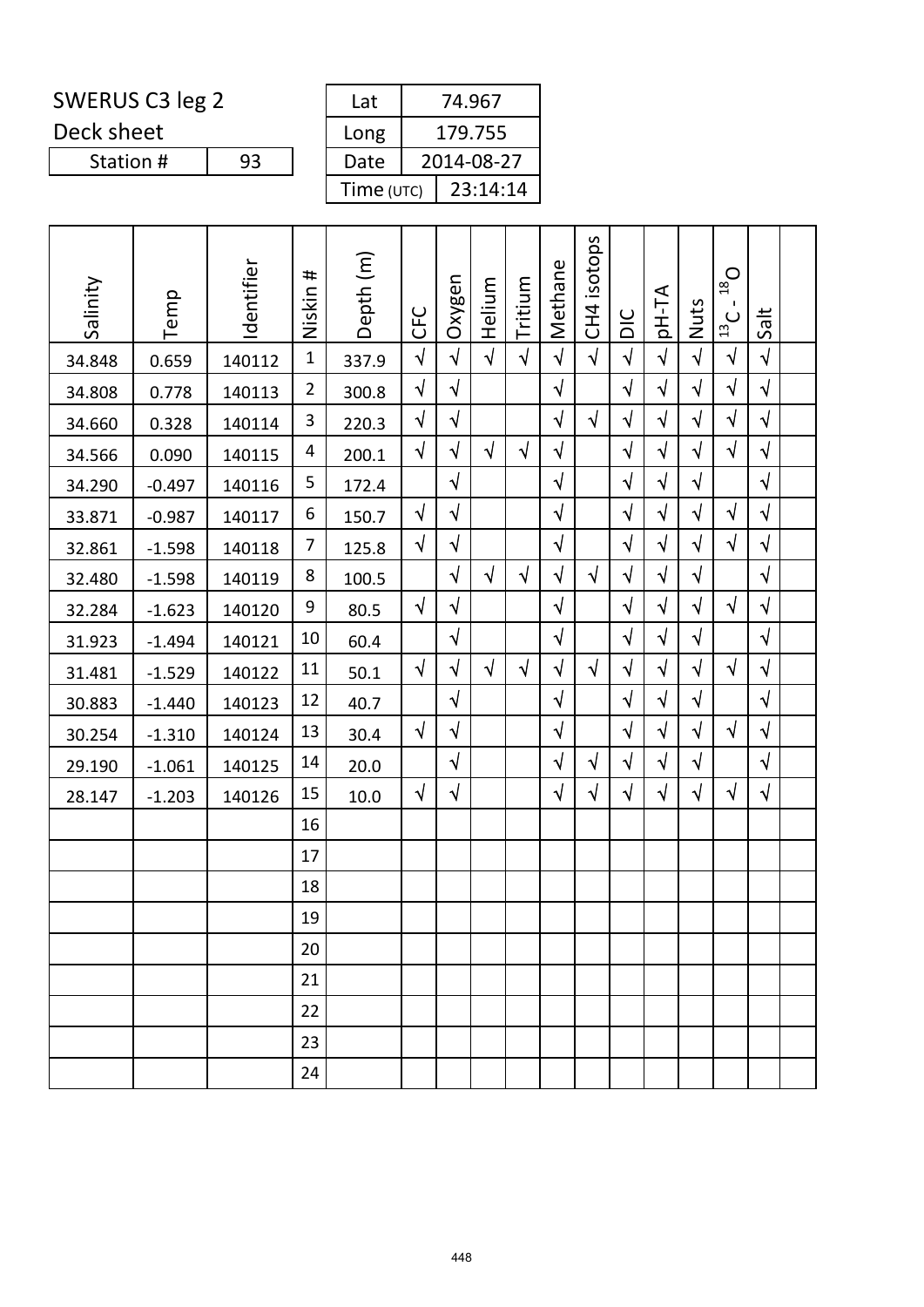SWERUS C3 leg 2

Deck sheet

| Station # | 93 |
|---|---|

| Lat | 74.967 |
|---|---|
| Long | 179.755 |
| Date | 2014-08-27 |
| Time (UTC) | 23:14:14 |

| Salinity | Temp | Identifier | Niskin # | Depth (m) | CFC | Oxygen | Helium | Tritium | Methane | CH4 isotops | DIC | pH-TA | Nuts | $^{13}C$ - $^{18}O$ | Salt | |
|---|---|---|---|---|---|---|---|---|---|---|---|---|---|---|---|---|
| 34.848 | 0.659 | 140112 | 1 | 337.9 | √ | √ | √ | √ | √ | √ | √ | √ | √ | √ | √ | |
| 34.808 | 0.778 | 140113 | 2 | 300.8 | √ | √ | | | √ | | √ | √ | √ | √ | √ | |
| 34.660 | 0.328 | 140114 | 3 | 220.3 | √ | √ | | | √ | √ | √ | √ | √ | √ | √ | |
| 34.566 | 0.090 | 140115 | 4 | 200.1 | √ | √ | √ | √ | √ | | √ | √ | √ | √ | √ | |
| 34.290 | -0.497 | 140116 | 5 | 172.4 | | √ | | | √ | | √ | √ | √ | | √ | |
| 33.871 | -0.987 | 140117 | 6 | 150.7 | √ | √ | | | √ | | √ | √ | √ | √ | √ | |
| 32.861 | -1.598 | 140118 | 7 | 125.8 | √ | √ | | | √ | | √ | √ | √ | √ | √ | |
| 32.480 | -1.598 | 140119 | 8 | 100.5 | | √ | √ | √ | √ | √ | √ | √ | √ | | √ | |
| 32.284 | -1.623 | 140120 | 9 | 80.5 | √ | √ | | | √ | | √ | √ | √ | √ | √ | |
| 31.923 | -1.494 | 140121 | 10 | 60.4 | | √ | | | √ | | √ | √ | √ | | √ | |
| 31.481 | -1.529 | 140122 | 11 | 50.1 | √ | √ | √ | √ | √ | √ | √ | √ | √ | √ | √ | |
| 30.883 | -1.440 | 140123 | 12 | 40.7 | | √ | | | √ | | √ | √ | √ | | √ | |
| 30.254 | -1.310 | 140124 | 13 | 30.4 | √ | √ | | | √ | | √ | √ | √ | √ | √ | |
| 29.190 | -1.061 | 140125 | 14 | 20.0 | | √ | | | √ | √ | √ | √ | √ | | √ | |
| 28.147 | -1.203 | 140126 | 15 | 10.0 | √ | √ | | | √ | √ | √ | √ | √ | √ | √ | |
| | | | 16 | | | | | | | | | | | | | |
| | | | 17 | | | | | | | | | | | | | |
| | | | 18 | | | | | | | | | | | | | |
| | | | 19 | | | | | | | | | | | | | |
| | | | 20 | | | | | | | | | | | | | |
| | | | 21 | | | | | | | | | | | | | |
| | | | 22 | | | | | | | | | | | | | |
| | | | 23 | | | | | | | | | | | | | |
| | | | 24 | | | | | | | | | | | | | |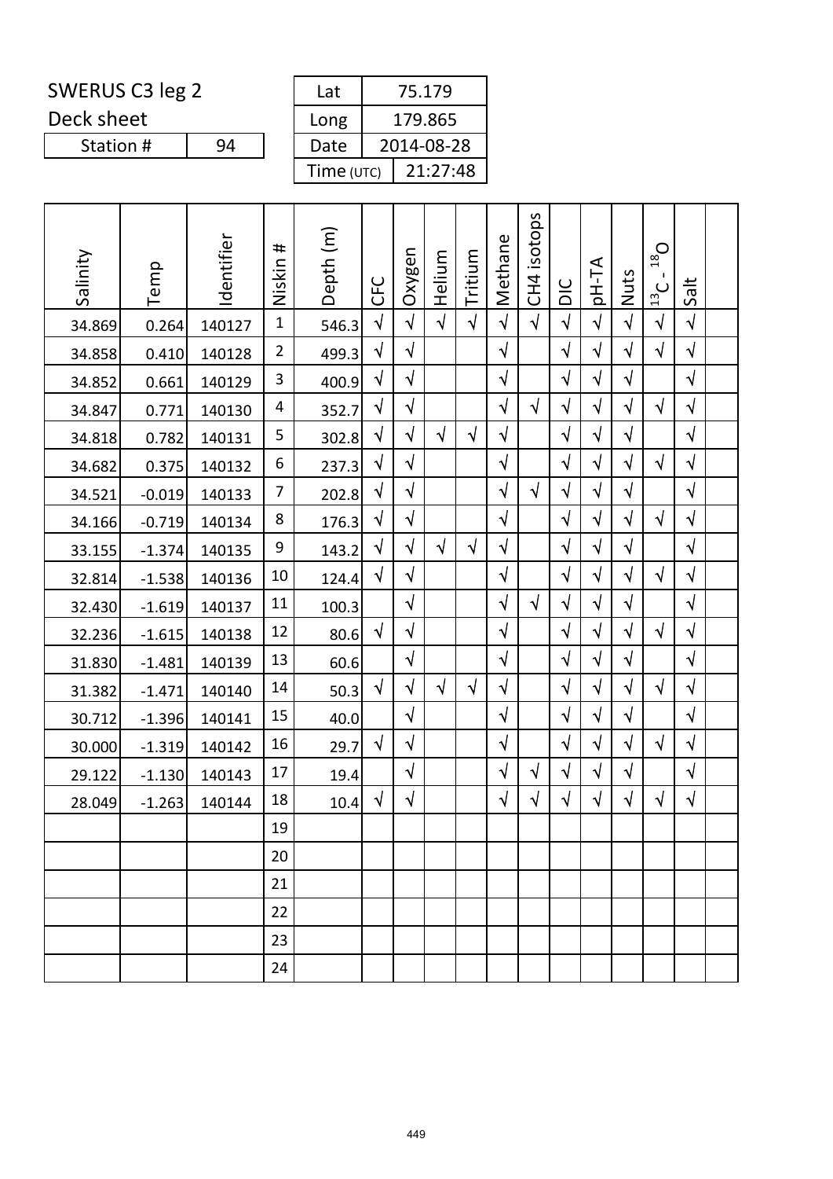SWERUS C3 leg 2

Deck sheet

| Station # | 94 |
|---|---|

| Lat | 75.179 |
|---|---|
| Long | 179.865 |
| Date | 2014-08-28 |
| Time (UTC) | 21:27:48 |

| Salinity | Temp | Identifier | Niskin # | Depth (m) | CFC | Oxygen | Helium | Tritium | Methane | CH4 isotops | DIC | pH-TA | Nuts | $^{13}C$ - $^{18}O$ | Salt | |
|---|---|---|---|---|---|---|---|---|---|---|---|---|---|---|---|---|
| 34.869 | 0.264 | 140127 | 1 | 546.3 | √ | √ | √ | √ | √ | √ | √ | √ | √ | √ | √ | |
| 34.858 | 0.410 | 140128 | 2 | 499.3 | √ | √ | | | √ | | √ | √ | √ | √ | √ | |
| 34.852 | 0.661 | 140129 | 3 | 400.9 | √ | √ | | | √ | | √ | √ | √ | | √ | |
| 34.847 | 0.771 | 140130 | 4 | 352.7 | √ | √ | | | √ | √ | √ | √ | √ | √ | √ | |
| 34.818 | 0.782 | 140131 | 5 | 302.8 | √ | √ | √ | √ | √ | | √ | √ | √ | | √ | |
| 34.682 | 0.375 | 140132 | 6 | 237.3 | √ | √ | | | √ | | √ | √ | √ | √ | √ | |
| 34.521 | -0.019 | 140133 | 7 | 202.8 | √ | √ | | | √ | √ | √ | √ | √ | | √ | |
| 34.166 | -0.719 | 140134 | 8 | 176.3 | √ | √ | | | √ | | √ | √ | √ | √ | √ | |
| 33.155 | -1.374 | 140135 | 9 | 143.2 | √ | √ | √ | √ | √ | | √ | √ | √ | | √ | |
| 32.814 | -1.538 | 140136 | 10 | 124.4 | √ | √ | | | √ | | √ | √ | √ | √ | √ | |
| 32.430 | -1.619 | 140137 | 11 | 100.3 | | √ | | | √ | √ | √ | √ | √ | | √ | |
| 32.236 | -1.615 | 140138 | 12 | 80.6 | √ | √ | | | √ | | √ | √ | √ | √ | √ | |
| 31.830 | -1.481 | 140139 | 13 | 60.6 | | √ | | | √ | | √ | √ | √ | | √ | |
| 31.382 | -1.471 | 140140 | 14 | 50.3 | √ | √ | √ | √ | √ | | √ | √ | √ | √ | √ | |
| 30.712 | -1.396 | 140141 | 15 | 40.0 | | √ | | | √ | | √ | √ | √ | | √ | |
| 30.000 | -1.319 | 140142 | 16 | 29.7 | √ | √ | | | √ | | √ | √ | √ | √ | √ | |
| 29.122 | -1.130 | 140143 | 17 | 19.4 | | √ | | | √ | √ | √ | √ | √ | | √ | |
| 28.049 | -1.263 | 140144 | 18 | 10.4 | √ | √ | | | √ | √ | √ | √ | √ | √ | √ | |
| | | | 19 | | | | | | | | | | | | | |
| | | | 20 | | | | | | | | | | | | | |
| | | | 21 | | | | | | | | | | | | | |
| | | | 22 | | | | | | | | | | | | | |
| | | | 23 | | | | | | | | | | | | | |
| | | | 24 | | | | | | | | | | | | | |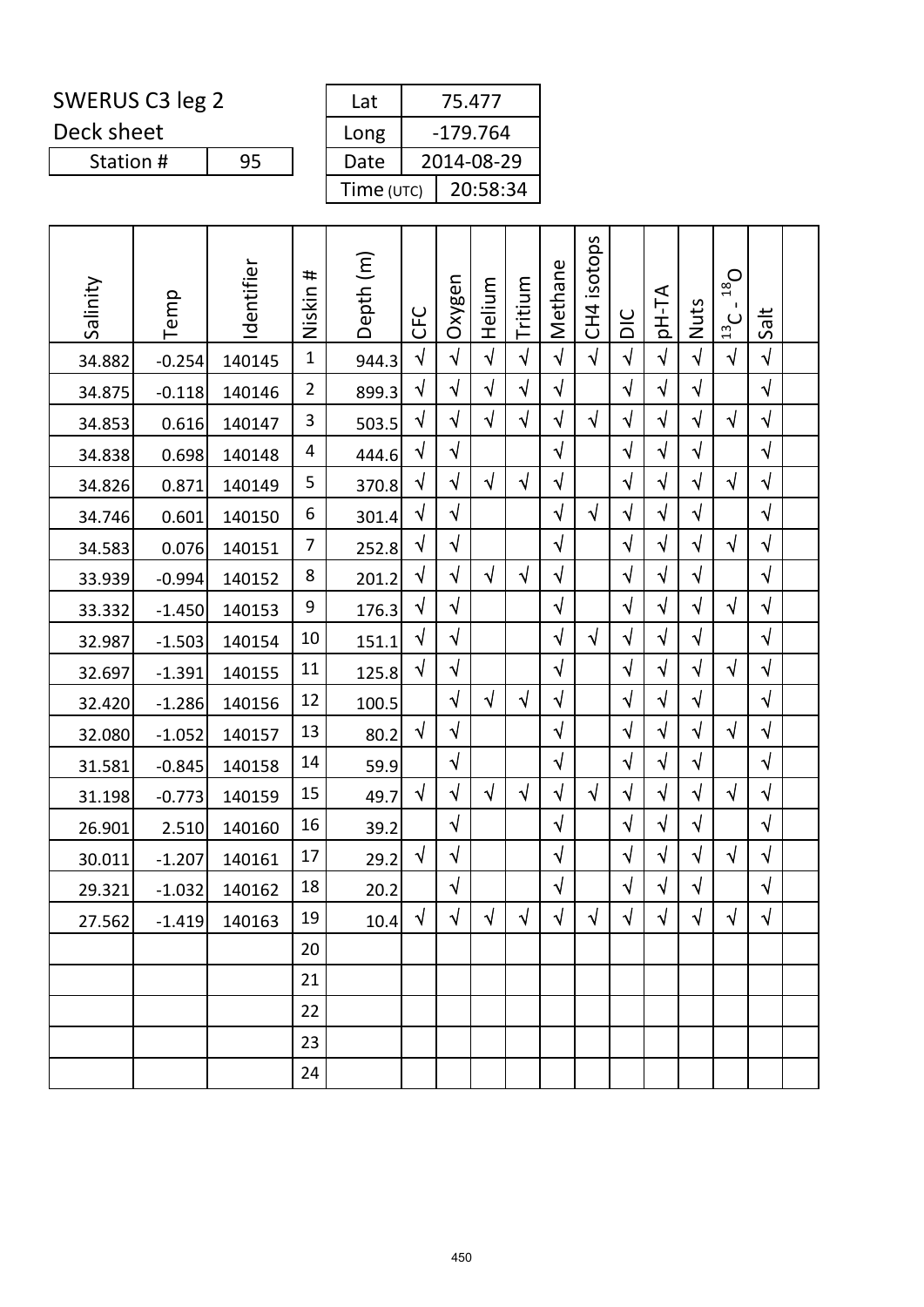SWERUS C3 leg 2

Deck sheet

| Station # | 95 |
|---|---|

| Lat | 75.477 |
|---|---|
| Long | -179.764 |
| Date | 2014-08-29 |
| Time (UTC) | 20:58:34 |

| Salinity | Temp | Identifier | Niskin # | Depth (m) | CFC | Oxygen | Helium | Tritium | Methane | CH4 isotops | DIC | pH-TA | Nuts | $^{13}C$ - $^{18}O$ | Salt | |
|---|---|---|---|---|---|---|---|---|---|---|---|---|---|---|---|---|
| 34.882 | -0.254 | 140145 | 1 | 944.3 | √ | √ | √ | √ | √ | √ | √ | √ | √ | √ | √ | |
| 34.875 | -0.118 | 140146 | 2 | 899.3 | √ | √ | √ | √ | √ | | √ | √ | √ | | √ | |
| 34.853 | 0.616 | 140147 | 3 | 503.5 | √ | √ | √ | √ | √ | √ | √ | √ | √ | √ | √ | |
| 34.838 | 0.698 | 140148 | 4 | 444.6 | √ | √ | | | √ | | √ | √ | √ | | √ | |
| 34.826 | 0.871 | 140149 | 5 | 370.8 | √ | √ | √ | √ | √ | | √ | √ | √ | √ | √ | |
| 34.746 | 0.601 | 140150 | 6 | 301.4 | √ | √ | | | √ | √ | √ | √ | √ | | √ | |
| 34.583 | 0.076 | 140151 | 7 | 252.8 | √ | √ | | | √ | | √ | √ | √ | √ | √ | |
| 33.939 | -0.994 | 140152 | 8 | 201.2 | √ | √ | √ | √ | √ | | √ | √ | √ | | √ | |
| 33.332 | -1.450 | 140153 | 9 | 176.3 | √ | √ | | | √ | | √ | √ | √ | √ | √ | |
| 32.987 | -1.503 | 140154 | 10 | 151.1 | √ | √ | | | √ | √ | √ | √ | √ | | √ | |
| 32.697 | -1.391 | 140155 | 11 | 125.8 | √ | √ | | | √ | | √ | √ | √ | √ | √ | |
| 32.420 | -1.286 | 140156 | 12 | 100.5 | | √ | √ | √ | √ | | √ | √ | √ | | √ | |
| 32.080 | -1.052 | 140157 | 13 | 80.2 | √ | √ | | | √ | | √ | √ | √ | √ | √ | |
| 31.581 | -0.845 | 140158 | 14 | 59.9 | | √ | | | √ | | √ | √ | √ | | √ | |
| 31.198 | -0.773 | 140159 | 15 | 49.7 | √ | √ | √ | √ | √ | √ | √ | √ | √ | √ | √ | |
| 26.901 | 2.510 | 140160 | 16 | 39.2 | | √ | | | √ | | √ | √ | √ | | √ | |
| 30.011 | -1.207 | 140161 | 17 | 29.2 | √ | √ | | | √ | | √ | √ | √ | √ | √ | |
| 29.321 | -1.032 | 140162 | 18 | 20.2 | | √ | | | √ | | √ | √ | √ | | √ | |
| 27.562 | -1.419 | 140163 | 19 | 10.4 | √ | √ | √ | √ | √ | √ | √ | √ | √ | √ | √ | |
| | | | 20 | | | | | | | | | | | | | |
| | | | 21 | | | | | | | | | | | | | |
| | | | 22 | | | | | | | | | | | | | |
| | | | 23 | | | | | | | | | | | | | |
| | | | 24 | | | | | | | | | | | | | |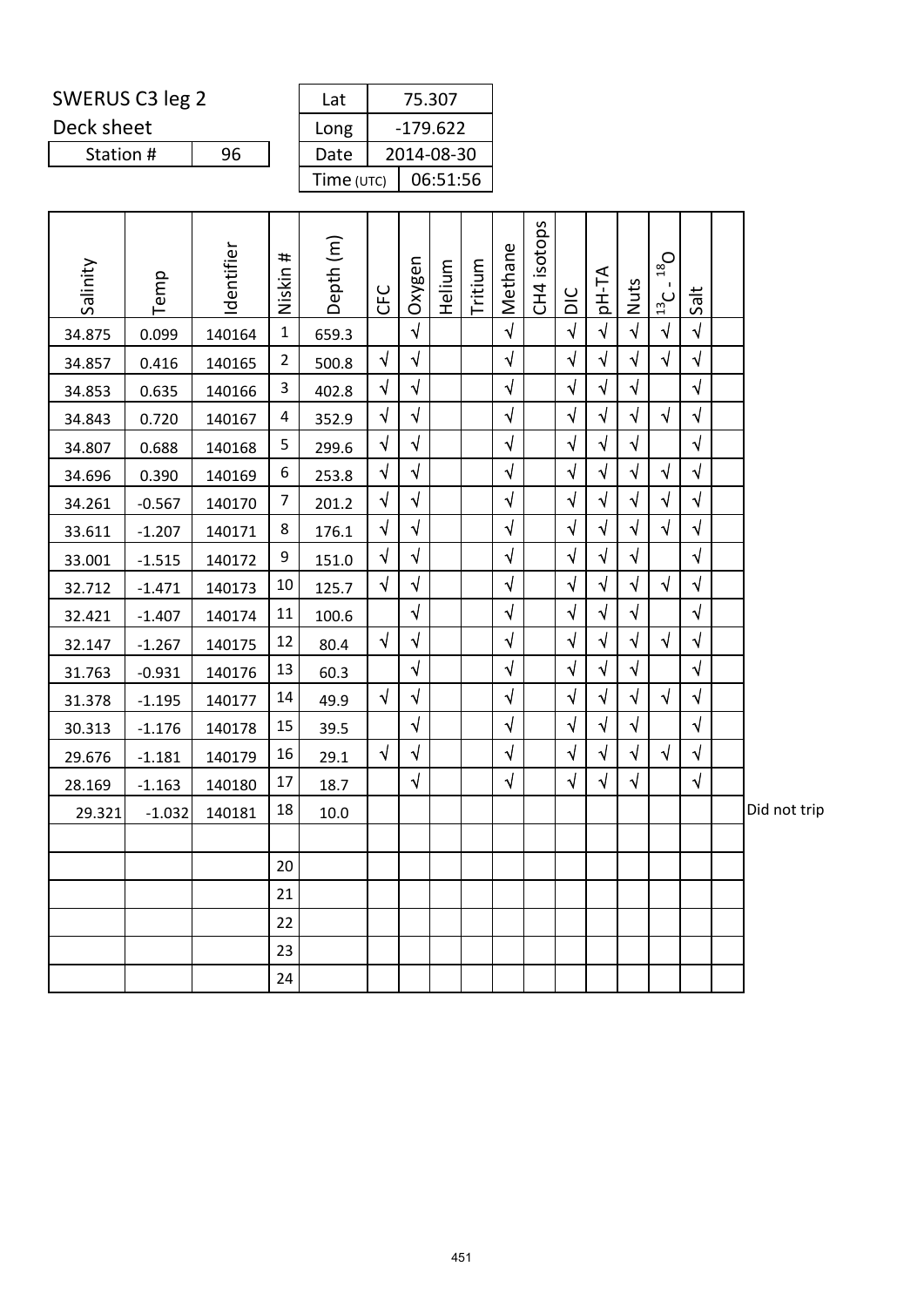SWERUS C3 leg 2

Deck sheet

| Station # | 96 |
|---|---|

| Lat | 75.307 |
|---|---|
| Long | -179.622 |
| Date | 2014-08-30 |
| Time (UTC) | 06:51:56 |

| Salinity | Temp | Identifier | Niskin # | Depth (m) | CFC | Oxygen | Helium | Tritium | Methane | CH4 isotops | DIC | pH-TA | Nuts | $^{13}C$ - $^{18}O$ | Salt | | |
|---|---|---|---|---|---|---|---|---|---|---|---|---|---|---|---|---|---|
| 34.875 | 0.099 | 140164 | 1 | 659.3 | | √ | | | √ | | √ | √ | √ | √ | √ | | |
| 34.857 | 0.416 | 140165 | 2 | 500.8 | √ | √ | | | √ | | √ | √ | √ | √ | √ | | |
| 34.853 | 0.635 | 140166 | 3 | 402.8 | √ | √ | | | √ | | √ | √ | √ | | √ | | |
| 34.843 | 0.720 | 140167 | 4 | 352.9 | √ | √ | | | √ | | √ | √ | √ | √ | √ | | |
| 34.807 | 0.688 | 140168 | 5 | 299.6 | √ | √ | | | √ | | √ | √ | √ | | √ | | |
| 34.696 | 0.390 | 140169 | 6 | 253.8 | √ | √ | | | √ | | √ | √ | √ | √ | √ | | |
| 34.261 | -0.567 | 140170 | 7 | 201.2 | √ | √ | | | √ | | √ | √ | √ | √ | √ | | |
| 33.611 | -1.207 | 140171 | 8 | 176.1 | √ | √ | | | √ | | √ | √ | √ | √ | √ | | |
| 33.001 | -1.515 | 140172 | 9 | 151.0 | √ | √ | | | √ | | √ | √ | √ | | √ | | |
| 32.712 | -1.471 | 140173 | 10 | 125.7 | √ | √ | | | √ | | √ | √ | √ | √ | √ | | |
| 32.421 | -1.407 | 140174 | 11 | 100.6 | | √ | | | √ | | √ | √ | √ | | √ | | |
| 32.147 | -1.267 | 140175 | 12 | 80.4 | √ | √ | | | √ | | √ | √ | √ | √ | √ | | |
| 31.763 | -0.931 | 140176 | 13 | 60.3 | | √ | | | √ | | √ | √ | √ | | √ | | |
| 31.378 | -1.195 | 140177 | 14 | 49.9 | √ | √ | | | √ | | √ | √ | √ | √ | √ | | |
| 30.313 | -1.176 | 140178 | 15 | 39.5 | | √ | | | √ | | √ | √ | √ | | √ | | |
| 29.676 | -1.181 | 140179 | 16 | 29.1 | √ | √ | | | √ | | √ | √ | √ | √ | √ | | |
| 28.169 | -1.163 | 140180 | 17 | 18.7 | | √ | | | √ | | √ | √ | √ | | √ | | |
| 29.321 | -1.032 | 140181 | 18 | 10.0 | | | | | | | | | | | | | Did not trip |
| | | | | | | | | | | | | | | | | | |
| | | | 20 | | | | | | | | | | | | | | |
| | | | 21 | | | | | | | | | | | | | | |
| | | | 22 | | | | | | | | | | | | | | |
| | | | 23 | | | | | | | | | | | | | | |
| | | | 24 | | | | | | | | | | | | | | |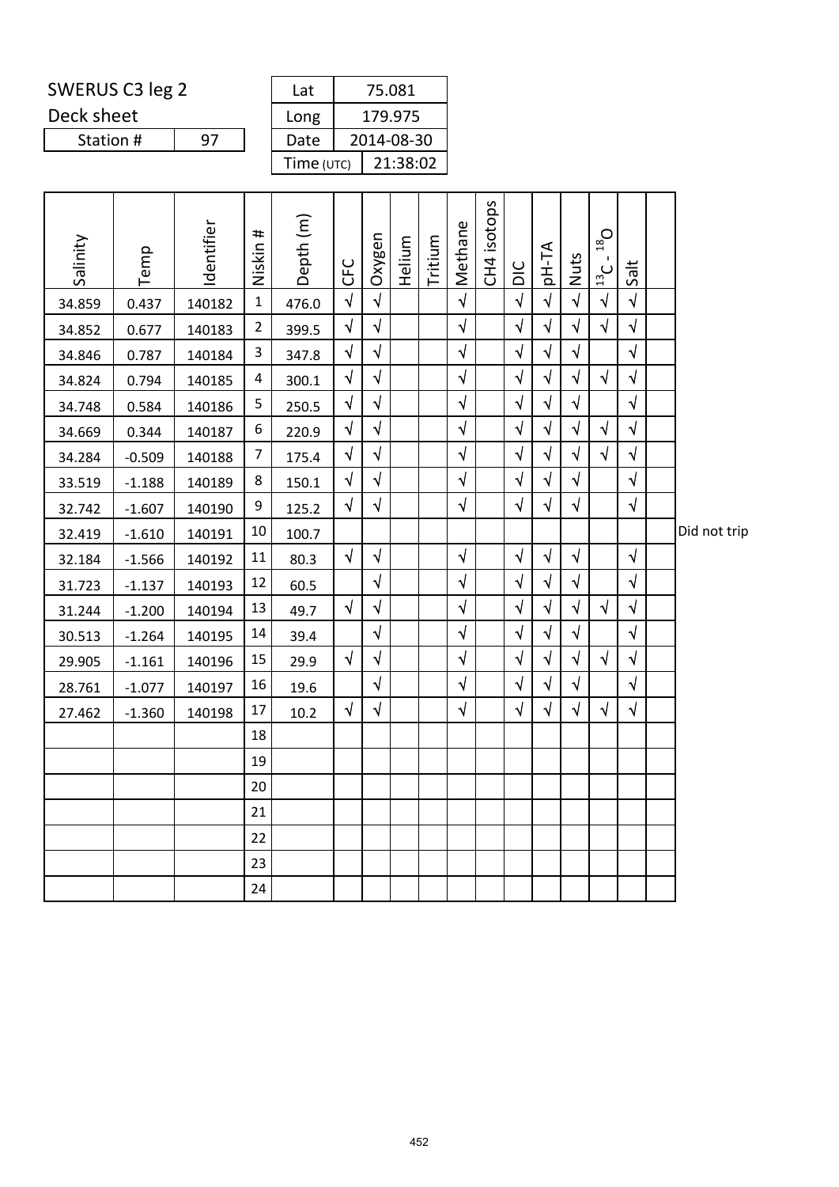SWERUS C3 leg 2

Deck sheet

| Station # | 97 |
|---|---|

| Lat | 75.081 |
|---|---|
| Long | 179.975 |
| Date | 2014-08-30 |
| Time (UTC) | 21:38:02 |

| Salinity | Temp | Identifier | Niskin # | Depth (m) | CFC | Oxygen | Helium | Tritium | Methane | CH4 isotops | DIC | pH-TA | Nuts | $^{13}C$ - $^{18}O$ | Salt | | |
|---|---|---|---|---|---|---|---|---|---|---|---|---|---|---|---|---|---|
| 34.859 | 0.437 | 140182 | 1 | 476.0 | √ | √ | | | √ | | √ | √ | √ | √ | √ | | |
| 34.852 | 0.677 | 140183 | 2 | 399.5 | √ | √ | | | √ | | √ | √ | √ | √ | √ | | |
| 34.846 | 0.787 | 140184 | 3 | 347.8 | √ | √ | | | √ | | √ | √ | √ | | √ | | |
| 34.824 | 0.794 | 140185 | 4 | 300.1 | √ | √ | | | √ | | √ | √ | √ | √ | √ | | |
| 34.748 | 0.584 | 140186 | 5 | 250.5 | √ | √ | | | √ | | √ | √ | √ | | √ | | |
| 34.669 | 0.344 | 140187 | 6 | 220.9 | √ | √ | | | √ | | √ | √ | √ | √ | √ | | |
| 34.284 | -0.509 | 140188 | 7 | 175.4 | √ | √ | | | √ | | √ | √ | √ | √ | √ | | |
| 33.519 | -1.188 | 140189 | 8 | 150.1 | √ | √ | | | √ | | √ | √ | √ | | √ | | |
| 32.742 | -1.607 | 140190 | 9 | 125.2 | √ | √ | | | √ | | √ | √ | √ | | √ | | |
| 32.419 | -1.610 | 140191 | 10 | 100.7 | | | | | | | | | | | | | Did not trip |
| 32.184 | -1.566 | 140192 | 11 | 80.3 | √ | √ | | | √ | | √ | √ | √ | | √ | | |
| 31.723 | -1.137 | 140193 | 12 | 60.5 | | √ | | | √ | | √ | √ | √ | | √ | | |
| 31.244 | -1.200 | 140194 | 13 | 49.7 | √ | √ | | | √ | | √ | √ | √ | √ | √ | | |
| 30.513 | -1.264 | 140195 | 14 | 39.4 | | √ | | | √ | | √ | √ | √ | | √ | | |
| 29.905 | -1.161 | 140196 | 15 | 29.9 | √ | √ | | | √ | | √ | √ | √ | √ | √ | | |
| 28.761 | -1.077 | 140197 | 16 | 19.6 | | √ | | | √ | | √ | √ | √ | | √ | | |
| 27.462 | -1.360 | 140198 | 17 | 10.2 | √ | √ | | | √ | | √ | √ | √ | √ | √ | | |
| | | | 18 | | | | | | | | | | | | | | |
| | | | 19 | | | | | | | | | | | | | | |
| | | | 20 | | | | | | | | | | | | | | |
| | | | 21 | | | | | | | | | | | | | | |
| | | | 22 | | | | | | | | | | | | | | |
| | | | 23 | | | | | | | | | | | | | | |
| | | | 24 | | | | | | | | | | | | | | |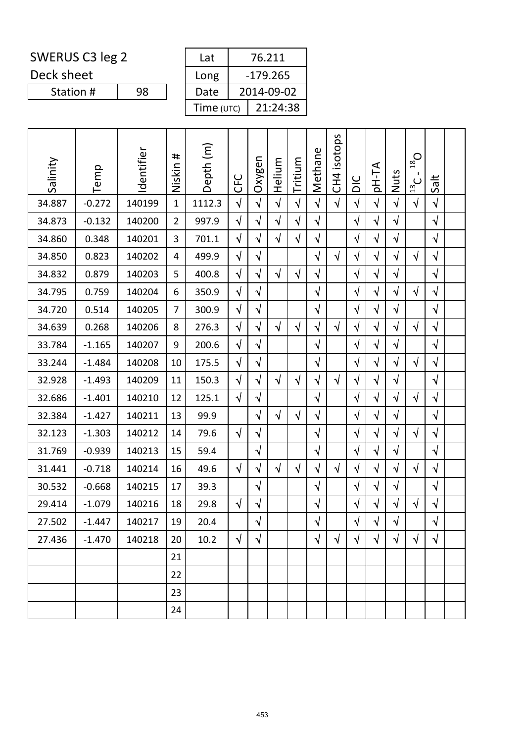SWERUS C3 leg 2

Deck sheet

| Station # | 98 |
|---|---|

| Lat | 76.211 |
|---|---|
| Long | -179.265 |
| Date | 2014-09-02 |
| Time (UTC) | 21:24:38 |

| Salinity | Temp | Identifier | Niskin # | Depth (m) | CFC | Oxygen | Helium | Tritium | Methane | CH4 isotops | DIC | pH-TA | Nuts | $^{13}C$ - $^{18}O$ | Salt | |
|---|---|---|---|---|---|---|---|---|---|---|---|---|---|---|---|---|
| 34.887 | -0.272 | 140199 | 1 | 1112.3 | √ | √ | √ | √ | √ | √ | √ | √ | √ | √ | √ | |
| 34.873 | -0.132 | 140200 | 2 | 997.9 | √ | √ | √ | √ | √ | | √ | √ | √ | | √ | |
| 34.860 | 0.348 | 140201 | 3 | 701.1 | √ | √ | √ | √ | √ | | √ | √ | √ | | √ | |
| 34.850 | 0.823 | 140202 | 4 | 499.9 | √ | √ | | | √ | √ | √ | √ | √ | √ | √ | |
| 34.832 | 0.879 | 140203 | 5 | 400.8 | √ | √ | √ | √ | √ | | √ | √ | √ | | √ | |
| 34.795 | 0.759 | 140204 | 6 | 350.9 | √ | √ | | | √ | | √ | √ | √ | √ | √ | |
| 34.720 | 0.514 | 140205 | 7 | 300.9 | √ | √ | | | √ | | √ | √ | √ | | √ | |
| 34.639 | 0.268 | 140206 | 8 | 276.3 | √ | √ | √ | √ | √ | √ | √ | √ | √ | √ | √ | |
| 33.784 | -1.165 | 140207 | 9 | 200.6 | √ | √ | | | √ | | √ | √ | √ | | √ | |
| 33.244 | -1.484 | 140208 | 10 | 175.5 | √ | √ | | | √ | | √ | √ | √ | √ | √ | |
| 32.928 | -1.493 | 140209 | 11 | 150.3 | √ | √ | √ | √ | √ | √ | √ | √ | √ | | √ | |
| 32.686 | -1.401 | 140210 | 12 | 125.1 | √ | √ | | | √ | | √ | √ | √ | √ | √ | |
| 32.384 | -1.427 | 140211 | 13 | 99.9 | | √ | √ | √ | √ | | √ | √ | √ | | √ | |
| 32.123 | -1.303 | 140212 | 14 | 79.6 | √ | √ | | | √ | | √ | √ | √ | √ | √ | |
| 31.769 | -0.939 | 140213 | 15 | 59.4 | | √ | | | √ | | √ | √ | √ | | √ | |
| 31.441 | -0.718 | 140214 | 16 | 49.6 | √ | √ | √ | √ | √ | √ | √ | √ | √ | √ | √ | |
| 30.532 | -0.668 | 140215 | 17 | 39.3 | | √ | | | √ | | √ | √ | √ | | √ | |
| 29.414 | -1.079 | 140216 | 18 | 29.8 | √ | √ | | | √ | | √ | √ | √ | √ | √ | |
| 27.502 | -1.447 | 140217 | 19 | 20.4 | | √ | | | √ | | √ | √ | √ | | √ | |
| 27.436 | -1.470 | 140218 | 20 | 10.2 | √ | √ | | | √ | √ | √ | √ | √ | √ | √ | |
| | | | 21 | | | | | | | | | | | | | |
| | | | 22 | | | | | | | | | | | | | |
| | | | 23 | | | | | | | | | | | | | |
| | | | 24 | | | | | | | | | | | | | |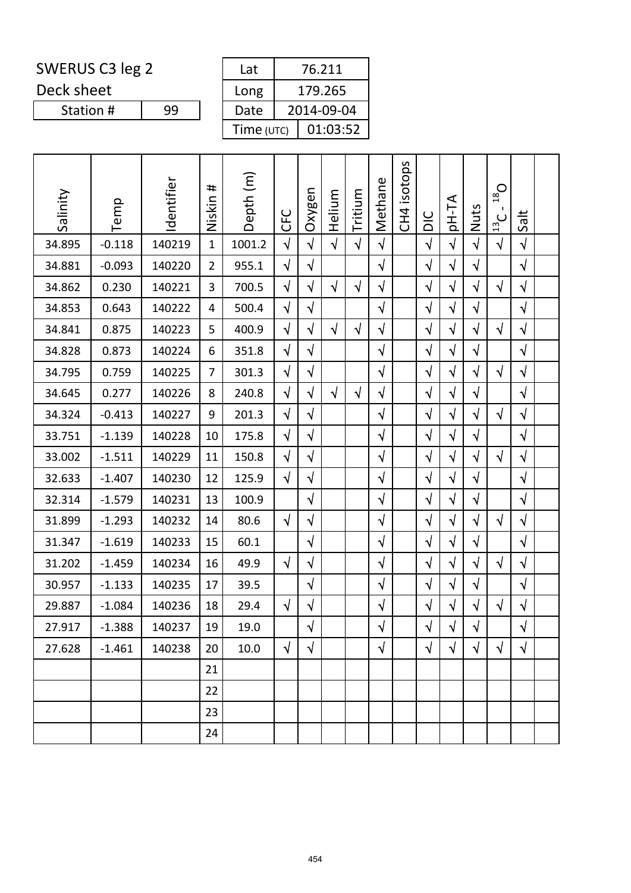SWERUS C3 leg 2

Deck sheet

| Station # | 99 |
|---|---|

| Lat | 76.211 |
|---|---|
| Long | 179.265 |
| Date | 2014-09-04 |
| Time (UTC) | 01:03:52 |

| Salinity | Temp | Identifier | Niskin # | Depth (m) | CFC | Oxygen | Helium | Tritium | Methane | CH4 isotops | DIC | pH-TA | Nuts | $^{13}C$ - $^{18}O$ | Salt | |
|---|---|---|---|---|---|---|---|---|---|---|---|---|---|---|---|---|
| 34.895 | -0.118 | 140219 | 1 | 1001.2 | √ | √ | √ | √ | √ | | √ | √ | √ | √ | √ | |
| 34.881 | -0.093 | 140220 | 2 | 955.1 | √ | √ | | | √ | | √ | √ | √ | | √ | |
| 34.862 | 0.230 | 140221 | 3 | 700.5 | √ | √ | √ | √ | √ | | √ | √ | √ | √ | √ | |
| 34.853 | 0.643 | 140222 | 4 | 500.4 | √ | √ | | | √ | | √ | √ | √ | | √ | |
| 34.841 | 0.875 | 140223 | 5 | 400.9 | √ | √ | √ | √ | √ | | √ | √ | √ | √ | √ | |
| 34.828 | 0.873 | 140224 | 6 | 351.8 | √ | √ | | | √ | | √ | √ | √ | | √ | |
| 34.795 | 0.759 | 140225 | 7 | 301.3 | √ | √ | | | √ | | √ | √ | √ | √ | √ | |
| 34.645 | 0.277 | 140226 | 8 | 240.8 | √ | √ | √ | √ | √ | | √ | √ | √ | | √ | |
| 34.324 | -0.413 | 140227 | 9 | 201.3 | √ | √ | | | √ | | √ | √ | √ | √ | √ | |
| 33.751 | -1.139 | 140228 | 10 | 175.8 | √ | √ | | | √ | | √ | √ | √ | | √ | |
| 33.002 | -1.511 | 140229 | 11 | 150.8 | √ | √ | | | √ | | √ | √ | √ | √ | √ | |
| 32.633 | -1.407 | 140230 | 12 | 125.9 | √ | √ | | | √ | | √ | √ | √ | | √ | |
| 32.314 | -1.579 | 140231 | 13 | 100.9 | | √ | | | √ | | √ | √ | √ | | √ | |
| 31.899 | -1.293 | 140232 | 14 | 80.6 | √ | √ | | | √ | | √ | √ | √ | √ | √ | |
| 31.347 | -1.619 | 140233 | 15 | 60.1 | | √ | | | √ | | √ | √ | √ | | √ | |
| 31.202 | -1.459 | 140234 | 16 | 49.9 | √ | √ | | | √ | | √ | √ | √ | √ | √ | |
| 30.957 | -1.133 | 140235 | 17 | 39.5 | | √ | | | √ | | √ | √ | √ | | √ | |
| 29.887 | -1.084 | 140236 | 18 | 29.4 | √ | √ | | | √ | | √ | √ | √ | √ | √ | |
| 27.917 | -1.388 | 140237 | 19 | 19.0 | | √ | | | √ | | √ | √ | √ | | √ | |
| 27.628 | -1.461 | 140238 | 20 | 10.0 | √ | √ | | | √ | | √ | √ | √ | √ | √ | |
| | | | 21 | | | | | | | | | | | | | |
| | | | 22 | | | | | | | | | | | | | |
| | | | 23 | | | | | | | | | | | | | |
| | | | 24 | | | | | | | | | | | | | |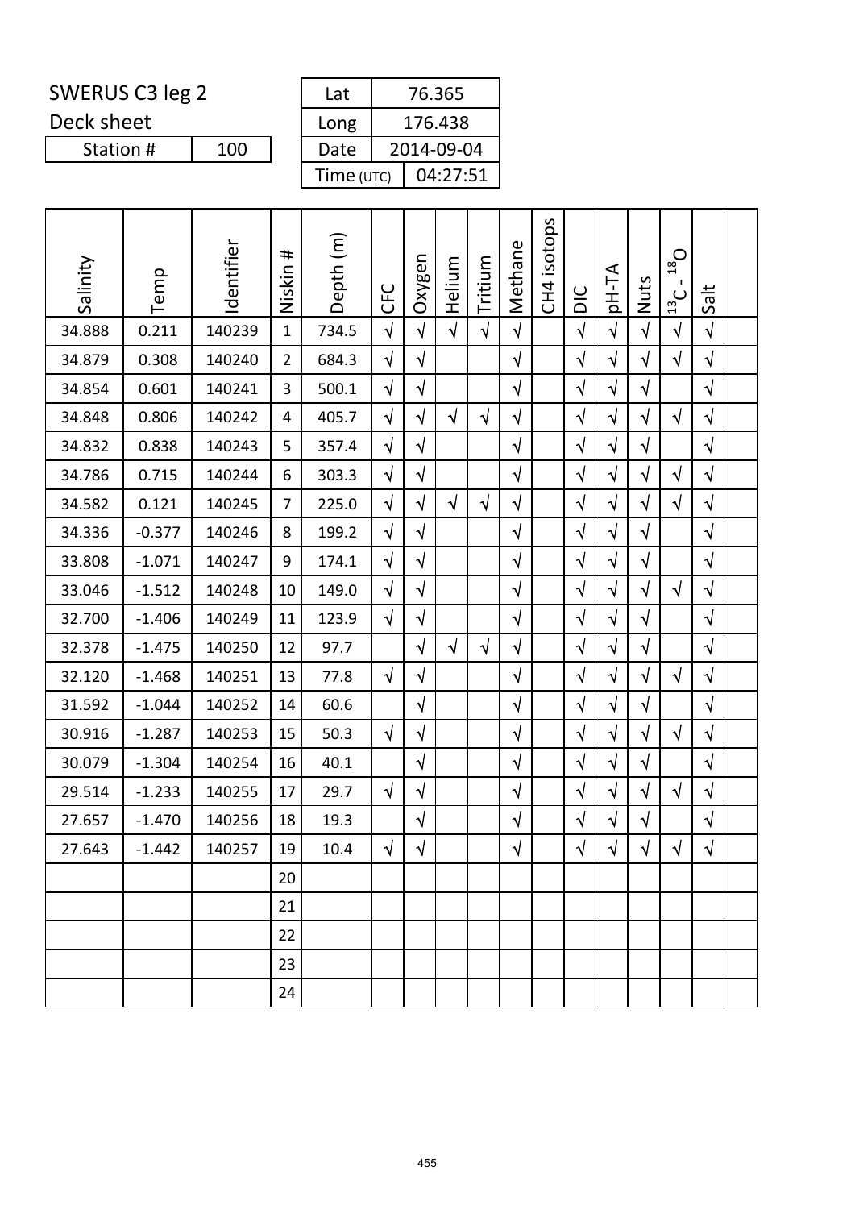SWERUS C3 leg 2

Deck sheet

| Station # | 100 |
|---|---|

| Lat | 76.365 |
|---|---|
| Long | 176.438 |
| Date | 2014-09-04 |
| Time (UTC) | 04:27:51 |

| Salinity | Temp | Identifier | Niskin # | Depth (m) | CFC | Oxygen | Helium | Tritium | Methane | CH4 isotops | DIC | pH-TA | Nuts | $^{13}C$ - $^{18}O$ | Salt | |
|---|---|---|---|---|---|---|---|---|---|---|---|---|---|---|---|---|
| 34.888 | 0.211 | 140239 | 1 | 734.5 | √ | √ | √ | √ | √ | | √ | √ | √ | √ | √ | |
| 34.879 | 0.308 | 140240 | 2 | 684.3 | √ | √ | | | √ | | √ | √ | √ | √ | √ | |
| 34.854 | 0.601 | 140241 | 3 | 500.1 | √ | √ | | | √ | | √ | √ | √ | | √ | |
| 34.848 | 0.806 | 140242 | 4 | 405.7 | √ | √ | √ | √ | √ | | √ | √ | √ | √ | √ | |
| 34.832 | 0.838 | 140243 | 5 | 357.4 | √ | √ | | | √ | | √ | √ | √ | | √ | |
| 34.786 | 0.715 | 140244 | 6 | 303.3 | √ | √ | | | √ | | √ | √ | √ | √ | √ | |
| 34.582 | 0.121 | 140245 | 7 | 225.0 | √ | √ | √ | √ | √ | | √ | √ | √ | √ | √ | |
| 34.336 | -0.377 | 140246 | 8 | 199.2 | √ | √ | | | √ | | √ | √ | √ | | √ | |
| 33.808 | -1.071 | 140247 | 9 | 174.1 | √ | √ | | | √ | | √ | √ | √ | | √ | |
| 33.046 | -1.512 | 140248 | 10 | 149.0 | √ | √ | | | √ | | √ | √ | √ | √ | √ | |
| 32.700 | -1.406 | 140249 | 11 | 123.9 | √ | √ | | | √ | | √ | √ | √ | | √ | |
| 32.378 | -1.475 | 140250 | 12 | 97.7 | | √ | √ | √ | √ | | √ | √ | √ | | √ | |
| 32.120 | -1.468 | 140251 | 13 | 77.8 | √ | √ | | | √ | | √ | √ | √ | √ | √ | |
| 31.592 | -1.044 | 140252 | 14 | 60.6 | | √ | | | √ | | √ | √ | √ | | √ | |
| 30.916 | -1.287 | 140253 | 15 | 50.3 | √ | √ | | | √ | | √ | √ | √ | √ | √ | |
| 30.079 | -1.304 | 140254 | 16 | 40.1 | | √ | | | √ | | √ | √ | √ | | √ | |
| 29.514 | -1.233 | 140255 | 17 | 29.7 | √ | √ | | | √ | | √ | √ | √ | √ | √ | |
| 27.657 | -1.470 | 140256 | 18 | 19.3 | | √ | | | √ | | √ | √ | √ | | √ | |
| 27.643 | -1.442 | 140257 | 19 | 10.4 | √ | √ | | | √ | | √ | √ | √ | √ | √ | |
| | | | 20 | | | | | | | | | | | | | |
| | | | 21 | | | | | | | | | | | | | |
| | | | 22 | | | | | | | | | | | | | |
| | | | 23 | | | | | | | | | | | | | |
| | | | 24 | | | | | | | | | | | | | |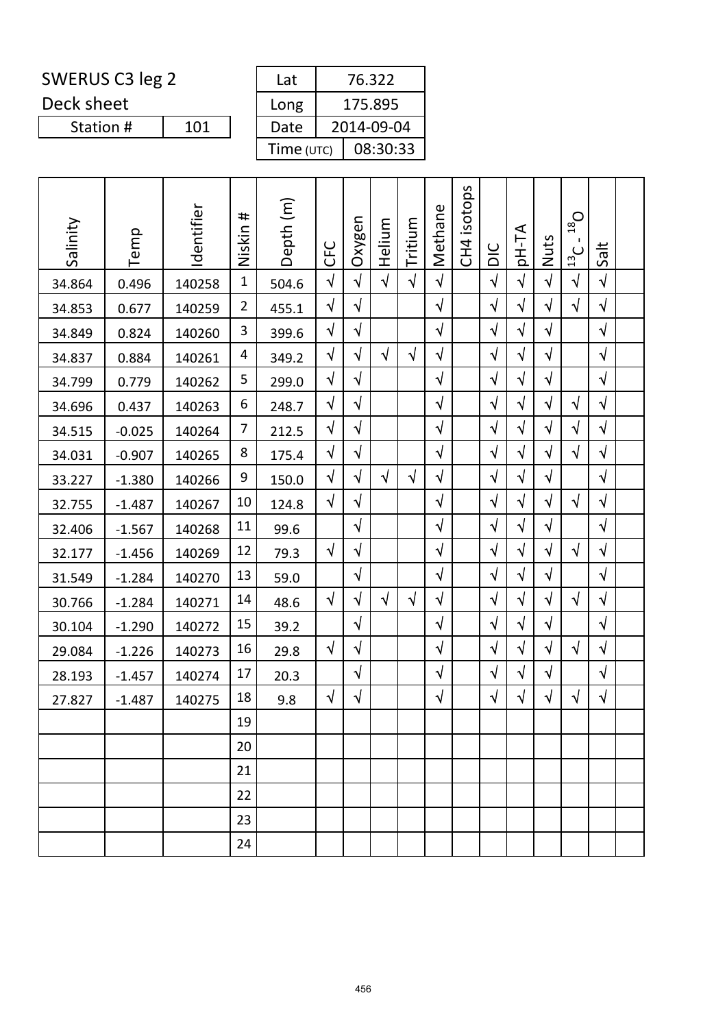SWERUS C3 leg 2

Deck sheet

| Station # | 101 |
|---|---|

| Lat | 76.322 |
|---|---|
| Long | 175.895 |
| Date | 2014-09-04 |
| Time (UTC) | 08:30:33 |

| Salinity | Temp | Identifier | Niskin # | Depth (m) | CFC | Oxygen | Helium | Tritium | Methane | CH4 isotops | DIC | pH-TA | Nuts | $^{13}C$ - $^{18}O$ | Salt | |
|---|---|---|---|---|---|---|---|---|---|---|---|---|---|---|---|---|
| 34.864 | 0.496 | 140258 | 1 | 504.6 | √ | √ | √ | √ | √ | | √ | √ | √ | √ | √ | |
| 34.853 | 0.677 | 140259 | 2 | 455.1 | √ | √ | | | √ | | √ | √ | √ | √ | √ | |
| 34.849 | 0.824 | 140260 | 3 | 399.6 | √ | √ | | | √ | | √ | √ | √ | | √ | |
| 34.837 | 0.884 | 140261 | 4 | 349.2 | √ | √ | √ | √ | √ | | √ | √ | √ | | √ | |
| 34.799 | 0.779 | 140262 | 5 | 299.0 | √ | √ | | | √ | | √ | √ | √ | | √ | |
| 34.696 | 0.437 | 140263 | 6 | 248.7 | √ | √ | | | √ | | √ | √ | √ | √ | √ | |
| 34.515 | -0.025 | 140264 | 7 | 212.5 | √ | √ | | | √ | | √ | √ | √ | √ | √ | |
| 34.031 | -0.907 | 140265 | 8 | 175.4 | √ | √ | | | √ | | √ | √ | √ | √ | √ | |
| 33.227 | -1.380 | 140266 | 9 | 150.0 | √ | √ | √ | √ | √ | | √ | √ | √ | | √ | |
| 32.755 | -1.487 | 140267 | 10 | 124.8 | √ | √ | | | √ | | √ | √ | √ | √ | √ | |
| 32.406 | -1.567 | 140268 | 11 | 99.6 | | √ | | | √ | | √ | √ | √ | | √ | |
| 32.177 | -1.456 | 140269 | 12 | 79.3 | √ | √ | | | √ | | √ | √ | √ | √ | √ | |
| 31.549 | -1.284 | 140270 | 13 | 59.0 | | √ | | | √ | | √ | √ | √ | | √ | |
| 30.766 | -1.284 | 140271 | 14 | 48.6 | √ | √ | √ | √ | √ | | √ | √ | √ | √ | √ | |
| 30.104 | -1.290 | 140272 | 15 | 39.2 | | √ | | | √ | | √ | √ | √ | | √ | |
| 29.084 | -1.226 | 140273 | 16 | 29.8 | √ | √ | | | √ | | √ | √ | √ | √ | √ | |
| 28.193 | -1.457 | 140274 | 17 | 20.3 | | √ | | | √ | | √ | √ | √ | | √ | |
| 27.827 | -1.487 | 140275 | 18 | 9.8 | √ | √ | | | √ | | √ | √ | √ | √ | √ | |
| | | | 19 | | | | | | | | | | | | | |
| | | | 20 | | | | | | | | | | | | | |
| | | | 21 | | | | | | | | | | | | | |
| | | | 22 | | | | | | | | | | | | | |
| | | | 23 | | | | | | | | | | | | | |
| | | | 24 | | | | | | | | | | | | | |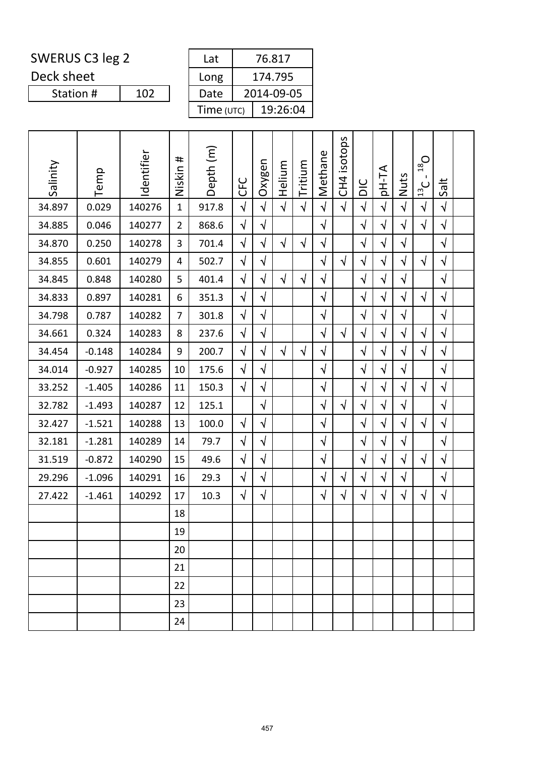SWERUS C3 leg 2

Deck sheet

| Station # | 102 |
|---|---|

| Lat | 76.817 |
|---|---|
| Long | 174.795 |
| Date | 2014-09-05 |
| Time (UTC) | 19:26:04 |

| Salinity | Temp | Identifier | Niskin # | Depth (m) | CFC | Oxygen | Helium | Tritium | Methane | CH4 isotops | DIC | pH-TA | Nuts | $^{13}C$ - $^{18}O$ | Salt | |
|---|---|---|---|---|---|---|---|---|---|---|---|---|---|---|---|---|
| 34.897 | 0.029 | 140276 | 1 | 917.8 | √ | √ | √ | √ | √ | √ | √ | √ | √ | √ | √ | |
| 34.885 | 0.046 | 140277 | 2 | 868.6 | √ | √ | | | √ | | √ | √ | √ | √ | √ | |
| 34.870 | 0.250 | 140278 | 3 | 701.4 | √ | √ | √ | √ | √ | | √ | √ | √ | | √ | |
| 34.855 | 0.601 | 140279 | 4 | 502.7 | √ | √ | | | √ | √ | √ | √ | √ | √ | √ | |
| 34.845 | 0.848 | 140280 | 5 | 401.4 | √ | √ | √ | √ | √ | | √ | √ | √ | | √ | |
| 34.833 | 0.897 | 140281 | 6 | 351.3 | √ | √ | | | √ | | √ | √ | √ | √ | √ | |
| 34.798 | 0.787 | 140282 | 7 | 301.8 | √ | √ | | | √ | | √ | √ | √ | | √ | |
| 34.661 | 0.324 | 140283 | 8 | 237.6 | √ | √ | | | √ | √ | √ | √ | √ | √ | √ | |
| 34.454 | -0.148 | 140284 | 9 | 200.7 | √ | √ | √ | √ | √ | | √ | √ | √ | √ | √ | |
| 34.014 | -0.927 | 140285 | 10 | 175.6 | √ | √ | | | √ | | √ | √ | √ | | √ | |
| 33.252 | -1.405 | 140286 | 11 | 150.3 | √ | √ | | | √ | | √ | √ | √ | √ | √ | |
| 32.782 | -1.493 | 140287 | 12 | 125.1 | | √ | | | √ | √ | √ | √ | √ | | √ | |
| 32.427 | -1.521 | 140288 | 13 | 100.0 | √ | √ | | | √ | | √ | √ | √ | √ | √ | |
| 32.181 | -1.281 | 140289 | 14 | 79.7 | √ | √ | | | √ | | √ | √ | √ | | √ | |
| 31.519 | -0.872 | 140290 | 15 | 49.6 | √ | √ | | | √ | | √ | √ | √ | √ | √ | |
| 29.296 | -1.096 | 140291 | 16 | 29.3 | √ | √ | | | √ | √ | √ | √ | √ | | √ | |
| 27.422 | -1.461 | 140292 | 17 | 10.3 | √ | √ | | | √ | √ | √ | √ | √ | √ | √ | |
| | | | 18 | | | | | | | | | | | | | |
| | | | 19 | | | | | | | | | | | | | |
| | | | 20 | | | | | | | | | | | | | |
| | | | 21 | | | | | | | | | | | | | |
| | | | 22 | | | | | | | | | | | | | |
| | | | 23 | | | | | | | | | | | | | |
| | | | 24 | | | | | | | | | | | | | |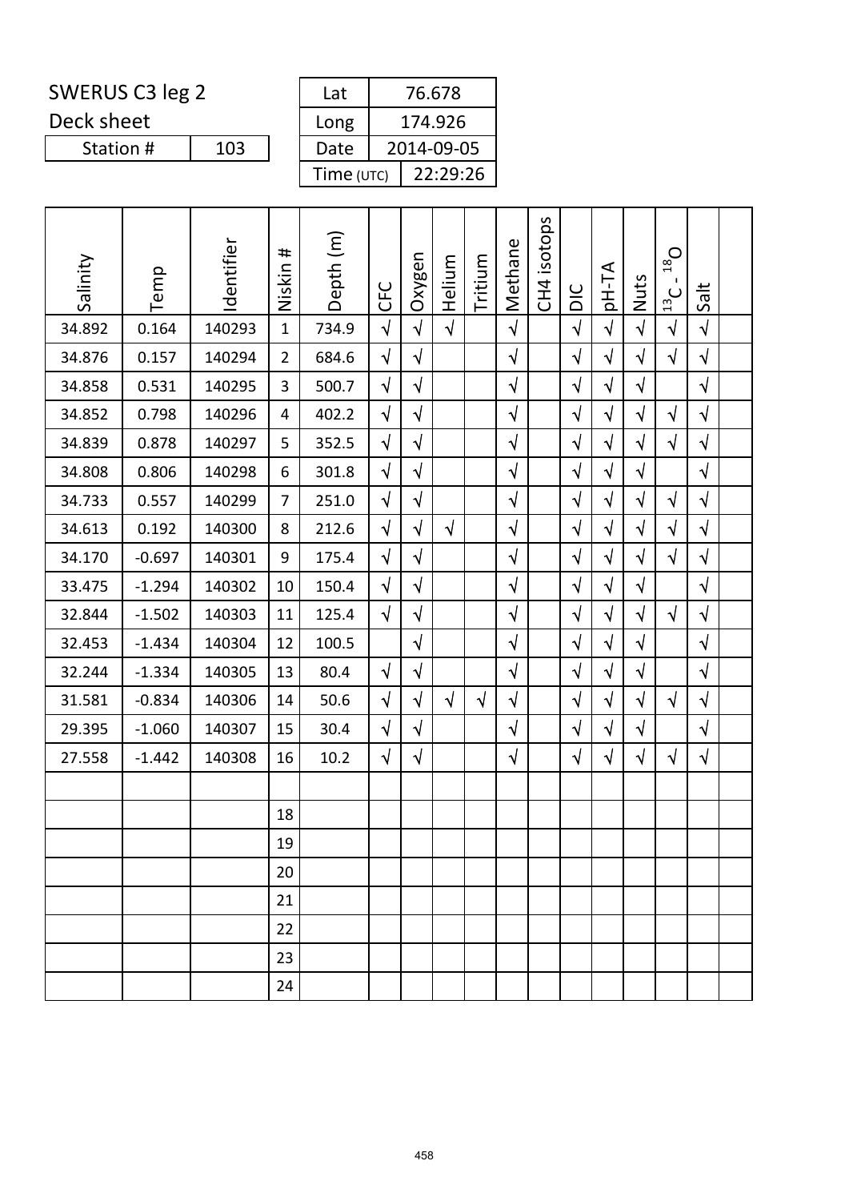SWERUS C3 leg 2

Deck sheet

| Station # | 103 |
|---|---|

| Lat | 76.678 |
|---|---|
| Long | 174.926 |
| Date | 2014-09-05 |
| Time (UTC) | 22:29:26 |

| Salinity | Temp | Identifier | Niskin # | Depth (m) | CFC | Oxygen | Helium | Tritium | Methane | CH4 isotops | DIC | pH-TA | Nuts | $^{13}C$ - $^{18}O$ | Salt | |
|---|---|---|---|---|---|---|---|---|---|---|---|---|---|---|---|---|
| 34.892 | 0.164 | 140293 | 1 | 734.9 | √ | √ | √ | | √ | | √ | √ | √ | √ | √ | |
| 34.876 | 0.157 | 140294 | 2 | 684.6 | √ | √ | | | √ | | √ | √ | √ | √ | √ | |
| 34.858 | 0.531 | 140295 | 3 | 500.7 | √ | √ | | | √ | | √ | √ | √ | | √ | |
| 34.852 | 0.798 | 140296 | 4 | 402.2 | √ | √ | | | √ | | √ | √ | √ | √ | √ | |
| 34.839 | 0.878 | 140297 | 5 | 352.5 | √ | √ | | | √ | | √ | √ | √ | √ | √ | |
| 34.808 | 0.806 | 140298 | 6 | 301.8 | √ | √ | | | √ | | √ | √ | √ | | √ | |
| 34.733 | 0.557 | 140299 | 7 | 251.0 | √ | √ | | | √ | | √ | √ | √ | √ | √ | |
| 34.613 | 0.192 | 140300 | 8 | 212.6 | √ | √ | √ | | √ | | √ | √ | √ | √ | √ | |
| 34.170 | -0.697 | 140301 | 9 | 175.4 | √ | √ | | | √ | | √ | √ | √ | √ | √ | |
| 33.475 | -1.294 | 140302 | 10 | 150.4 | √ | √ | | | √ | | √ | √ | √ | | √ | |
| 32.844 | -1.502 | 140303 | 11 | 125.4 | √ | √ | | | √ | | √ | √ | √ | √ | √ | |
| 32.453 | -1.434 | 140304 | 12 | 100.5 | | √ | | | √ | | √ | √ | √ | | √ | |
| 32.244 | -1.334 | 140305 | 13 | 80.4 | √ | √ | | | √ | | √ | √ | √ | | √ | |
| 31.581 | -0.834 | 140306 | 14 | 50.6 | √ | √ | √ | √ | √ | | √ | √ | √ | √ | √ | |
| 29.395 | -1.060 | 140307 | 15 | 30.4 | √ | √ | | | √ | | √ | √ | √ | | √ | |
| 27.558 | -1.442 | 140308 | 16 | 10.2 | √ | √ | | | √ | | √ | √ | √ | √ | √ | |
| | | | | | | | | | | | | | | | | |
| | | | 18 | | | | | | | | | | | | | |
| | | | 19 | | | | | | | | | | | | | |
| | | | 20 | | | | | | | | | | | | | |
| | | | 21 | | | | | | | | | | | | | |
| | | | 22 | | | | | | | | | | | | | |
| | | | 23 | | | | | | | | | | | | | |
| | | | 24 | | | | | | | | | | | | | |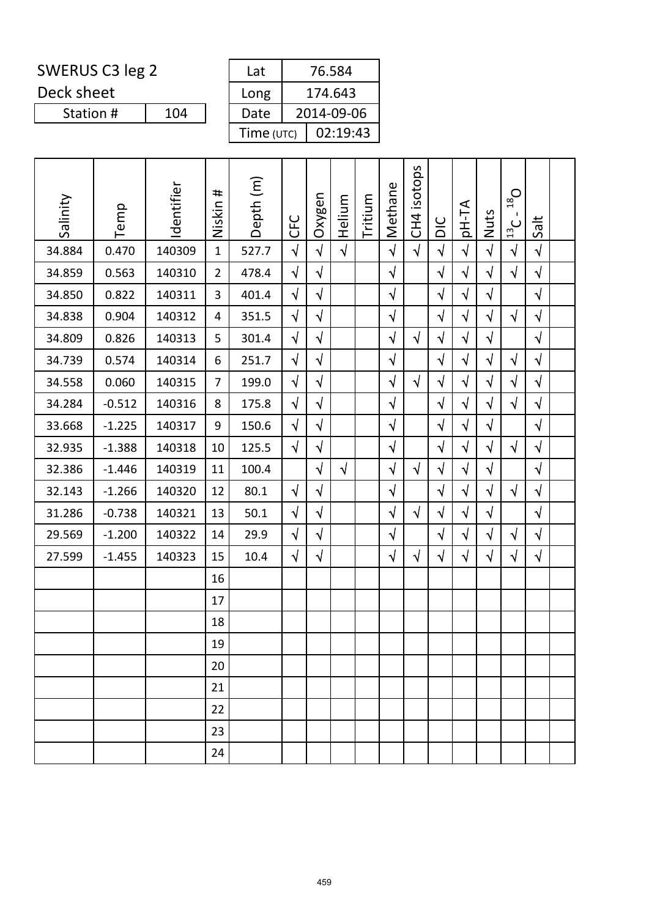SWERUS C3 leg 2

Deck sheet

| Station # | 104 |
|---|---|

| Lat | 76.584 |
|---|---|
| Long | 174.643 |
| Date | 2014-09-06 |
| Time (UTC) | 02:19:43 |

| Salinity | Temp | Identifier | Niskin # | Depth (m) | CFC | Oxygen | Helium | Tritium | Methane | CH4 isotops | DIC | pH-TA | Nuts | $^{13}C$ - $^{18}O$ | Salt | |
|---|---|---|---|---|---|---|---|---|---|---|---|---|---|---|---|---|
| 34.884 | 0.470 | 140309 | 1 | 527.7 | √ | √ | √ | | √ | √ | √ | √ | √ | √ | √ | |
| 34.859 | 0.563 | 140310 | 2 | 478.4 | √ | √ | | | √ | | √ | √ | √ | √ | √ | |
| 34.850 | 0.822 | 140311 | 3 | 401.4 | √ | √ | | | √ | | √ | √ | √ | | √ | |
| 34.838 | 0.904 | 140312 | 4 | 351.5 | √ | √ | | | √ | | √ | √ | √ | √ | √ | |
| 34.809 | 0.826 | 140313 | 5 | 301.4 | √ | √ | | | √ | √ | √ | √ | √ | | √ | |
| 34.739 | 0.574 | 140314 | 6 | 251.7 | √ | √ | | | √ | | √ | √ | √ | √ | √ | |
| 34.558 | 0.060 | 140315 | 7 | 199.0 | √ | √ | | | √ | √ | √ | √ | √ | √ | √ | |
| 34.284 | -0.512 | 140316 | 8 | 175.8 | √ | √ | | | √ | | √ | √ | √ | √ | √ | |
| 33.668 | -1.225 | 140317 | 9 | 150.6 | √ | √ | | | √ | | √ | √ | √ | | √ | |
| 32.935 | -1.388 | 140318 | 10 | 125.5 | √ | √ | | | √ | | √ | √ | √ | √ | √ | |
| 32.386 | -1.446 | 140319 | 11 | 100.4 | | √ | √ | | √ | √ | √ | √ | √ | | √ | |
| 32.143 | -1.266 | 140320 | 12 | 80.1 | √ | √ | | | √ | | √ | √ | √ | √ | √ | |
| 31.286 | -0.738 | 140321 | 13 | 50.1 | √ | √ | | | √ | √ | √ | √ | √ | | √ | |
| 29.569 | -1.200 | 140322 | 14 | 29.9 | √ | √ | | | √ | | √ | √ | √ | √ | √ | |
| 27.599 | -1.455 | 140323 | 15 | 10.4 | √ | √ | | | √ | √ | √ | √ | √ | √ | √ | |
| | | | 16 | | | | | | | | | | | | | |
| | | | 17 | | | | | | | | | | | | | |
| | | | 18 | | | | | | | | | | | | | |
| | | | 19 | | | | | | | | | | | | | |
| | | | 20 | | | | | | | | | | | | | |
| | | | 21 | | | | | | | | | | | | | |
| | | | 22 | | | | | | | | | | | | | |
| | | | 23 | | | | | | | | | | | | | |
| | | | 24 | | | | | | | | | | | | | |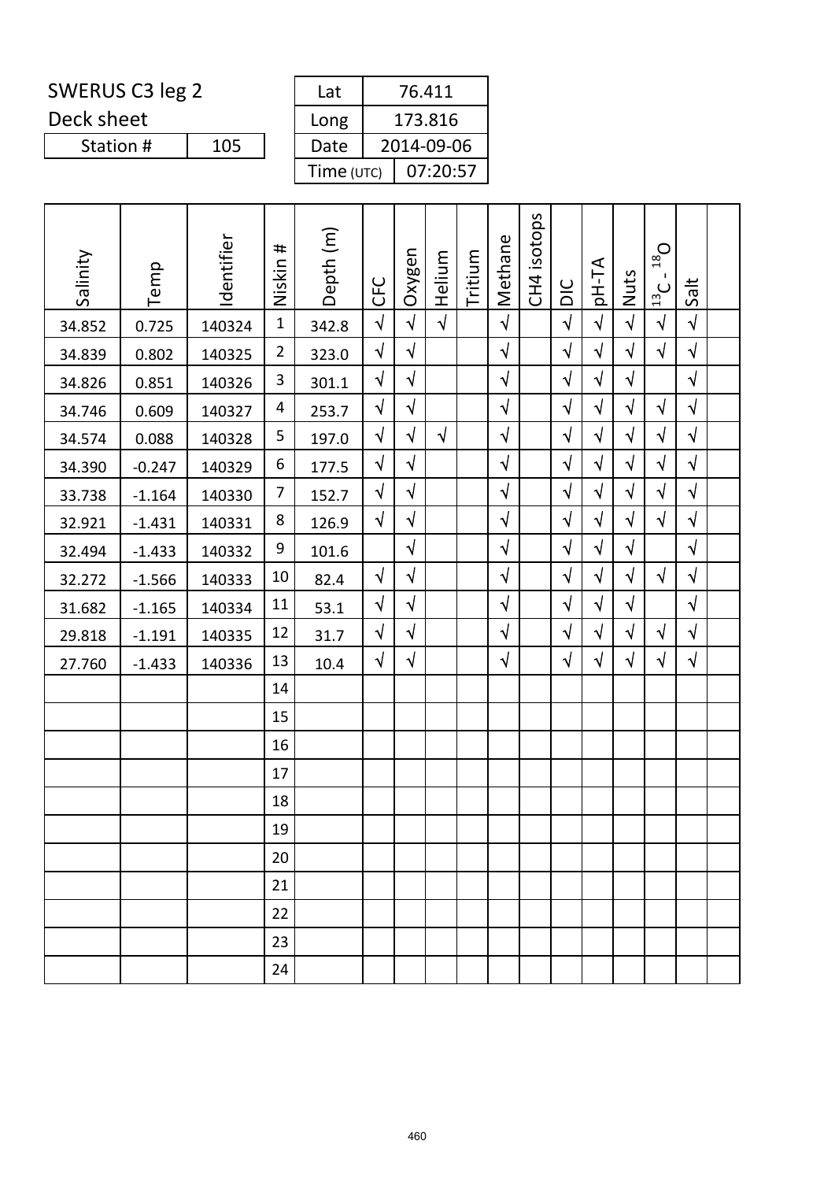SWERUS C3 leg 2

Deck sheet

| Station # | 105 |
|---|---|

| Lat | 76.411 |
|---|---|
| Long | 173.816 |
| Date | 2014-09-06 |
| Time (UTC) | 07:20:57 |

| Salinity | Temp | Identifier | Niskin # | Depth (m) | CFC | Oxygen | Helium | Tritium | Methane | CH4 isotops | DIC | pH-TA | Nuts | $^{13}C$ - $^{18}O$ | Salt | |
|---|---|---|---|---|---|---|---|---|---|---|---|---|---|---|---|---|
| 34.852 | 0.725 | 140324 | 1 | 342.8 | √ | √ | √ | | √ | | √ | √ | √ | √ | √ | |
| 34.839 | 0.802 | 140325 | 2 | 323.0 | √ | √ | | | √ | | √ | √ | √ | √ | √ | |
| 34.826 | 0.851 | 140326 | 3 | 301.1 | √ | √ | | | √ | | √ | √ | √ | | √ | |
| 34.746 | 0.609 | 140327 | 4 | 253.7 | √ | √ | | | √ | | √ | √ | √ | √ | √ | |
| 34.574 | 0.088 | 140328 | 5 | 197.0 | √ | √ | √ | | √ | | √ | √ | √ | √ | √ | |
| 34.390 | -0.247 | 140329 | 6 | 177.5 | √ | √ | | | √ | | √ | √ | √ | √ | √ | |
| 33.738 | -1.164 | 140330 | 7 | 152.7 | √ | √ | | | √ | | √ | √ | √ | √ | √ | |
| 32.921 | -1.431 | 140331 | 8 | 126.9 | √ | √ | | | √ | | √ | √ | √ | √ | √ | |
| 32.494 | -1.433 | 140332 | 9 | 101.6 | | √ | | | √ | | √ | √ | √ | | √ | |
| 32.272 | -1.566 | 140333 | 10 | 82.4 | √ | √ | | | √ | | √ | √ | √ | √ | √ | |
| 31.682 | -1.165 | 140334 | 11 | 53.1 | √ | √ | | | √ | | √ | √ | √ | | √ | |
| 29.818 | -1.191 | 140335 | 12 | 31.7 | √ | √ | | | √ | | √ | √ | √ | √ | √ | |
| 27.760 | -1.433 | 140336 | 13 | 10.4 | √ | √ | | | √ | | √ | √ | √ | √ | √ | |
| | | | 14 | | | | | | | | | | | | | |
| | | | 15 | | | | | | | | | | | | | |
| | | | 16 | | | | | | | | | | | | | |
| | | | 17 | | | | | | | | | | | | | |
| | | | 18 | | | | | | | | | | | | | |
| | | | 19 | | | | | | | | | | | | | |
| | | | 20 | | | | | | | | | | | | | |
| | | | 21 | | | | | | | | | | | | | |
| | | | 22 | | | | | | | | | | | | | |
| | | | 23 | | | | | | | | | | | | | |
| | | | 24 | | | | | | | | | | | | | |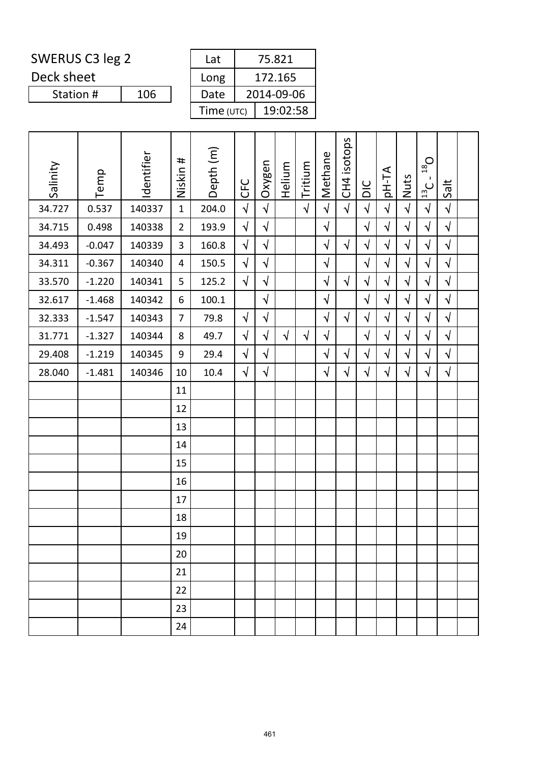SWERUS C3 leg 2

Deck sheet

| Station # | 106 |
|---|---|

| Lat | 75.821 |
|---|---|
| Long | 172.165 |
| Date | 2014-09-06 |
| Time (UTC) | 19:02:58 |

| Salinity | Temp | Identifier | Niskin # | Depth (m) | CFC | Oxygen | Helium | Tritium | Methane | CH4 isotops | DIC | pH-TA | Nuts | $^{13}C$ - $^{18}O$ | Salt | |
|---|---|---|---|---|---|---|---|---|---|---|---|---|---|---|---|---|
| 34.727 | 0.537 | 140337 | 1 | 204.0 | √ | √ | | √ | √ | √ | √ | √ | √ | √ | √ | |
| 34.715 | 0.498 | 140338 | 2 | 193.9 | √ | √ | | | √ | | √ | √ | √ | √ | √ | |
| 34.493 | -0.047 | 140339 | 3 | 160.8 | √ | √ | | | √ | √ | √ | √ | √ | √ | √ | |
| 34.311 | -0.367 | 140340 | 4 | 150.5 | √ | √ | | | √ | | √ | √ | √ | √ | √ | |
| 33.570 | -1.220 | 140341 | 5 | 125.2 | √ | √ | | | √ | √ | √ | √ | √ | √ | √ | |
| 32.617 | -1.468 | 140342 | 6 | 100.1 | | √ | | | √ | | √ | √ | √ | √ | √ | |
| 32.333 | -1.547 | 140343 | 7 | 79.8 | √ | √ | | | √ | √ | √ | √ | √ | √ | √ | |
| 31.771 | -1.327 | 140344 | 8 | 49.7 | √ | √ | √ | √ | √ | | √ | √ | √ | √ | √ | |
| 29.408 | -1.219 | 140345 | 9 | 29.4 | √ | √ | | | √ | √ | √ | √ | √ | √ | √ | |
| 28.040 | -1.481 | 140346 | 10 | 10.4 | √ | √ | | | √ | √ | √ | √ | √ | √ | √ | |
| | | | 11 | | | | | | | | | | | | | |
| | | | 12 | | | | | | | | | | | | | |
| | | | 13 | | | | | | | | | | | | | |
| | | | 14 | | | | | | | | | | | | | |
| | | | 15 | | | | | | | | | | | | | |
| | | | 16 | | | | | | | | | | | | | |
| | | | 17 | | | | | | | | | | | | | |
| | | | 18 | | | | | | | | | | | | | |
| | | | 19 | | | | | | | | | | | | | |
| | | | 20 | | | | | | | | | | | | | |
| | | | 21 | | | | | | | | | | | | | |
| | | | 22 | | | | | | | | | | | | | |
| | | | 23 | | | | | | | | | | | | | |
| | | | 24 | | | | | | | | | | | | | |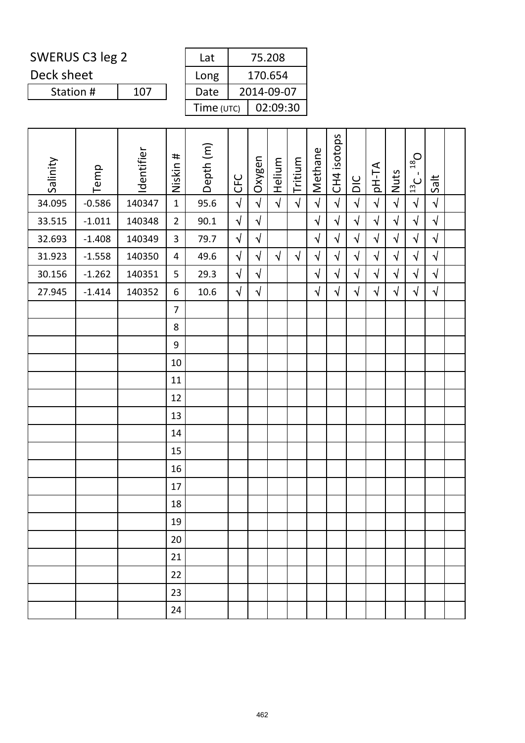SWERUS C3 leg 2

Deck sheet

| Station # | 107 |
|---|---|

| Lat | 75.208 |
|---|---|
| Long | 170.654 |
| Date | 2014-09-07 |
| Time (UTC) | 02:09:30 |

| Salinity | Temp | Identifier | Niskin # | Depth (m) | CFC | Oxygen | Helium | Tritium | Methane | CH4 isotops | DIC | pH-TA | Nuts | $^{13}C$ - $^{18}O$ | Salt | |
|---|---|---|---|---|---|---|---|---|---|---|---|---|---|---|---|---|
| 34.095 | -0.586 | 140347 | 1 | 95.6 | √ | √ | √ | √ | √ | √ | √ | √ | √ | √ | √ | |
| 33.515 | -1.011 | 140348 | 2 | 90.1 | √ | √ | | | √ | √ | √ | √ | √ | √ | √ | |
| 32.693 | -1.408 | 140349 | 3 | 79.7 | √ | √ | | | √ | √ | √ | √ | √ | √ | √ | |
| 31.923 | -1.558 | 140350 | 4 | 49.6 | √ | √ | √ | √ | √ | √ | √ | √ | √ | √ | √ | |
| 30.156 | -1.262 | 140351 | 5 | 29.3 | √ | √ | | | √ | √ | √ | √ | √ | √ | √ | |
| 27.945 | -1.414 | 140352 | 6 | 10.6 | √ | √ | | | √ | √ | √ | √ | √ | √ | √ | |
| | | | 7 | | | | | | | | | | | | | |
| | | | 8 | | | | | | | | | | | | | |
| | | | 9 | | | | | | | | | | | | | |
| | | | 10 | | | | | | | | | | | | | |
| | | | 11 | | | | | | | | | | | | | |
| | | | 12 | | | | | | | | | | | | | |
| | | | 13 | | | | | | | | | | | | | |
| | | | 14 | | | | | | | | | | | | | |
| | | | 15 | | | | | | | | | | | | | |
| | | | 16 | | | | | | | | | | | | | |
| | | | 17 | | | | | | | | | | | | | |
| | | | 18 | | | | | | | | | | | | | |
| | | | 19 | | | | | | | | | | | | | |
| | | | 20 | | | | | | | | | | | | | |
| | | | 21 | | | | | | | | | | | | | |
| | | | 22 | | | | | | | | | | | | | |
| | | | 23 | | | | | | | | | | | | | |
| | | | 24 | | | | | | | | | | | | | |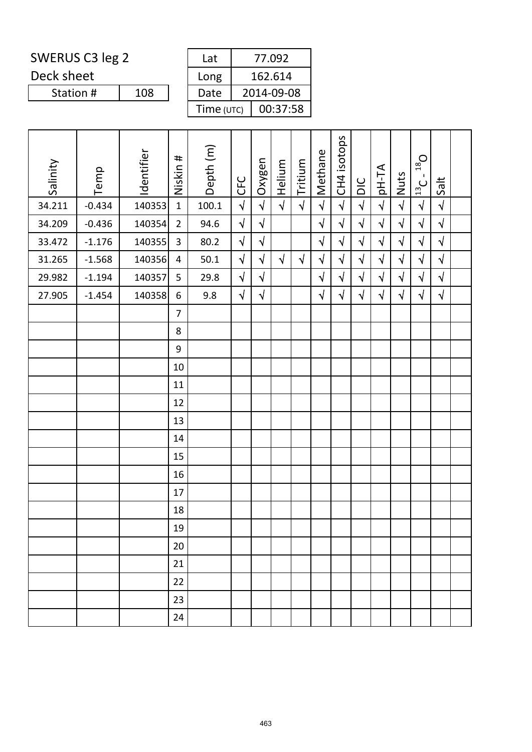SWERUS C3 leg 2

Deck sheet

| Station # | 108 |
|---|---|

| Lat | 77.092 |
|---|---|
| Long | 162.614 |
| Date | 2014-09-08 |
| Time (UTC) | 00:37:58 |

| Salinity | Temp | Identifier | Niskin # | Depth (m) | CFC | Oxygen | Helium | Tritium | Methane | CH4 isotops | DIC | pH-TA | Nuts | $^{13}C$ - $^{18}O$ | Salt | |
|---|---|---|---|---|---|---|---|---|---|---|---|---|---|---|---|---|
| 34.211 | -0.434 | 140353 | 1 | 100.1 | √ | √ | √ | √ | √ | √ | √ | √ | √ | √ | √ | |
| 34.209 | -0.436 | 140354 | 2 | 94.6 | √ | √ | | | √ | √ | √ | √ | √ | √ | √ | |
| 33.472 | -1.176 | 140355 | 3 | 80.2 | √ | √ | | | √ | √ | √ | √ | √ | √ | √ | |
| 31.265 | -1.568 | 140356 | 4 | 50.1 | √ | √ | √ | √ | √ | √ | √ | √ | √ | √ | √ | |
| 29.982 | -1.194 | 140357 | 5 | 29.8 | √ | √ | | | √ | √ | √ | √ | √ | √ | √ | |
| 27.905 | -1.454 | 140358 | 6 | 9.8 | √ | √ | | | √ | √ | √ | √ | √ | √ | √ | |
| | | | 7 | | | | | | | | | | | | | |
| | | | 8 | | | | | | | | | | | | | |
| | | | 9 | | | | | | | | | | | | | |
| | | | 10 | | | | | | | | | | | | | |
| | | | 11 | | | | | | | | | | | | | |
| | | | 12 | | | | | | | | | | | | | |
| | | | 13 | | | | | | | | | | | | | |
| | | | 14 | | | | | | | | | | | | | |
| | | | 15 | | | | | | | | | | | | | |
| | | | 16 | | | | | | | | | | | | | |
| | | | 17 | | | | | | | | | | | | | |
| | | | 18 | | | | | | | | | | | | | |
| | | | 19 | | | | | | | | | | | | | |
| | | | 20 | | | | | | | | | | | | | |
| | | | 21 | | | | | | | | | | | | | |
| | | | 22 | | | | | | | | | | | | | |
| | | | 23 | | | | | | | | | | | | | |
| | | | 24 | | | | | | | | | | | | | |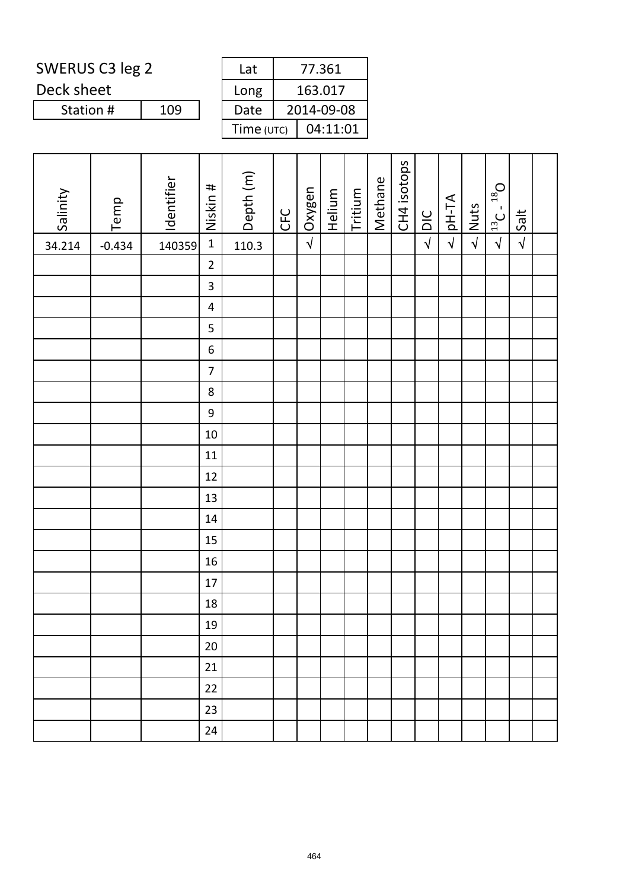SWERUS C3 leg 2

Deck sheet

| Station # | 109 |
|---|---|

| Lat | 77.361 |
|---|---|
| Long | 163.017 |
| Date | 2014-09-08 |
| Time (UTC) | 04:11:01 |

| Salinity | Temp | Identifier | Niskin # | Depth (m) | CFC | Oxygen | Helium | Tritium | Methane | CH4 isotops | DIC | pH-TA | Nuts | $^{13}C$ - $^{18}O$ | Salt | |
|---|---|---|---|---|---|---|---|---|---|---|---|---|---|---|---|---|
| 34.214 | -0.434 | 140359 | 1 | 110.3 | | √ | | | | | √ | √ | √ | √ | √ | |
| | | | 2 | | | | | | | | | | | | | |
| | | | 3 | | | | | | | | | | | | | |
| | | | 4 | | | | | | | | | | | | | |
| | | | 5 | | | | | | | | | | | | | |
| | | | 6 | | | | | | | | | | | | | |
| | | | 7 | | | | | | | | | | | | | |
| | | | 8 | | | | | | | | | | | | | |
| | | | 9 | | | | | | | | | | | | | |
| | | | 10 | | | | | | | | | | | | | |
| | | | 11 | | | | | | | | | | | | | |
| | | | 12 | | | | | | | | | | | | | |
| | | | 13 | | | | | | | | | | | | | |
| | | | 14 | | | | | | | | | | | | | |
| | | | 15 | | | | | | | | | | | | | |
| | | | 16 | | | | | | | | | | | | | |
| | | | 17 | | | | | | | | | | | | | |
| | | | 18 | | | | | | | | | | | | | |
| | | | 19 | | | | | | | | | | | | | |
| | | | 20 | | | | | | | | | | | | | |
| | | | 21 | | | | | | | | | | | | | |
| | | | 22 | | | | | | | | | | | | | |
| | | | 23 | | | | | | | | | | | | | |
| | | | 24 | | | | | | | | | | | | | |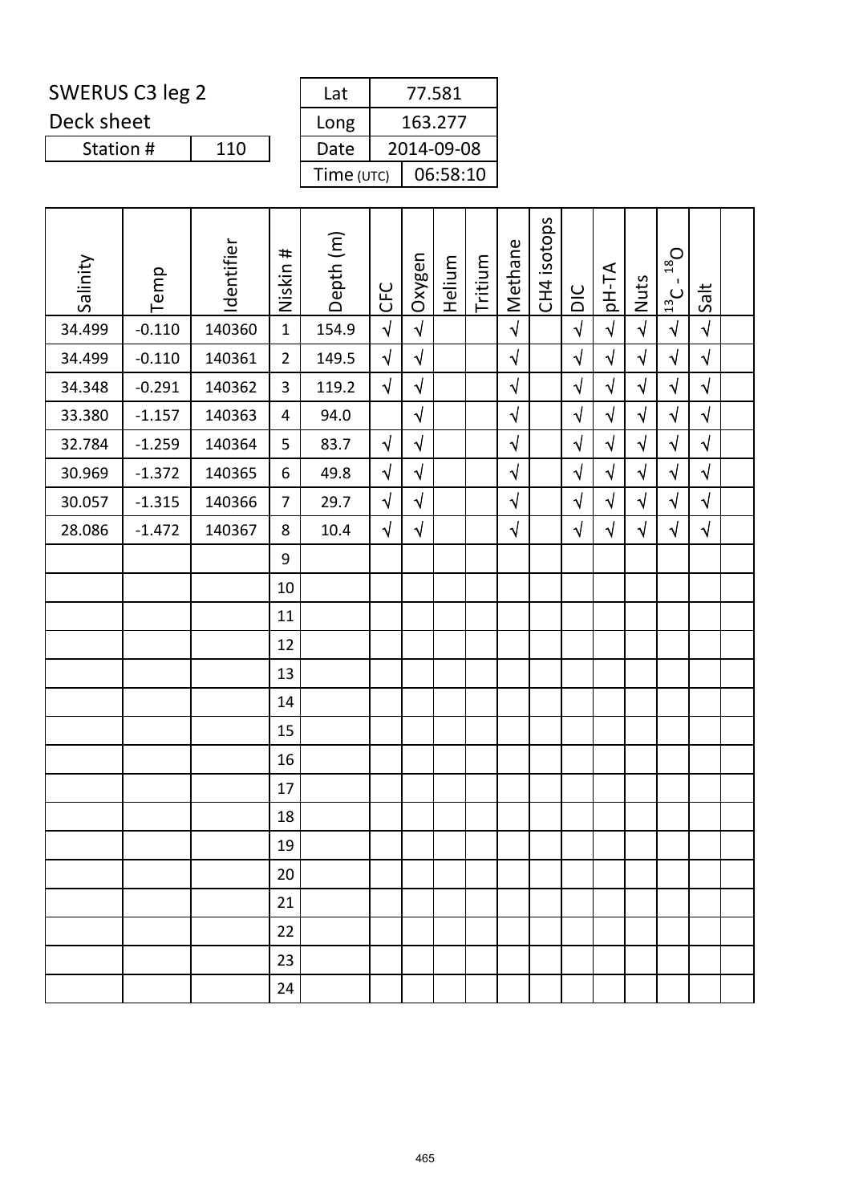SWERUS C3 leg 2

Deck sheet

| Station # | 110 |
|---|---|

| Lat | 77.581 |
|---|---|
| Long | 163.277 |
| Date | 2014-09-08 |
| Time (UTC) | 06:58:10 |

| Salinity | Temp | Identifier | Niskin # | Depth (m) | CFC | Oxygen | Helium | Tritium | Methane | CH4 isotops | DIC | pH-TA | Nuts | $^{13}C$ - $^{18}O$ | Salt | |
|---|---|---|---|---|---|---|---|---|---|---|---|---|---|---|---|---|
| 34.499 | -0.110 | 140360 | 1 | 154.9 | √ | √ | | | √ | | √ | √ | √ | √ | √ | |
| 34.499 | -0.110 | 140361 | 2 | 149.5 | √ | √ | | | √ | | √ | √ | √ | √ | √ | |
| 34.348 | -0.291 | 140362 | 3 | 119.2 | √ | √ | | | √ | | √ | √ | √ | √ | √ | |
| 33.380 | -1.157 | 140363 | 4 | 94.0 | | √ | | | √ | | √ | √ | √ | √ | √ | |
| 32.784 | -1.259 | 140364 | 5 | 83.7 | √ | √ | | | √ | | √ | √ | √ | √ | √ | |
| 30.969 | -1.372 | 140365 | 6 | 49.8 | √ | √ | | | √ | | √ | √ | √ | √ | √ | |
| 30.057 | -1.315 | 140366 | 7 | 29.7 | √ | √ | | | √ | | √ | √ | √ | √ | √ | |
| 28.086 | -1.472 | 140367 | 8 | 10.4 | √ | √ | | | √ | | √ | √ | √ | √ | √ | |
| | | | 9 | | | | | | | | | | | | | |
| | | | 10 | | | | | | | | | | | | | |
| | | | 11 | | | | | | | | | | | | | |
| | | | 12 | | | | | | | | | | | | | |
| | | | 13 | | | | | | | | | | | | | |
| | | | 14 | | | | | | | | | | | | | |
| | | | 15 | | | | | | | | | | | | | |
| | | | 16 | | | | | | | | | | | | | |
| | | | 17 | | | | | | | | | | | | | |
| | | | 18 | | | | | | | | | | | | | |
| | | | 19 | | | | | | | | | | | | | |
| | | | 20 | | | | | | | | | | | | | |
| | | | 21 | | | | | | | | | | | | | |
| | | | 22 | | | | | | | | | | | | | |
| | | | 23 | | | | | | | | | | | | | |
| | | | 24 | | | | | | | | | | | | | |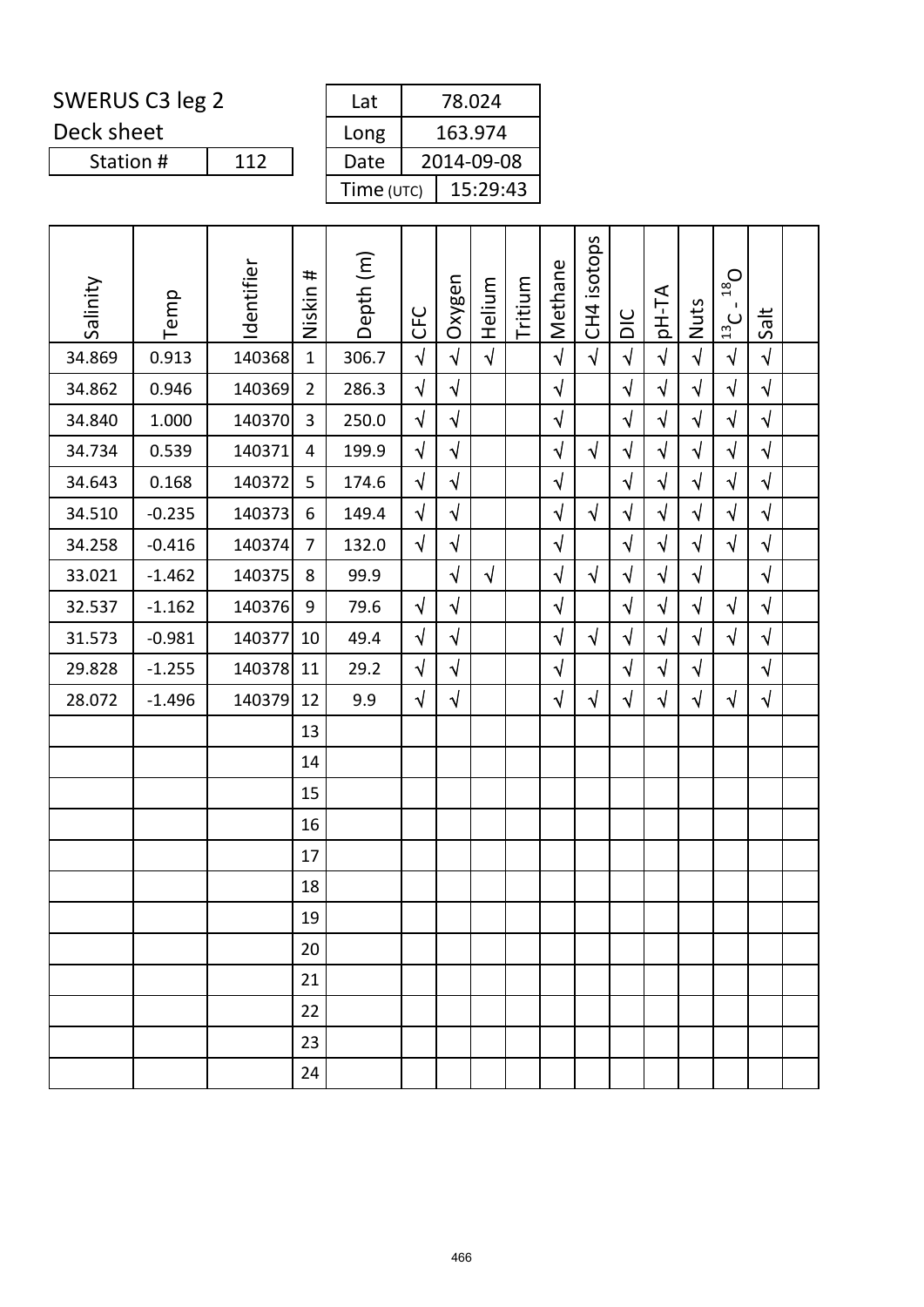# SWERUS C3 leg 2

Deck sheet

| Station # | 112 |
|---|---|

| Lat | 78.024 |
|---|---|
| Long | 163.974 |
| Date | 2014-09-08 |
| Time (UTC) | 15:29:43 |

| Salinity | Temp | Identifier | Niskin # | Depth (m) | CFC | Oxygen | Helium | Tritium | Methane | CH4 isotops | DIC | pH-TA | Nuts | $^{13}C$ - $^{18}O$ | Salt | |
|---|---|---|---|---|---|---|---|---|---|---|---|---|---|---|---|---|
| 34.869 | 0.913 | 140368 | 1 | 306.7 | √ | √ | √ | | √ | √ | √ | √ | √ | √ | √ | |
| 34.862 | 0.946 | 140369 | 2 | 286.3 | √ | √ | | | √ | | √ | √ | √ | √ | √ | |
| 34.840 | 1.000 | 140370 | 3 | 250.0 | √ | √ | | | √ | | √ | √ | √ | √ | √ | |
| 34.734 | 0.539 | 140371 | 4 | 199.9 | √ | √ | | | √ | √ | √ | √ | √ | √ | √ | |
| 34.643 | 0.168 | 140372 | 5 | 174.6 | √ | √ | | | √ | | √ | √ | √ | √ | √ | |
| 34.510 | -0.235 | 140373 | 6 | 149.4 | √ | √ | | | √ | √ | √ | √ | √ | √ | √ | |
| 34.258 | -0.416 | 140374 | 7 | 132.0 | √ | √ | | | √ | | √ | √ | √ | √ | √ | |
| 33.021 | -1.462 | 140375 | 8 | 99.9 | | √ | √ | | √ | √ | √ | √ | √ | | √ | |
| 32.537 | -1.162 | 140376 | 9 | 79.6 | √ | √ | | | √ | | √ | √ | √ | √ | √ | |
| 31.573 | -0.981 | 140377 | 10 | 49.4 | √ | √ | | | √ | √ | √ | √ | √ | √ | √ | |
| 29.828 | -1.255 | 140378 | 11 | 29.2 | √ | √ | | | √ | | √ | √ | √ | | √ | |
| 28.072 | -1.496 | 140379 | 12 | 9.9 | √ | √ | | | √ | √ | √ | √ | √ | √ | √ | |
| | | | 13 | | | | | | | | | | | | | |
| | | | 14 | | | | | | | | | | | | | |
| | | | 15 | | | | | | | | | | | | | |
| | | | 16 | | | | | | | | | | | | | |
| | | | 17 | | | | | | | | | | | | | |
| | | | 18 | | | | | | | | | | | | | |
| | | | 19 | | | | | | | | | | | | | |
| | | | 20 | | | | | | | | | | | | | |
| | | | 21 | | | | | | | | | | | | | |
| | | | 22 | | | | | | | | | | | | | |
| | | | 23 | | | | | | | | | | | | | |
| | | | 24 | | | | | | | | | | | | | |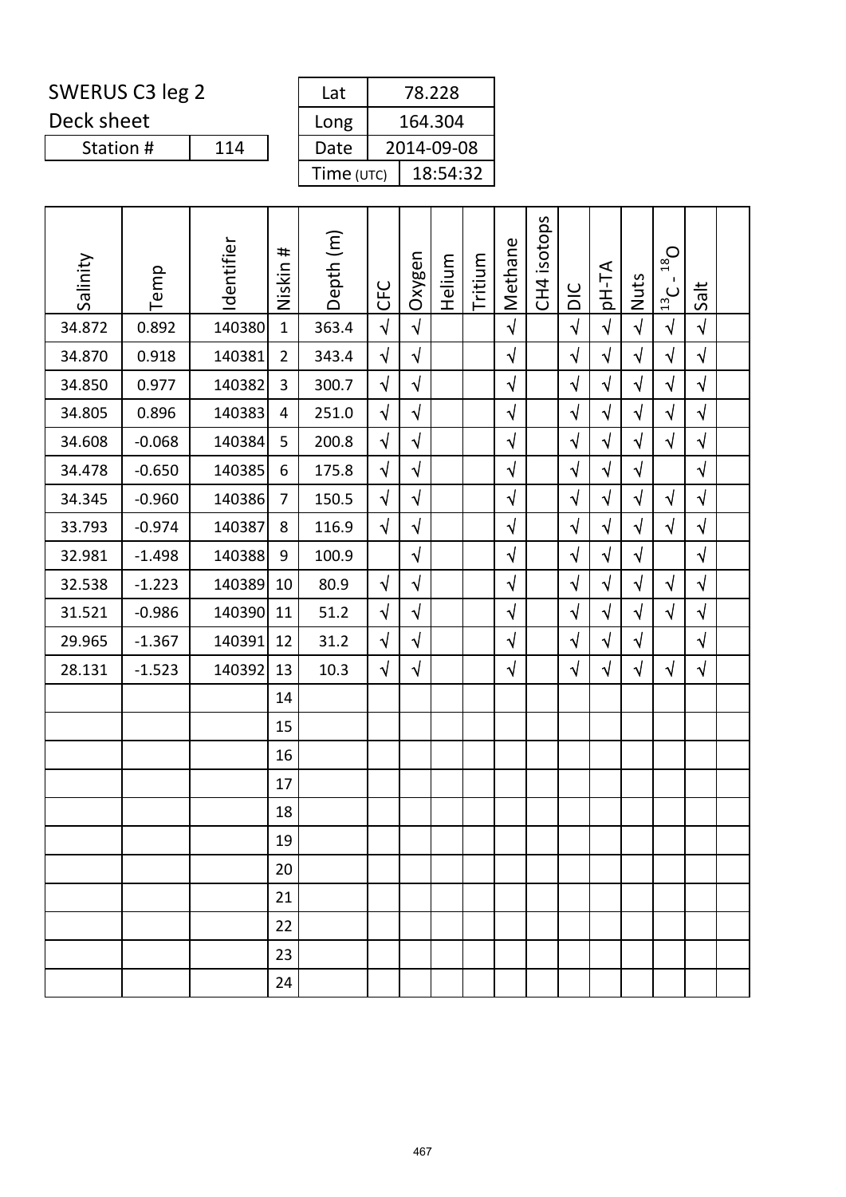SWERUS C3 leg 2

Deck sheet

| Station # | 114 |
|---|---|

| Lat | 78.228 |
|---|---|
| Long | 164.304 |
| Date | 2014-09-08 |
| Time (UTC) | 18:54:32 |

| Salinity | Temp | Identifier | Niskin # | Depth (m) | CFC | Oxygen | Helium | Tritium | Methane | CH4 isotops | DIC | pH-TA | Nuts | $^{13}C$ - $^{18}O$ | Salt | |
|---|---|---|---|---|---|---|---|---|---|---|---|---|---|---|---|---|
| 34.872 | 0.892 | 140380 | 1 | 363.4 | √ | √ | | | √ | | √ | √ | √ | √ | √ | |
| 34.870 | 0.918 | 140381 | 2 | 343.4 | √ | √ | | | √ | | √ | √ | √ | √ | √ | |
| 34.850 | 0.977 | 140382 | 3 | 300.7 | √ | √ | | | √ | | √ | √ | √ | √ | √ | |
| 34.805 | 0.896 | 140383 | 4 | 251.0 | √ | √ | | | √ | | √ | √ | √ | √ | √ | |
| 34.608 | -0.068 | 140384 | 5 | 200.8 | √ | √ | | | √ | | √ | √ | √ | √ | √ | |
| 34.478 | -0.650 | 140385 | 6 | 175.8 | √ | √ | | | √ | | √ | √ | √ | | √ | |
| 34.345 | -0.960 | 140386 | 7 | 150.5 | √ | √ | | | √ | | √ | √ | √ | √ | √ | |
| 33.793 | -0.974 | 140387 | 8 | 116.9 | √ | √ | | | √ | | √ | √ | √ | √ | √ | |
| 32.981 | -1.498 | 140388 | 9 | 100.9 | | √ | | | √ | | √ | √ | √ | | √ | |
| 32.538 | -1.223 | 140389 | 10 | 80.9 | √ | √ | | | √ | | √ | √ | √ | √ | √ | |
| 31.521 | -0.986 | 140390 | 11 | 51.2 | √ | √ | | | √ | | √ | √ | √ | √ | √ | |
| 29.965 | -1.367 | 140391 | 12 | 31.2 | √ | √ | | | √ | | √ | √ | √ | | √ | |
| 28.131 | -1.523 | 140392 | 13 | 10.3 | √ | √ | | | √ | | √ | √ | √ | √ | √ | |
| | | | 14 | | | | | | | | | | | | | |
| | | | 15 | | | | | | | | | | | | | |
| | | | 16 | | | | | | | | | | | | | |
| | | | 17 | | | | | | | | | | | | | |
| | | | 18 | | | | | | | | | | | | | |
| | | | 19 | | | | | | | | | | | | | |
| | | | 20 | | | | | | | | | | | | | |
| | | | 21 | | | | | | | | | | | | | |
| | | | 22 | | | | | | | | | | | | | |
| | | | 23 | | | | | | | | | | | | | |
| | | | 24 | | | | | | | | | | | | | |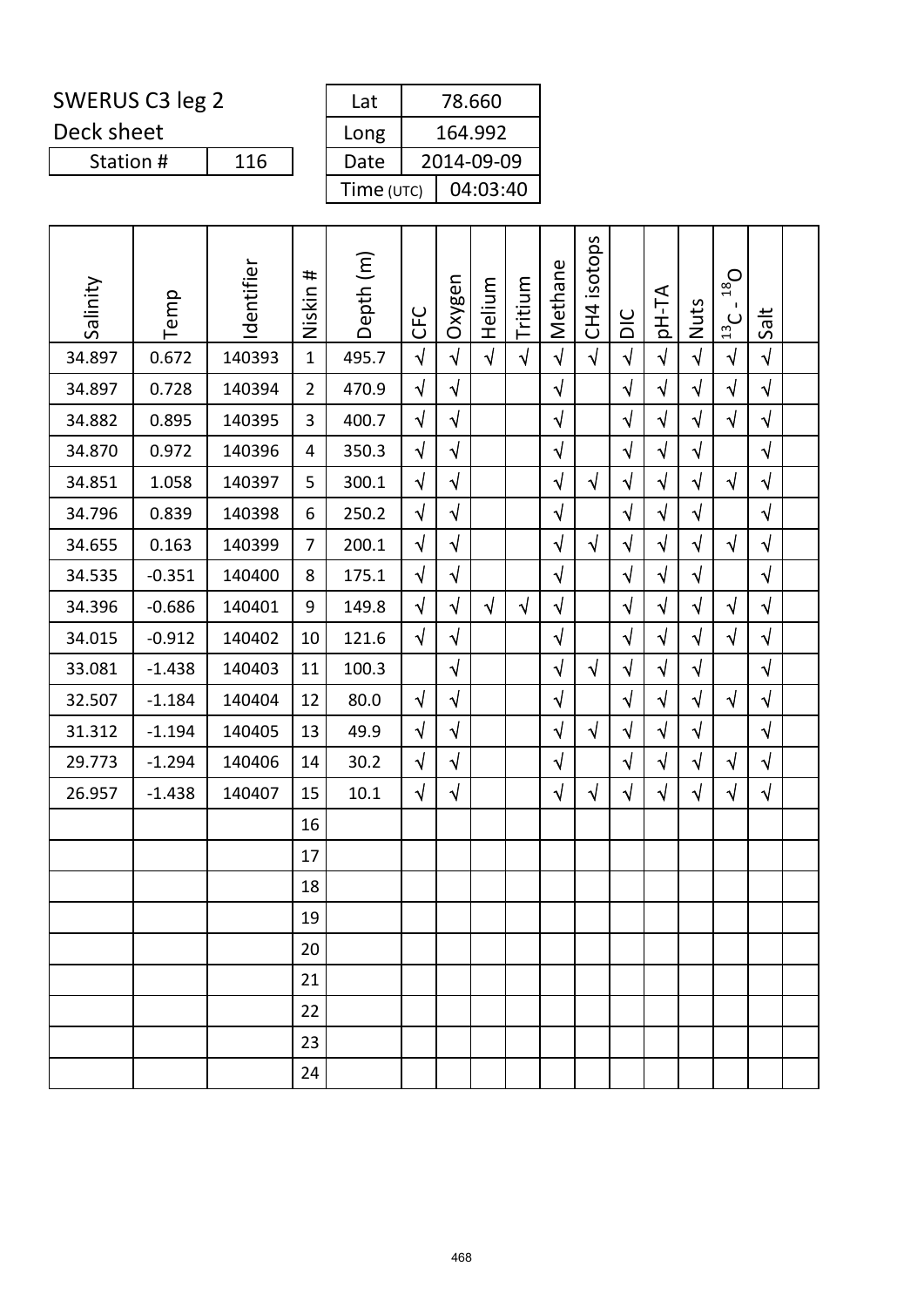SWERUS C3 leg 2

Deck sheet

| Station # | 116 |
|---|---|

| Lat | 78.660 |
|---|---|
| Long | 164.992 |
| Date | 2014-09-09 |
| Time (UTC) | 04:03:40 |

| Salinity | Temp | Identifier | Niskin # | Depth (m) | CFC | Oxygen | Helium | Tritium | Methane | CH4 isotops | DIC | pH-TA | Nuts | $^{13}C$ - $^{18}O$ | Salt | |
|---|---|---|---|---|---|---|---|---|---|---|---|---|---|---|---|---|
| 34.897 | 0.672 | 140393 | 1 | 495.7 | √ | √ | √ | √ | √ | √ | √ | √ | √ | √ | √ | |
| 34.897 | 0.728 | 140394 | 2 | 470.9 | √ | √ | | | √ | | √ | √ | √ | √ | √ | |
| 34.882 | 0.895 | 140395 | 3 | 400.7 | √ | √ | | | √ | | √ | √ | √ | √ | √ | |
| 34.870 | 0.972 | 140396 | 4 | 350.3 | √ | √ | | | √ | | √ | √ | √ | | √ | |
| 34.851 | 1.058 | 140397 | 5 | 300.1 | √ | √ | | | √ | √ | √ | √ | √ | √ | √ | |
| 34.796 | 0.839 | 140398 | 6 | 250.2 | √ | √ | | | √ | | √ | √ | √ | | √ | |
| 34.655 | 0.163 | 140399 | 7 | 200.1 | √ | √ | | | √ | √ | √ | √ | √ | √ | √ | |
| 34.535 | -0.351 | 140400 | 8 | 175.1 | √ | √ | | | √ | | √ | √ | √ | | √ | |
| 34.396 | -0.686 | 140401 | 9 | 149.8 | √ | √ | √ | √ | √ | | √ | √ | √ | √ | √ | |
| 34.015 | -0.912 | 140402 | 10 | 121.6 | √ | √ | | | √ | | √ | √ | √ | √ | √ | |
| 33.081 | -1.438 | 140403 | 11 | 100.3 | | √ | | | √ | √ | √ | √ | √ | | √ | |
| 32.507 | -1.184 | 140404 | 12 | 80.0 | √ | √ | | | √ | | √ | √ | √ | √ | √ | |
| 31.312 | -1.194 | 140405 | 13 | 49.9 | √ | √ | | | √ | √ | √ | √ | √ | | √ | |
| 29.773 | -1.294 | 140406 | 14 | 30.2 | √ | √ | | | √ | | √ | √ | √ | √ | √ | |
| 26.957 | -1.438 | 140407 | 15 | 10.1 | √ | √ | | | √ | √ | √ | √ | √ | √ | √ | |
| | | | 16 | | | | | | | | | | | | | |
| | | | 17 | | | | | | | | | | | | | |
| | | | 18 | | | | | | | | | | | | | |
| | | | 19 | | | | | | | | | | | | | |
| | | | 20 | | | | | | | | | | | | | |
| | | | 21 | | | | | | | | | | | | | |
| | | | 22 | | | | | | | | | | | | | |
| | | | 23 | | | | | | | | | | | | | |
| | | | 24 | | | | | | | | | | | | | |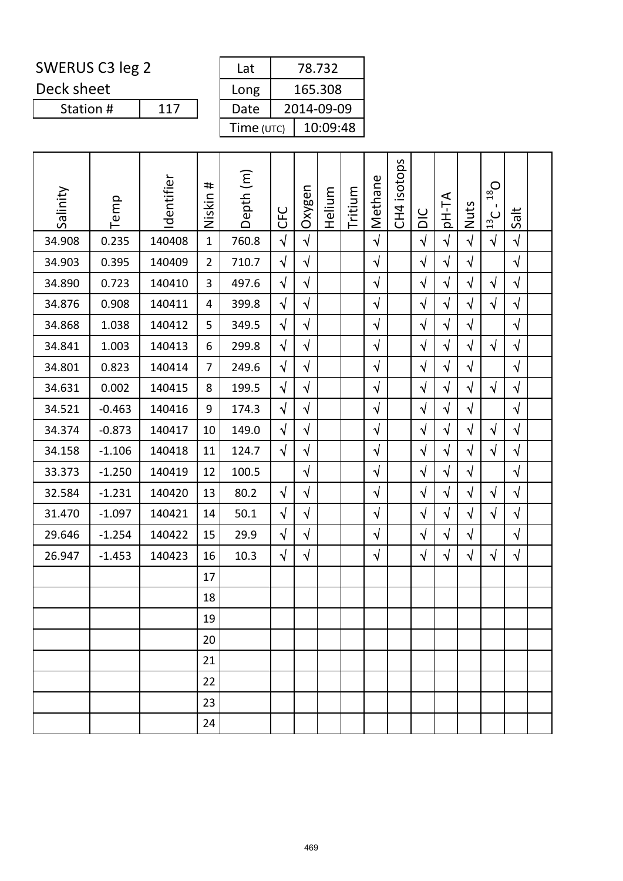SWERUS C3 leg 2

Deck sheet

| Station # | 117 |
|---|---|

| Lat | 78.732 |
|---|---|
| Long | 165.308 |
| Date | 2014-09-09 |
| Time (UTC) | 10:09:48 |

| Salinity | Temp | Identifier | Niskin # | Depth (m) | CFC | Oxygen | Helium | Tritium | Methane | CH4 isotops | DIC | pH-TA | Nuts | $^{13}C$ - $^{18}O$ | Salt | |
|---|---|---|---|---|---|---|---|---|---|---|---|---|---|---|---|---|
| 34.908 | 0.235 | 140408 | 1 | 760.8 | √ | √ | | | √ | | √ | √ | √ | √ | √ | |
| 34.903 | 0.395 | 140409 | 2 | 710.7 | √ | √ | | | √ | | √ | √ | √ | | √ | |
| 34.890 | 0.723 | 140410 | 3 | 497.6 | √ | √ | | | √ | | √ | √ | √ | √ | √ | |
| 34.876 | 0.908 | 140411 | 4 | 399.8 | √ | √ | | | √ | | √ | √ | √ | √ | √ | |
| 34.868 | 1.038 | 140412 | 5 | 349.5 | √ | √ | | | √ | | √ | √ | √ | | √ | |
| 34.841 | 1.003 | 140413 | 6 | 299.8 | √ | √ | | | √ | | √ | √ | √ | √ | √ | |
| 34.801 | 0.823 | 140414 | 7 | 249.6 | √ | √ | | | √ | | √ | √ | √ | | √ | |
| 34.631 | 0.002 | 140415 | 8 | 199.5 | √ | √ | | | √ | | √ | √ | √ | √ | √ | |
| 34.521 | -0.463 | 140416 | 9 | 174.3 | √ | √ | | | √ | | √ | √ | √ | | √ | |
| 34.374 | -0.873 | 140417 | 10 | 149.0 | √ | √ | | | √ | | √ | √ | √ | √ | √ | |
| 34.158 | -1.106 | 140418 | 11 | 124.7 | √ | √ | | | √ | | √ | √ | √ | √ | √ | |
| 33.373 | -1.250 | 140419 | 12 | 100.5 | | √ | | | √ | | √ | √ | √ | | √ | |
| 32.584 | -1.231 | 140420 | 13 | 80.2 | √ | √ | | | √ | | √ | √ | √ | √ | √ | |
| 31.470 | -1.097 | 140421 | 14 | 50.1 | √ | √ | | | √ | | √ | √ | √ | √ | √ | |
| 29.646 | -1.254 | 140422 | 15 | 29.9 | √ | √ | | | √ | | √ | √ | √ | | √ | |
| 26.947 | -1.453 | 140423 | 16 | 10.3 | √ | √ | | | √ | | √ | √ | √ | √ | √ | |
| | | | 17 | | | | | | | | | | | | | |
| | | | 18 | | | | | | | | | | | | | |
| | | | 19 | | | | | | | | | | | | | |
| | | | 20 | | | | | | | | | | | | | |
| | | | 21 | | | | | | | | | | | | | |
| | | | 22 | | | | | | | | | | | | | |
| | | | 23 | | | | | | | | | | | | | |
| | | | 24 | | | | | | | | | | | | | |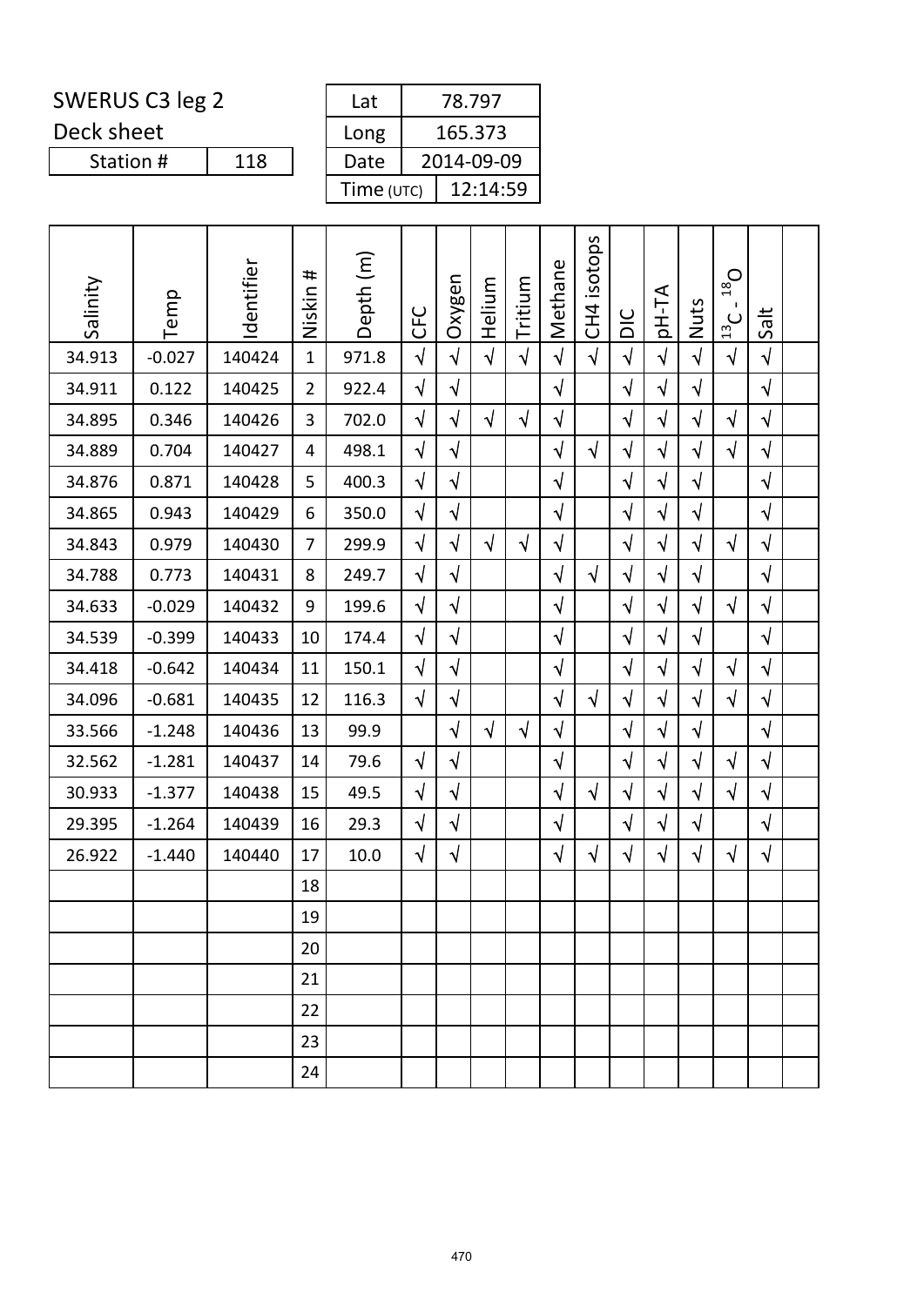SWERUS C3 leg 2

Deck sheet

| Station # | 118 |
|---|---|

| Lat | 78.797 |
|---|---|
| Long | 165.373 |
| Date | 2014-09-09 |
| Time (UTC) | 12:14:59 |

| Salinity | Temp | Identifier | Niskin # | Depth (m) | CFC | Oxygen | Helium | Tritium | Methane | CH4 isotops | DIC | pH-TA | Nuts | $^{13}C$ - $^{18}O$ | Salt | |
|---|---|---|---|---|---|---|---|---|---|---|---|---|---|---|---|---|
| 34.913 | -0.027 | 140424 | 1 | 971.8 | √ | √ | √ | √ | √ | √ | √ | √ | √ | √ | √ | |
| 34.911 | 0.122 | 140425 | 2 | 922.4 | √ | √ | | | √ | | √ | √ | √ | | √ | |
| 34.895 | 0.346 | 140426 | 3 | 702.0 | √ | √ | √ | √ | √ | | √ | √ | √ | √ | √ | |
| 34.889 | 0.704 | 140427 | 4 | 498.1 | √ | √ | | | √ | √ | √ | √ | √ | √ | √ | |
| 34.876 | 0.871 | 140428 | 5 | 400.3 | √ | √ | | | √ | | √ | √ | √ | | √ | |
| 34.865 | 0.943 | 140429 | 6 | 350.0 | √ | √ | | | √ | | √ | √ | √ | | √ | |
| 34.843 | 0.979 | 140430 | 7 | 299.9 | √ | √ | √ | √ | √ | | √ | √ | √ | √ | √ | |
| 34.788 | 0.773 | 140431 | 8 | 249.7 | √ | √ | | | √ | √ | √ | √ | √ | | √ | |
| 34.633 | -0.029 | 140432 | 9 | 199.6 | √ | √ | | | √ | | √ | √ | √ | √ | √ | |
| 34.539 | -0.399 | 140433 | 10 | 174.4 | √ | √ | | | √ | | √ | √ | √ | | √ | |
| 34.418 | -0.642 | 140434 | 11 | 150.1 | √ | √ | | | √ | | √ | √ | √ | √ | √ | |
| 34.096 | -0.681 | 140435 | 12 | 116.3 | √ | √ | | | √ | √ | √ | √ | √ | √ | √ | |
| 33.566 | -1.248 | 140436 | 13 | 99.9 | | √ | √ | √ | √ | | √ | √ | √ | | √ | |
| 32.562 | -1.281 | 140437 | 14 | 79.6 | √ | √ | | | √ | | √ | √ | √ | √ | √ | |
| 30.933 | -1.377 | 140438 | 15 | 49.5 | √ | √ | | | √ | √ | √ | √ | √ | √ | √ | |
| 29.395 | -1.264 | 140439 | 16 | 29.3 | √ | √ | | | √ | | √ | √ | √ | | √ | |
| 26.922 | -1.440 | 140440 | 17 | 10.0 | √ | √ | | | √ | √ | √ | √ | √ | √ | √ | |
| | | | 18 | | | | | | | | | | | | | |
| | | | 19 | | | | | | | | | | | | | |
| | | | 20 | | | | | | | | | | | | | |
| | | | 21 | | | | | | | | | | | | | |
| | | | 22 | | | | | | | | | | | | | |
| | | | 23 | | | | | | | | | | | | | |
| | | | 24 | | | | | | | | | | | | | |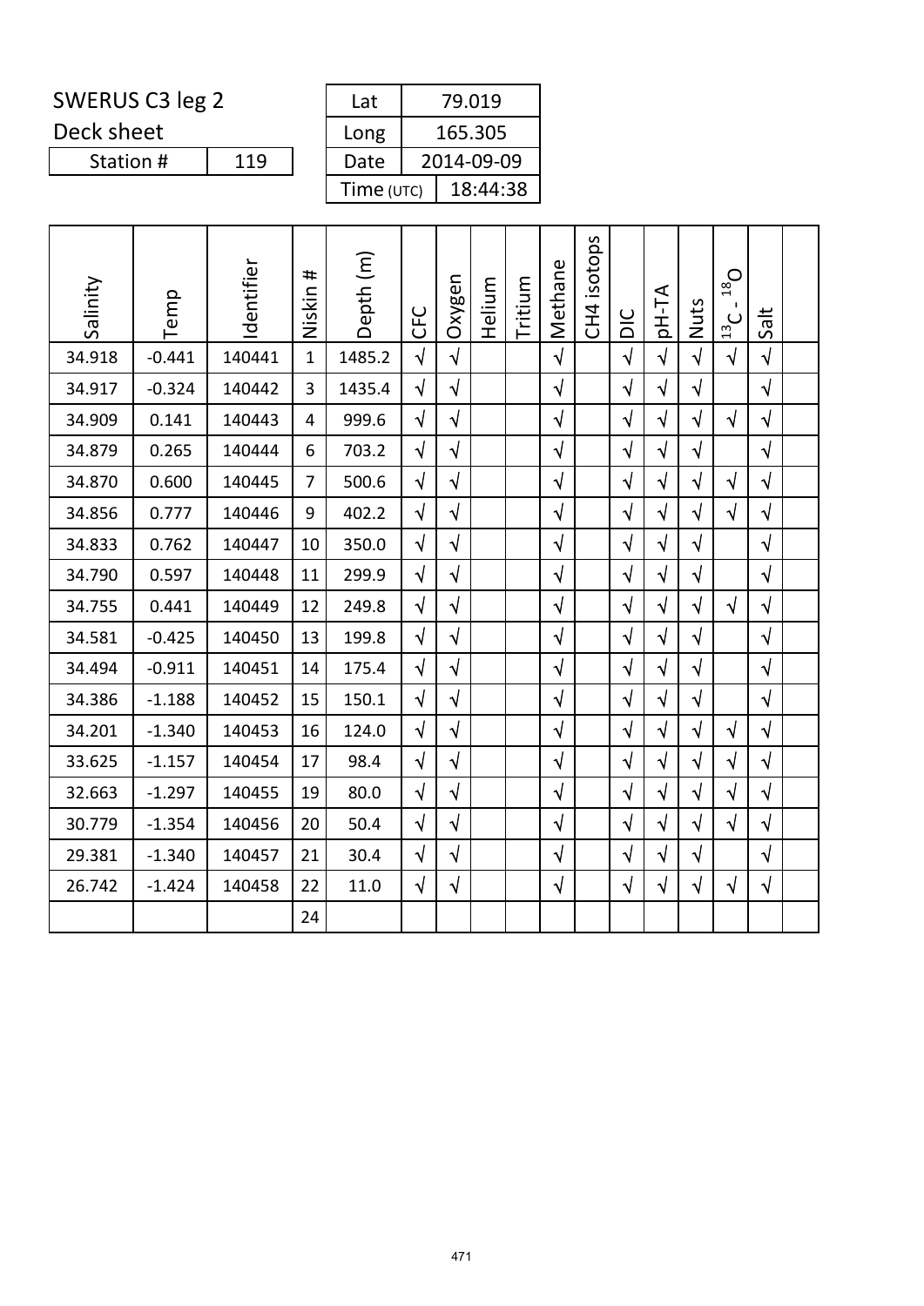SWERUS C3 leg 2

Deck sheet

| Station # | 119 |
|---|---|

| Lat | 79.019 |
|---|---|
| Long | 165.305 |
| Date | 2014-09-09 |
| Time (UTC) | 18:44:38 |

| Salinity | Temp | Identifier | Niskin # | Depth (m) | CFC | Oxygen | Helium | Tritium | Methane | CH4 isotops | DIC | pH-TA | Nuts | $^{13}C$ - $^{18}O$ | Salt | |
|---|---|---|---|---|---|---|---|---|---|---|---|---|---|---|---|---|
| 34.918 | -0.441 | 140441 | 1 | 1485.2 | √ | √ | | | √ | | √ | √ | √ | √ | √ | |
| 34.917 | -0.324 | 140442 | 3 | 1435.4 | √ | √ | | | √ | | √ | √ | √ | | √ | |
| 34.909 | 0.141 | 140443 | 4 | 999.6 | √ | √ | | | √ | | √ | √ | √ | √ | √ | |
| 34.879 | 0.265 | 140444 | 6 | 703.2 | √ | √ | | | √ | | √ | √ | √ | | √ | |
| 34.870 | 0.600 | 140445 | 7 | 500.6 | √ | √ | | | √ | | √ | √ | √ | √ | √ | |
| 34.856 | 0.777 | 140446 | 9 | 402.2 | √ | √ | | | √ | | √ | √ | √ | √ | √ | |
| 34.833 | 0.762 | 140447 | 10 | 350.0 | √ | √ | | | √ | | √ | √ | √ | | √ | |
| 34.790 | 0.597 | 140448 | 11 | 299.9 | √ | √ | | | √ | | √ | √ | √ | | √ | |
| 34.755 | 0.441 | 140449 | 12 | 249.8 | √ | √ | | | √ | | √ | √ | √ | √ | √ | |
| 34.581 | -0.425 | 140450 | 13 | 199.8 | √ | √ | | | √ | | √ | √ | √ | | √ | |
| 34.494 | -0.911 | 140451 | 14 | 175.4 | √ | √ | | | √ | | √ | √ | √ | | √ | |
| 34.386 | -1.188 | 140452 | 15 | 150.1 | √ | √ | | | √ | | √ | √ | √ | | √ | |
| 34.201 | -1.340 | 140453 | 16 | 124.0 | √ | √ | | | √ | | √ | √ | √ | √ | √ | |
| 33.625 | -1.157 | 140454 | 17 | 98.4 | √ | √ | | | √ | | √ | √ | √ | √ | √ | |
| 32.663 | -1.297 | 140455 | 19 | 80.0 | √ | √ | | | √ | | √ | √ | √ | √ | √ | |
| 30.779 | -1.354 | 140456 | 20 | 50.4 | √ | √ | | | √ | | √ | √ | √ | √ | √ | |
| 29.381 | -1.340 | 140457 | 21 | 30.4 | √ | √ | | | √ | | √ | √ | √ | | √ | |
| 26.742 | -1.424 | 140458 | 22 | 11.0 | √ | √ | | | √ | | √ | √ | √ | √ | √ | |
| | | | 24 | | | | | | | | | | | | | |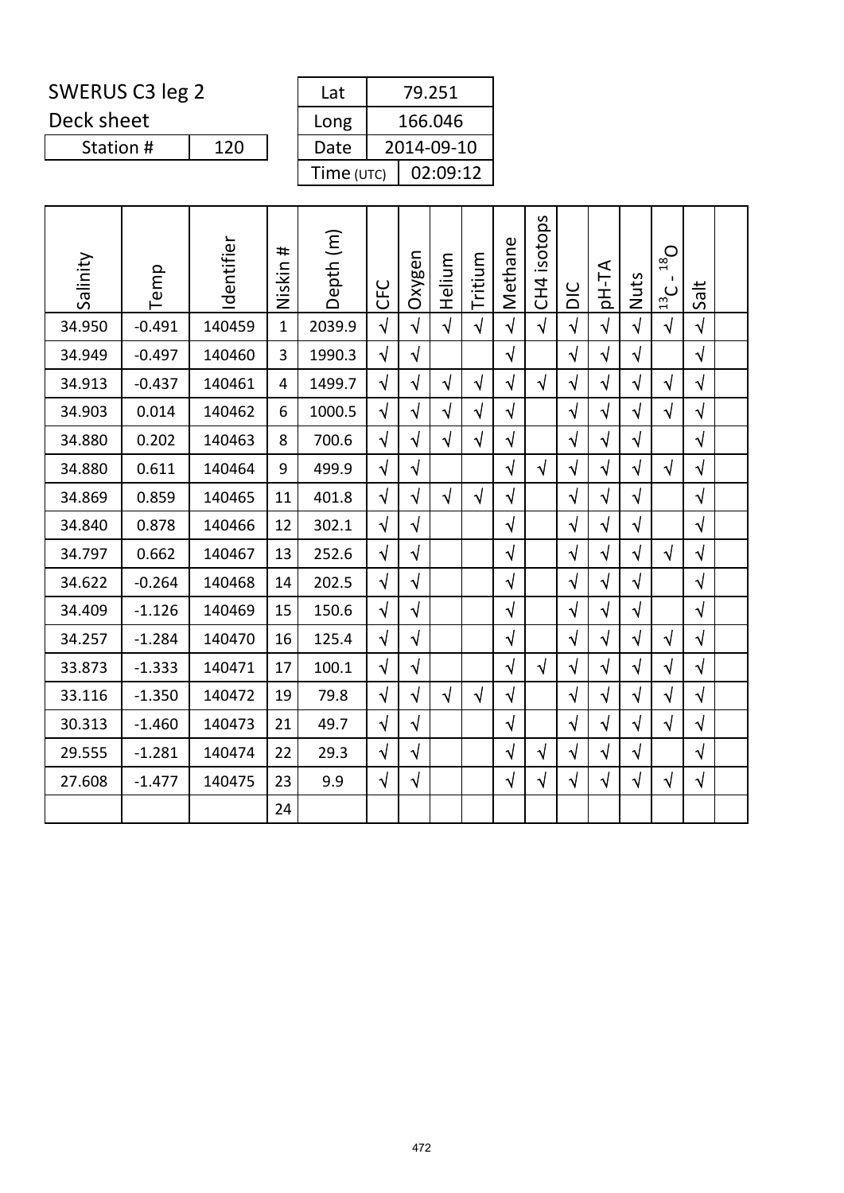SWERUS C3 leg 2

Deck sheet

| Station # | 120 |
|---|---|

| Lat | 79.251 |
|---|---|
| Long | 166.046 |
| Date | 2014-09-10 |
| Time (UTC) | 02:09:12 |

| Salinity | Temp | Identifier | Niskin # | Depth (m) | CFC | Oxygen | Helium | Tritium | Methane | CH4 isotops | DIC | pH-TA | Nuts | $^{13}C$ - $^{18}O$ | Salt | |
|---|---|---|---|---|---|---|---|---|---|---|---|---|---|---|---|---|
| 34.950 | -0.491 | 140459 | 1 | 2039.9 | √ | √ | √ | √ | √ | √ | √ | √ | √ | √ | √ | |
| 34.949 | -0.497 | 140460 | 3 | 1990.3 | √ | √ | | | √ | | √ | √ | √ | | √ | |
| 34.913 | -0.437 | 140461 | 4 | 1499.7 | √ | √ | √ | √ | √ | √ | √ | √ | √ | √ | √ | |
| 34.903 | 0.014 | 140462 | 6 | 1000.5 | √ | √ | √ | √ | √ | | √ | √ | √ | √ | √ | |
| 34.880 | 0.202 | 140463 | 8 | 700.6 | √ | √ | √ | √ | √ | | √ | √ | √ | | √ | |
| 34.880 | 0.611 | 140464 | 9 | 499.9 | √ | √ | | | √ | √ | √ | √ | √ | √ | √ | |
| 34.869 | 0.859 | 140465 | 11 | 401.8 | √ | √ | √ | √ | √ | | √ | √ | √ | | √ | |
| 34.840 | 0.878 | 140466 | 12 | 302.1 | √ | √ | | | √ | | √ | √ | √ | | √ | |
| 34.797 | 0.662 | 140467 | 13 | 252.6 | √ | √ | | | √ | | √ | √ | √ | √ | √ | |
| 34.622 | -0.264 | 140468 | 14 | 202.5 | √ | √ | | | √ | | √ | √ | √ | | √ | |
| 34.409 | -1.126 | 140469 | 15 | 150.6 | √ | √ | | | √ | | √ | √ | √ | | √ | |
| 34.257 | -1.284 | 140470 | 16 | 125.4 | √ | √ | | | √ | | √ | √ | √ | √ | √ | |
| 33.873 | -1.333 | 140471 | 17 | 100.1 | √ | √ | | | √ | √ | √ | √ | √ | √ | √ | |
| 33.116 | -1.350 | 140472 | 19 | 79.8 | √ | √ | √ | √ | √ | | √ | √ | √ | √ | √ | |
| 30.313 | -1.460 | 140473 | 21 | 49.7 | √ | √ | | | √ | | √ | √ | √ | √ | √ | |
| 29.555 | -1.281 | 140474 | 22 | 29.3 | √ | √ | | | √ | √ | √ | √ | √ | | √ | |
| 27.608 | -1.477 | 140475 | 23 | 9.9 | √ | √ | | | √ | √ | √ | √ | √ | √ | √ | |
| | | | 24 | | | | | | | | | | | | | |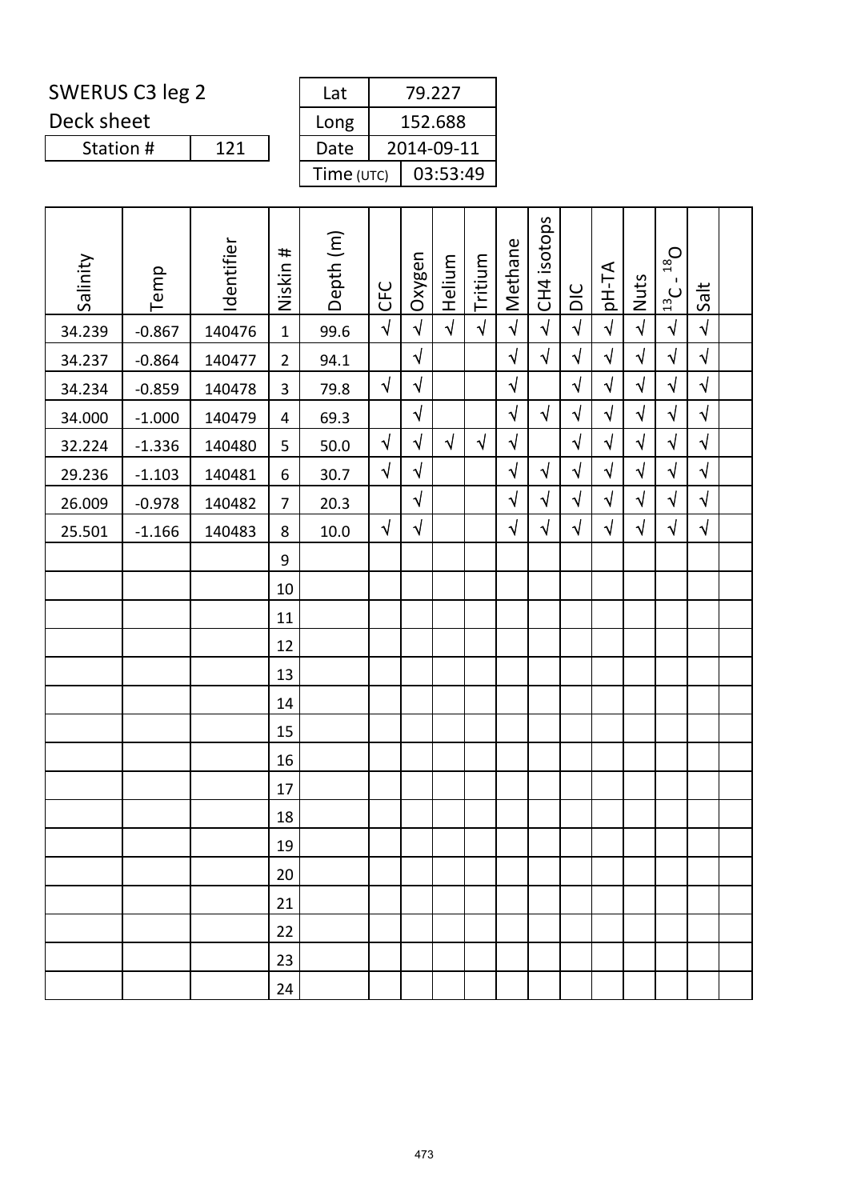SWERUS C3 leg 2

Deck sheet

| Station # | 121 |
|---|---|

| Lat | 79.227 |
|---|---|
| Long | 152.688 |
| Date | 2014-09-11 |
| Time (UTC) | 03:53:49 |

| Salinity | Temp | Identifier | Niskin # | Depth (m) | CFC | Oxygen | Helium | Tritium | Methane | CH4 isotops | DIC | pH-TA | Nuts | $^{13}C$ - $^{18}O$ | Salt | |
|---|---|---|---|---|---|---|---|---|---|---|---|---|---|---|---|---|
| 34.239 | -0.867 | 140476 | 1 | 99.6 | √ | √ | √ | √ | √ | √ | √ | √ | √ | √ | √ | |
| 34.237 | -0.864 | 140477 | 2 | 94.1 | | √ | | | √ | √ | √ | √ | √ | √ | √ | |
| 34.234 | -0.859 | 140478 | 3 | 79.8 | √ | √ | | | √ | | √ | √ | √ | √ | √ | |
| 34.000 | -1.000 | 140479 | 4 | 69.3 | | √ | | | √ | √ | √ | √ | √ | √ | √ | |
| 32.224 | -1.336 | 140480 | 5 | 50.0 | √ | √ | √ | √ | √ | | √ | √ | √ | √ | √ | |
| 29.236 | -1.103 | 140481 | 6 | 30.7 | √ | √ | | | √ | √ | √ | √ | √ | √ | √ | |
| 26.009 | -0.978 | 140482 | 7 | 20.3 | | √ | | | √ | √ | √ | √ | √ | √ | √ | |
| 25.501 | -1.166 | 140483 | 8 | 10.0 | √ | √ | | | √ | √ | √ | √ | √ | √ | √ | |
| | | | 9 | | | | | | | | | | | | | |
| | | | 10 | | | | | | | | | | | | | |
| | | | 11 | | | | | | | | | | | | | |
| | | | 12 | | | | | | | | | | | | | |
| | | | 13 | | | | | | | | | | | | | |
| | | | 14 | | | | | | | | | | | | | |
| | | | 15 | | | | | | | | | | | | | |
| | | | 16 | | | | | | | | | | | | | |
| | | | 17 | | | | | | | | | | | | | |
| | | | 18 | | | | | | | | | | | | | |
| | | | 19 | | | | | | | | | | | | | |
| | | | 20 | | | | | | | | | | | | | |
| | | | 21 | | | | | | | | | | | | | |
| | | | 22 | | | | | | | | | | | | | |
| | | | 23 | | | | | | | | | | | | | |
| | | | 24 | | | | | | | | | | | | | |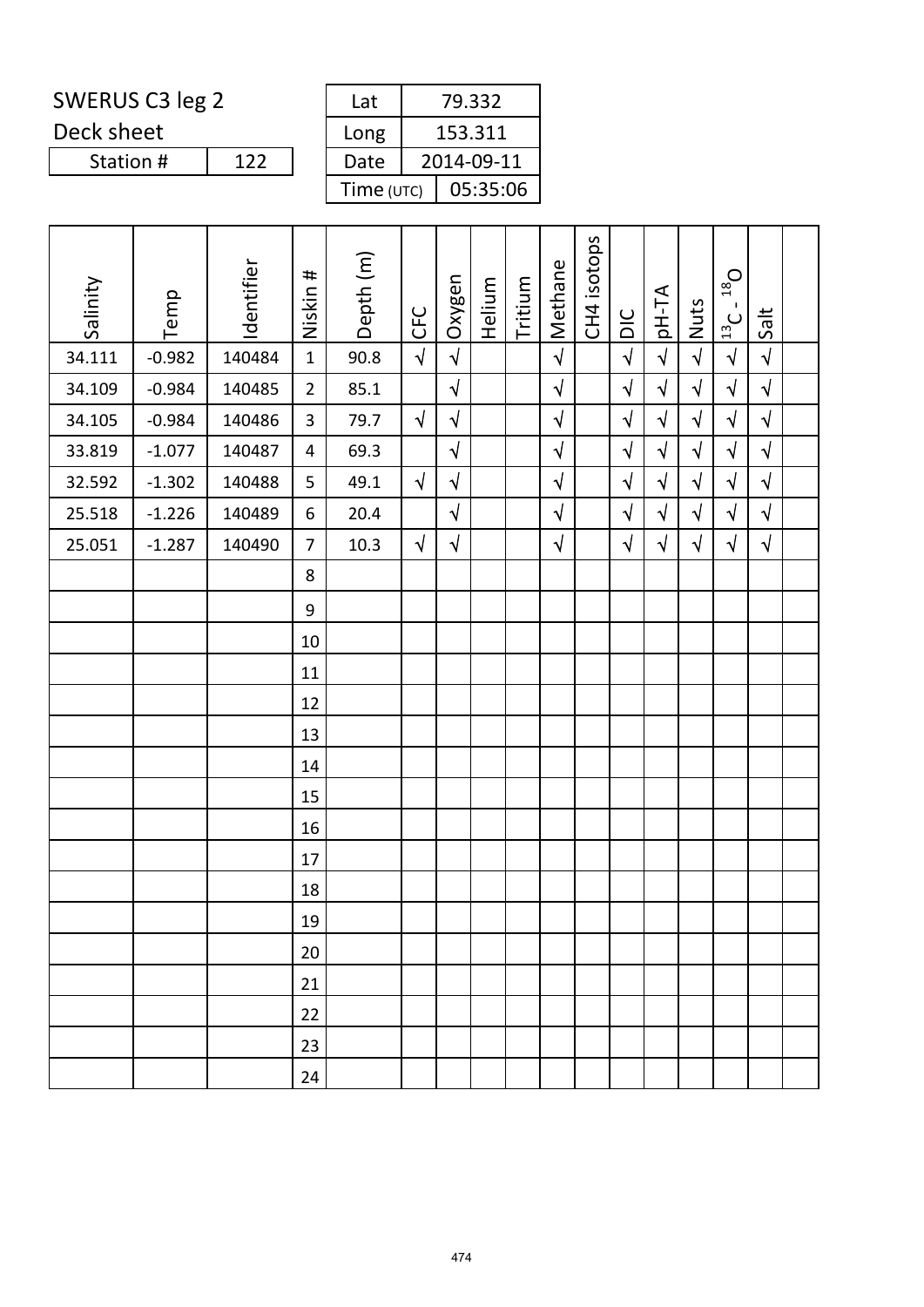SWERUS C3 leg 2

Deck sheet

| Station # | 122 |
|---|---|

| Lat | 79.332 |
|---|---|
| Long | 153.311 |
| Date | 2014-09-11 |
| Time (UTC) | 05:35:06 |

| Salinity | Temp | Identifier | Niskin # | Depth (m) | CFC | Oxygen | Helium | Tritium | Methane | CH4 isotops | DIC | pH-TA | Nuts | $^{13}C$ - $^{18}O$ | Salt | |
|---|---|---|---|---|---|---|---|---|---|---|---|---|---|---|---|---|
| 34.111 | -0.982 | 140484 | 1 | 90.8 | √ | √ | | | √ | | √ | √ | √ | √ | √ | |
| 34.109 | -0.984 | 140485 | 2 | 85.1 | | √ | | | √ | | √ | √ | √ | √ | √ | |
| 34.105 | -0.984 | 140486 | 3 | 79.7 | √ | √ | | | √ | | √ | √ | √ | √ | √ | |
| 33.819 | -1.077 | 140487 | 4 | 69.3 | | √ | | | √ | | √ | √ | √ | √ | √ | |
| 32.592 | -1.302 | 140488 | 5 | 49.1 | √ | √ | | | √ | | √ | √ | √ | √ | √ | |
| 25.518 | -1.226 | 140489 | 6 | 20.4 | | √ | | | √ | | √ | √ | √ | √ | √ | |
| 25.051 | -1.287 | 140490 | 7 | 10.3 | √ | √ | | | √ | | √ | √ | √ | √ | √ | |
| | | | 8 | | | | | | | | | | | | | |
| | | | 9 | | | | | | | | | | | | | |
| | | | 10 | | | | | | | | | | | | | |
| | | | 11 | | | | | | | | | | | | | |
| | | | 12 | | | | | | | | | | | | | |
| | | | 13 | | | | | | | | | | | | | |
| | | | 14 | | | | | | | | | | | | | |
| | | | 15 | | | | | | | | | | | | | |
| | | | 16 | | | | | | | | | | | | | |
| | | | 17 | | | | | | | | | | | | | |
| | | | 18 | | | | | | | | | | | | | |
| | | | 19 | | | | | | | | | | | | | |
| | | | 20 | | | | | | | | | | | | | |
| | | | 21 | | | | | | | | | | | | | |
| | | | 22 | | | | | | | | | | | | | |
| | | | 23 | | | | | | | | | | | | | |
| | | | 24 | | | | | | | | | | | | | |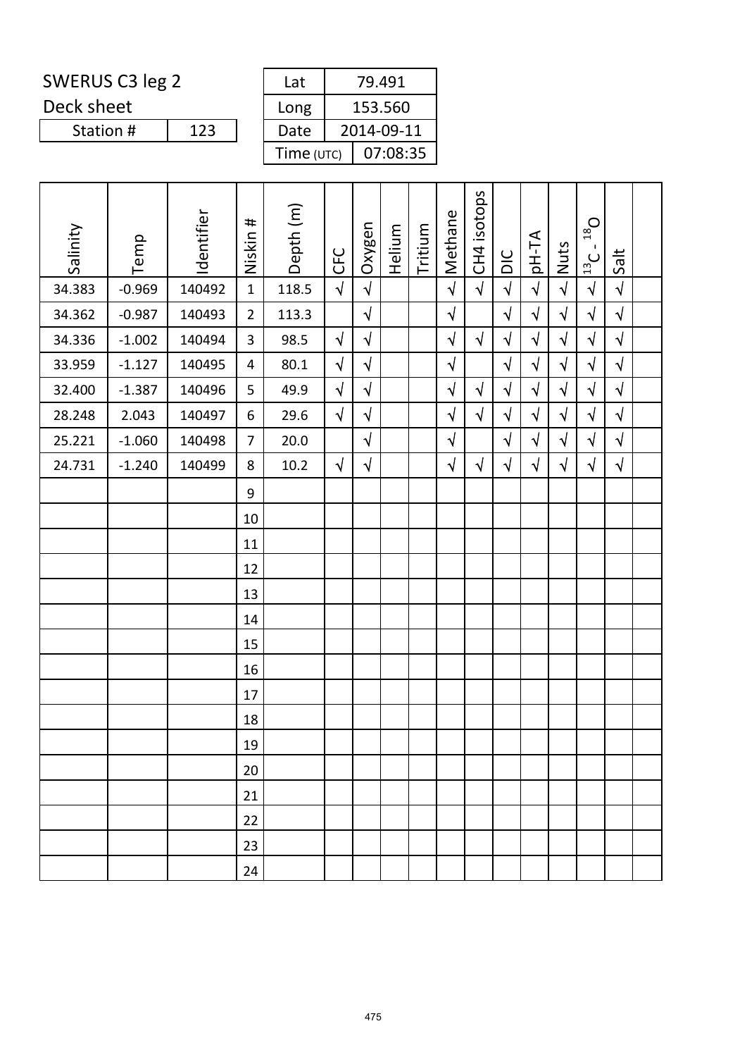SWERUS C3 leg 2

Deck sheet

| Station # | 123 |
|---|---|

| Lat | 79.491 |
|---|---|
| Long | 153.560 |
| Date | 2014-09-11 |
| Time (UTC) | 07:08:35 |

| Salinity | Temp | Identifier | Niskin # | Depth (m) | CFC | Oxygen | Helium | Tritium | Methane | CH4 isotops | DIC | pH-TA | Nuts | $^{13}C$ - $^{18}O$ | Salt | |
|---|---|---|---|---|---|---|---|---|---|---|---|---|---|---|---|---|
| 34.383 | -0.969 | 140492 | 1 | 118.5 | √ | √ | | | √ | √ | √ | √ | √ | √ | √ | |
| 34.362 | -0.987 | 140493 | 2 | 113.3 | | √ | | | √ | | √ | √ | √ | √ | √ | |
| 34.336 | -1.002 | 140494 | 3 | 98.5 | √ | √ | | | √ | √ | √ | √ | √ | √ | √ | |
| 33.959 | -1.127 | 140495 | 4 | 80.1 | √ | √ | | | √ | | √ | √ | √ | √ | √ | |
| 32.400 | -1.387 | 140496 | 5 | 49.9 | √ | √ | | | √ | √ | √ | √ | √ | √ | √ | |
| 28.248 | 2.043 | 140497 | 6 | 29.6 | √ | √ | | | √ | √ | √ | √ | √ | √ | √ | |
| 25.221 | -1.060 | 140498 | 7 | 20.0 | | √ | | | √ | | √ | √ | √ | √ | √ | |
| 24.731 | -1.240 | 140499 | 8 | 10.2 | √ | √ | | | √ | √ | √ | √ | √ | √ | √ | |
| | | | 9 | | | | | | | | | | | | | |
| | | | 10 | | | | | | | | | | | | | |
| | | | 11 | | | | | | | | | | | | | |
| | | | 12 | | | | | | | | | | | | | |
| | | | 13 | | | | | | | | | | | | | |
| | | | 14 | | | | | | | | | | | | | |
| | | | 15 | | | | | | | | | | | | | |
| | | | 16 | | | | | | | | | | | | | |
| | | | 17 | | | | | | | | | | | | | |
| | | | 18 | | | | | | | | | | | | | |
| | | | 19 | | | | | | | | | | | | | |
| | | | 20 | | | | | | | | | | | | | |
| | | | 21 | | | | | | | | | | | | | |
| | | | 22 | | | | | | | | | | | | | |
| | | | 23 | | | | | | | | | | | | | |
| | | | 24 | | | | | | | | | | | | | |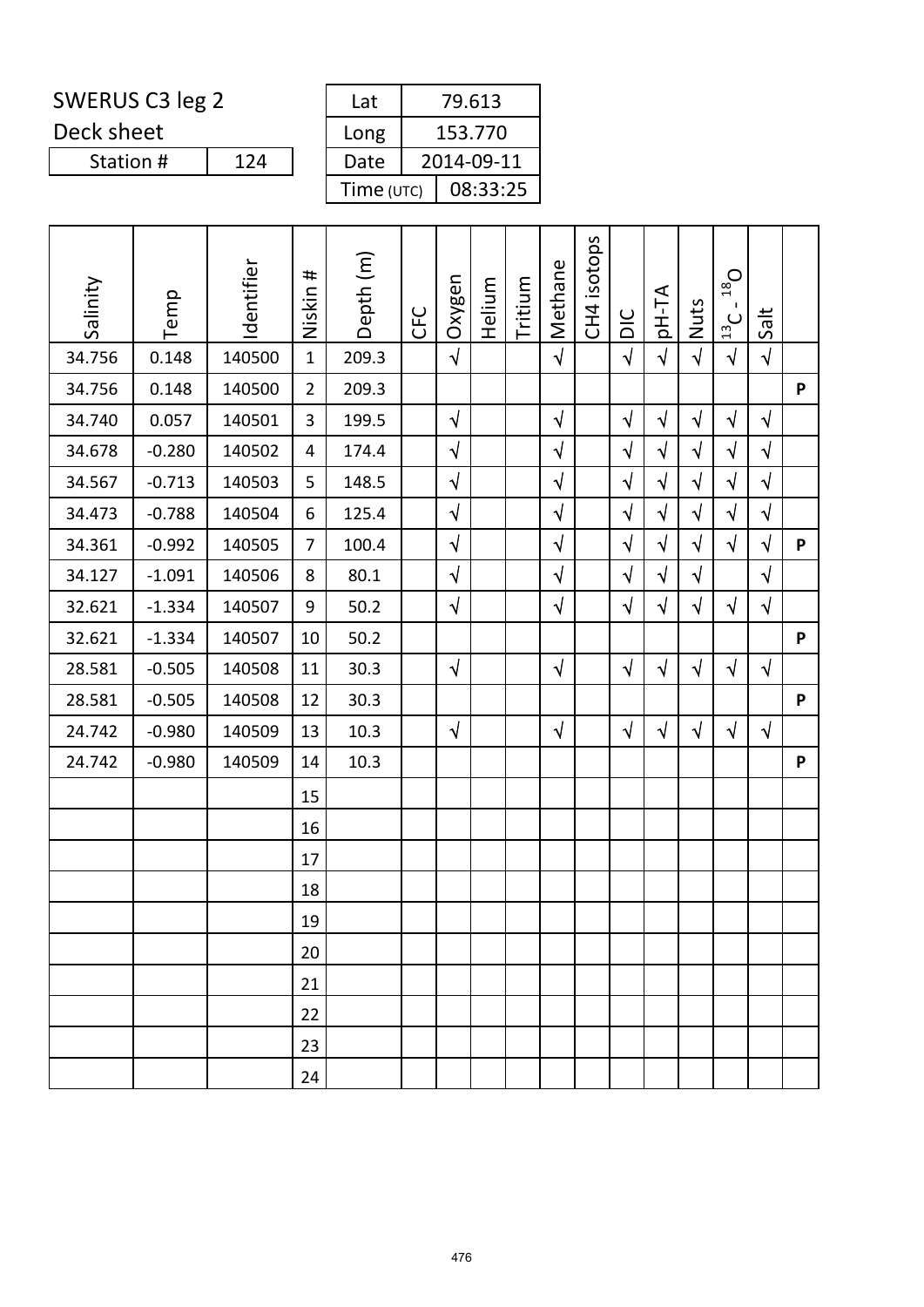SWERUS C3 leg 2

Deck sheet

| Station # | 124 |
|---|---|

| Lat | 79.613 |
|---|---|
| Long | 153.770 |
| Date | 2014-09-11 |
| Time (UTC) | 08:33:25 |

| Salinity | Temp | Identifier | Niskin # | Depth (m) | CFC | Oxygen | Helium | Tritium | Methane | CH4 isotops | DIC | pH-TA | Nuts | $^{13}C$ - $^{18}O$ | Salt | |
|---|---|---|---|---|---|---|---|---|---|---|---|---|---|---|---|---|
| 34.756 | 0.148 | 140500 | 1 | 209.3 | | √ | | | √ | | √ | √ | √ | √ | √ | |
| 34.756 | 0.148 | 140500 | 2 | 209.3 | | | | | | | | | | | | P |
| 34.740 | 0.057 | 140501 | 3 | 199.5 | | √ | | | √ | | √ | √ | √ | √ | √ | |
| 34.678 | -0.280 | 140502 | 4 | 174.4 | | √ | | | √ | | √ | √ | √ | √ | √ | |
| 34.567 | -0.713 | 140503 | 5 | 148.5 | | √ | | | √ | | √ | √ | √ | √ | √ | |
| 34.473 | -0.788 | 140504 | 6 | 125.4 | | √ | | | √ | | √ | √ | √ | √ | √ | |
| 34.361 | -0.992 | 140505 | 7 | 100.4 | | √ | | | √ | | √ | √ | √ | √ | √ | P |
| 34.127 | -1.091 | 140506 | 8 | 80.1 | | √ | | | √ | | √ | √ | √ | | √ | |
| 32.621 | -1.334 | 140507 | 9 | 50.2 | | √ | | | √ | | √ | √ | √ | √ | √ | |
| 32.621 | -1.334 | 140507 | 10 | 50.2 | | | | | | | | | | | | P |
| 28.581 | -0.505 | 140508 | 11 | 30.3 | | √ | | | √ | | √ | √ | √ | √ | √ | |
| 28.581 | -0.505 | 140508 | 12 | 30.3 | | | | | | | | | | | | P |
| 24.742 | -0.980 | 140509 | 13 | 10.3 | | √ | | | √ | | √ | √ | √ | √ | √ | |
| 24.742 | -0.980 | 140509 | 14 | 10.3 | | | | | | | | | | | | P |
| | | | 15 | | | | | | | | | | | | | |
| | | | 16 | | | | | | | | | | | | | |
| | | | 17 | | | | | | | | | | | | | |
| | | | 18 | | | | | | | | | | | | | |
| | | | 19 | | | | | | | | | | | | | |
| | | | 20 | | | | | | | | | | | | | |
| | | | 21 | | | | | | | | | | | | | |
| | | | 22 | | | | | | | | | | | | | |
| | | | 23 | | | | | | | | | | | | | |
| | | | 24 | | | | | | | | | | | | | |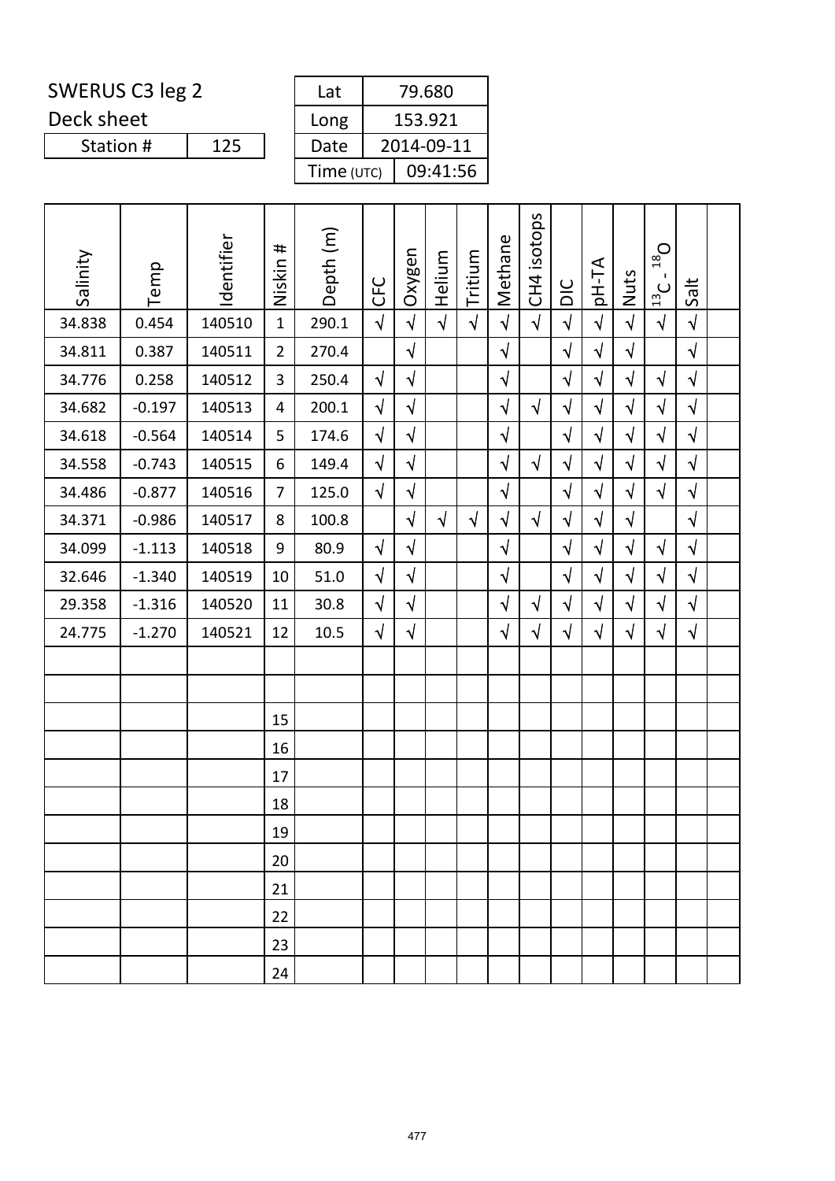SWERUS C3 leg 2

Deck sheet

| Station # | 125 |
|---|---|

| Lat | 79.680 |
|---|---|
| Long | 153.921 |
| Date | 2014-09-11 |
| Time (UTC) | 09:41:56 |

| Salinity | Temp | Identifier | Niskin # | Depth (m) | CFC | Oxygen | Helium | Tritium | Methane | CH4 isotops | DIC | pH-TA | Nuts | $^{13}C$ - $^{18}O$ | Salt | |
|---|---|---|---|---|---|---|---|---|---|---|---|---|---|---|---|---|
| 34.838 | 0.454 | 140510 | 1 | 290.1 | √ | √ | √ | √ | √ | √ | √ | √ | √ | √ | √ | |
| 34.811 | 0.387 | 140511 | 2 | 270.4 | | √ | | | √ | | √ | √ | √ | | √ | |
| 34.776 | 0.258 | 140512 | 3 | 250.4 | √ | √ | | | √ | | √ | √ | √ | √ | √ | |
| 34.682 | -0.197 | 140513 | 4 | 200.1 | √ | √ | | | √ | √ | √ | √ | √ | √ | √ | |
| 34.618 | -0.564 | 140514 | 5 | 174.6 | √ | √ | | | √ | | √ | √ | √ | √ | √ | |
| 34.558 | -0.743 | 140515 | 6 | 149.4 | √ | √ | | | √ | √ | √ | √ | √ | √ | √ | |
| 34.486 | -0.877 | 140516 | 7 | 125.0 | √ | √ | | | √ | | √ | √ | √ | √ | √ | |
| 34.371 | -0.986 | 140517 | 8 | 100.8 | | √ | √ | √ | √ | √ | √ | √ | √ | | √ | |
| 34.099 | -1.113 | 140518 | 9 | 80.9 | √ | √ | | | √ | | √ | √ | √ | √ | √ | |
| 32.646 | -1.340 | 140519 | 10 | 51.0 | √ | √ | | | √ | | √ | √ | √ | √ | √ | |
| 29.358 | -1.316 | 140520 | 11 | 30.8 | √ | √ | | | √ | √ | √ | √ | √ | √ | √ | |
| 24.775 | -1.270 | 140521 | 12 | 10.5 | √ | √ | | | √ | √ | √ | √ | √ | √ | √ | |
| | | | | | | | | | | | | | | | | |
| | | | | | | | | | | | | | | | | |
| | | | 15 | | | | | | | | | | | | | |
| | | | 16 | | | | | | | | | | | | | |
| | | | 17 | | | | | | | | | | | | | |
| | | | 18 | | | | | | | | | | | | | |
| | | | 19 | | | | | | | | | | | | | |
| | | | 20 | | | | | | | | | | | | | |
| | | | 21 | | | | | | | | | | | | | |
| | | | 22 | | | | | | | | | | | | | |
| | | | 23 | | | | | | | | | | | | | |
| | | | 24 | | | | | | | | | | | | | |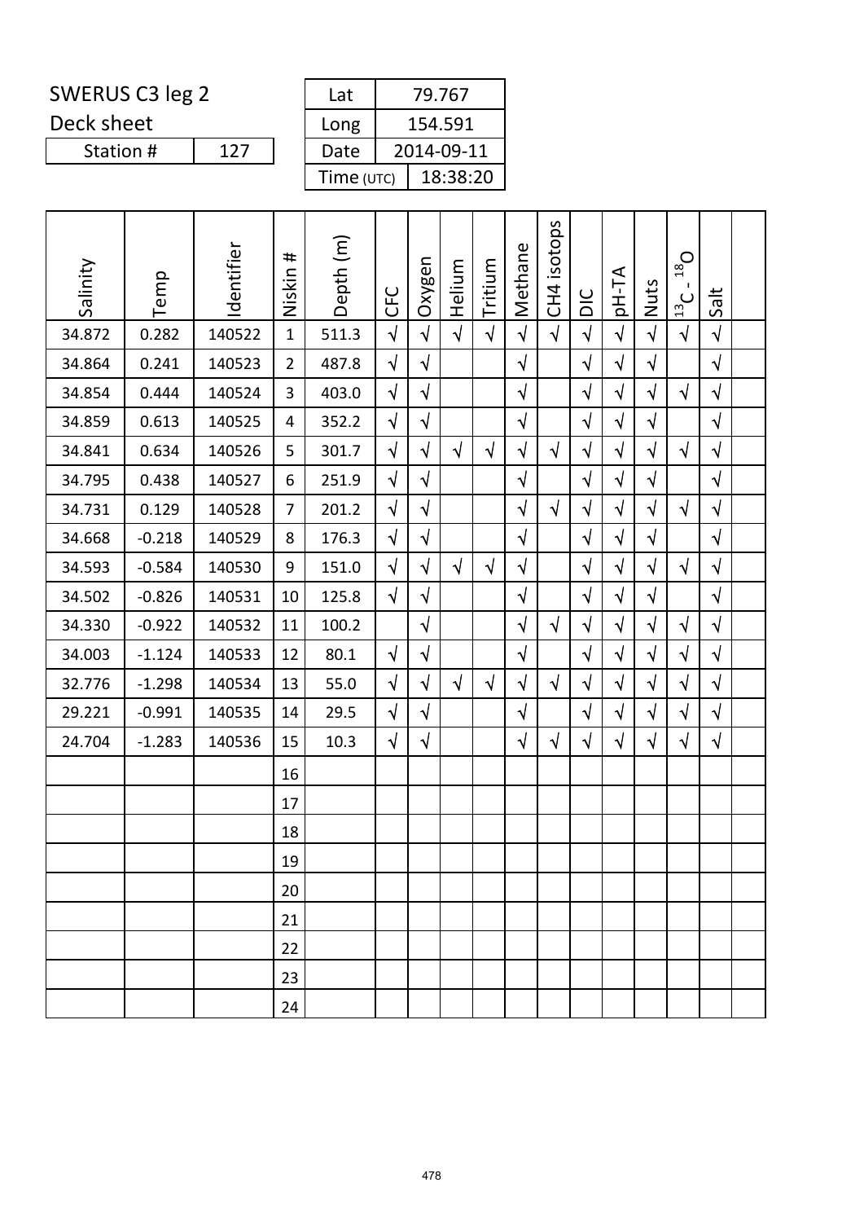SWERUS C3 leg 2

Deck sheet

| Station # | 127 |
|---|---|

| Lat | 79.767 |
|---|---|
| Long | 154.591 |
| Date | 2014-09-11 |
| Time (UTC) | 18:38:20 |

| Salinity | Temp | Identifier | Niskin # | Depth (m) | CFC | Oxygen | Helium | Tritium | Methane | CH4 isotops | DIC | pH-TA | Nuts | $^{13}C$ - $^{18}O$ | Salt | |
|---|---|---|---|---|---|---|---|---|---|---|---|---|---|---|---|---|
| 34.872 | 0.282 | 140522 | 1 | 511.3 | √ | √ | √ | √ | √ | √ | √ | √ | √ | √ | √ | |
| 34.864 | 0.241 | 140523 | 2 | 487.8 | √ | √ | | | √ | | √ | √ | √ | | √ | |
| 34.854 | 0.444 | 140524 | 3 | 403.0 | √ | √ | | | √ | | √ | √ | √ | √ | √ | |
| 34.859 | 0.613 | 140525 | 4 | 352.2 | √ | √ | | | √ | | √ | √ | √ | | √ | |
| 34.841 | 0.634 | 140526 | 5 | 301.7 | √ | √ | √ | √ | √ | √ | √ | √ | √ | √ | √ | |
| 34.795 | 0.438 | 140527 | 6 | 251.9 | √ | √ | | | √ | | √ | √ | √ | | √ | |
| 34.731 | 0.129 | 140528 | 7 | 201.2 | √ | √ | | | √ | √ | √ | √ | √ | √ | √ | |
| 34.668 | -0.218 | 140529 | 8 | 176.3 | √ | √ | | | √ | | √ | √ | √ | | √ | |
| 34.593 | -0.584 | 140530 | 9 | 151.0 | √ | √ | √ | √ | √ | | √ | √ | √ | √ | √ | |
| 34.502 | -0.826 | 140531 | 10 | 125.8 | √ | √ | | | √ | | √ | √ | √ | | √ | |
| 34.330 | -0.922 | 140532 | 11 | 100.2 | | √ | | | √ | √ | √ | √ | √ | √ | √ | |
| 34.003 | -1.124 | 140533 | 12 | 80.1 | √ | √ | | | √ | | √ | √ | √ | √ | √ | |
| 32.776 | -1.298 | 140534 | 13 | 55.0 | √ | √ | √ | √ | √ | √ | √ | √ | √ | √ | √ | |
| 29.221 | -0.991 | 140535 | 14 | 29.5 | √ | √ | | | √ | | √ | √ | √ | √ | √ | |
| 24.704 | -1.283 | 140536 | 15 | 10.3 | √ | √ | | | √ | √ | √ | √ | √ | √ | √ | |
| | | | 16 | | | | | | | | | | | | | |
| | | | 17 | | | | | | | | | | | | | |
| | | | 18 | | | | | | | | | | | | | |
| | | | 19 | | | | | | | | | | | | | |
| | | | 20 | | | | | | | | | | | | | |
| | | | 21 | | | | | | | | | | | | | |
| | | | 22 | | | | | | | | | | | | | |
| | | | 23 | | | | | | | | | | | | | |
| | | | 24 | | | | | | | | | | | | | |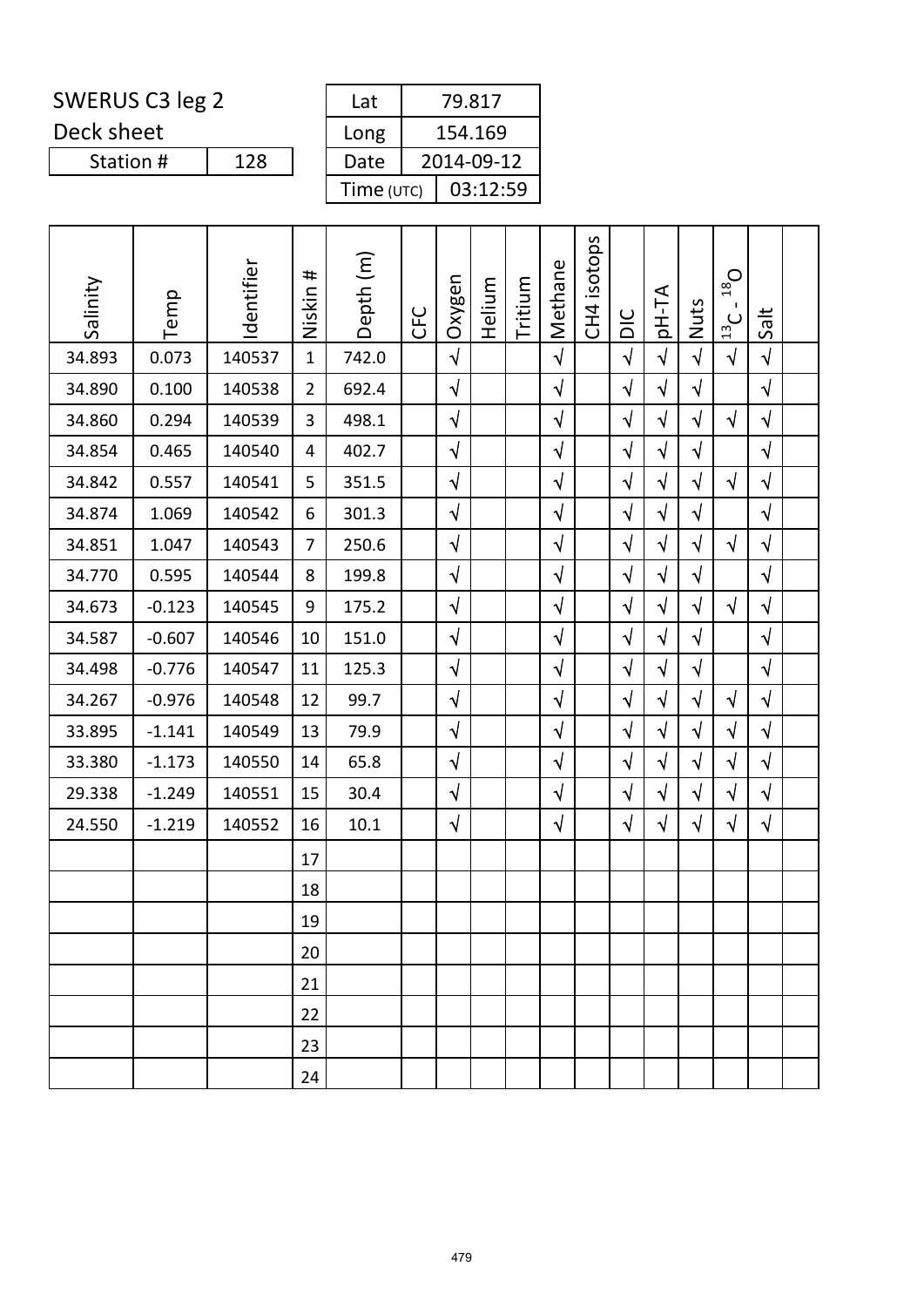SWERUS C3 leg 2

Deck sheet

| Station # | 128 |
|---|---|

| Lat | 79.817 |
|---|---|
| Long | 154.169 |
| Date | 2014-09-12 |
| Time (UTC) | 03:12:59 |

| Salinity | Temp | Identifier | Niskin # | Depth (m) | CFC | Oxygen | Helium | Tritium | Methane | CH4 isotops | DIC | pH-TA | Nuts | $^{13}C$ - $^{18}O$ | Salt | |
|---|---|---|---|---|---|---|---|---|---|---|---|---|---|---|---|---|
| 34.893 | 0.073 | 140537 | 1 | 742.0 | | √ | | | √ | | √ | √ | √ | √ | √ | |
| 34.890 | 0.100 | 140538 | 2 | 692.4 | | √ | | | √ | | √ | √ | √ | | √ | |
| 34.860 | 0.294 | 140539 | 3 | 498.1 | | √ | | | √ | | √ | √ | √ | √ | √ | |
| 34.854 | 0.465 | 140540 | 4 | 402.7 | | √ | | | √ | | √ | √ | √ | | √ | |
| 34.842 | 0.557 | 140541 | 5 | 351.5 | | √ | | | √ | | √ | √ | √ | √ | √ | |
| 34.874 | 1.069 | 140542 | 6 | 301.3 | | √ | | | √ | | √ | √ | √ | | √ | |
| 34.851 | 1.047 | 140543 | 7 | 250.6 | | √ | | | √ | | √ | √ | √ | √ | √ | |
| 34.770 | 0.595 | 140544 | 8 | 199.8 | | √ | | | √ | | √ | √ | √ | | √ | |
| 34.673 | -0.123 | 140545 | 9 | 175.2 | | √ | | | √ | | √ | √ | √ | √ | √ | |
| 34.587 | -0.607 | 140546 | 10 | 151.0 | | √ | | | √ | | √ | √ | √ | | √ | |
| 34.498 | -0.776 | 140547 | 11 | 125.3 | | √ | | | √ | | √ | √ | √ | | √ | |
| 34.267 | -0.976 | 140548 | 12 | 99.7 | | √ | | | √ | | √ | √ | √ | √ | √ | |
| 33.895 | -1.141 | 140549 | 13 | 79.9 | | √ | | | √ | | √ | √ | √ | √ | √ | |
| 33.380 | -1.173 | 140550 | 14 | 65.8 | | √ | | | √ | | √ | √ | √ | √ | √ | |
| 29.338 | -1.249 | 140551 | 15 | 30.4 | | √ | | | √ | | √ | √ | √ | √ | √ | |
| 24.550 | -1.219 | 140552 | 16 | 10.1 | | √ | | | √ | | √ | √ | √ | √ | √ | |
| | | | 17 | | | | | | | | | | | | | |
| | | | 18 | | | | | | | | | | | | | |
| | | | 19 | | | | | | | | | | | | | |
| | | | 20 | | | | | | | | | | | | | |
| | | | 21 | | | | | | | | | | | | | |
| | | | 22 | | | | | | | | | | | | | |
| | | | 23 | | | | | | | | | | | | | |
| | | | 24 | | | | | | | | | | | | | |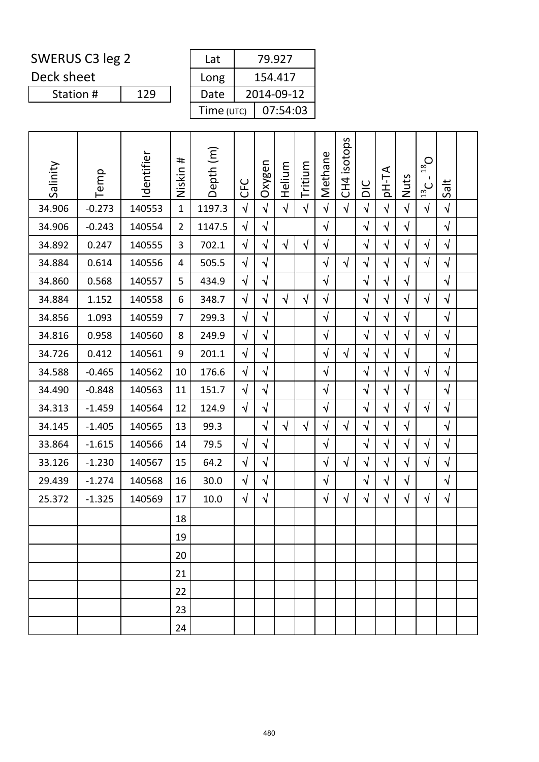SWERUS C3 leg 2

Deck sheet

| Station # | 129 |
|---|---|

| Lat | 79.927 |
|---|---|
| Long | 154.417 |
| Date | 2014-09-12 |
| Time (UTC) | 07:54:03 |

| Salinity | Temp | Identifier | Niskin # | Depth (m) | CFC | Oxygen | Helium | Tritium | Methane | CH4 isotops | DIC | pH-TA | Nuts | $^{13}C$ - $^{18}O$ | Salt | |
|---|---|---|---|---|---|---|---|---|---|---|---|---|---|---|---|---|
| 34.906 | -0.273 | 140553 | 1 | 1197.3 | √ | √ | √ | √ | √ | √ | √ | √ | √ | √ | √ | |
| 34.906 | -0.243 | 140554 | 2 | 1147.5 | √ | √ | | | √ | | √ | √ | √ | | √ | |
| 34.892 | 0.247 | 140555 | 3 | 702.1 | √ | √ | √ | √ | √ | | √ | √ | √ | √ | √ | |
| 34.884 | 0.614 | 140556 | 4 | 505.5 | √ | √ | | | √ | √ | √ | √ | √ | √ | √ | |
| 34.860 | 0.568 | 140557 | 5 | 434.9 | √ | √ | | | √ | | √ | √ | √ | | √ | |
| 34.884 | 1.152 | 140558 | 6 | 348.7 | √ | √ | √ | √ | √ | | √ | √ | √ | √ | √ | |
| 34.856 | 1.093 | 140559 | 7 | 299.3 | √ | √ | | | √ | | √ | √ | √ | | √ | |
| 34.816 | 0.958 | 140560 | 8 | 249.9 | √ | √ | | | √ | | √ | √ | √ | √ | √ | |
| 34.726 | 0.412 | 140561 | 9 | 201.1 | √ | √ | | | √ | √ | √ | √ | √ | | √ | |
| 34.588 | -0.465 | 140562 | 10 | 176.6 | √ | √ | | | √ | | √ | √ | √ | √ | √ | |
| 34.490 | -0.848 | 140563 | 11 | 151.7 | √ | √ | | | √ | | √ | √ | √ | | √ | |
| 34.313 | -1.459 | 140564 | 12 | 124.9 | √ | √ | | | √ | | √ | √ | √ | √ | √ | |
| 34.145 | -1.405 | 140565 | 13 | 99.3 | | √ | √ | √ | √ | √ | √ | √ | √ | | √ | |
| 33.864 | -1.615 | 140566 | 14 | 79.5 | √ | √ | | | √ | | √ | √ | √ | √ | √ | |
| 33.126 | -1.230 | 140567 | 15 | 64.2 | √ | √ | | | √ | √ | √ | √ | √ | √ | √ | |
| 29.439 | -1.274 | 140568 | 16 | 30.0 | √ | √ | | | √ | | √ | √ | √ | | √ | |
| 25.372 | -1.325 | 140569 | 17 | 10.0 | √ | √ | | | √ | √ | √ | √ | √ | √ | √ | |
| | | | 18 | | | | | | | | | | | | | |
| | | | 19 | | | | | | | | | | | | | |
| | | | 20 | | | | | | | | | | | | | |
| | | | 21 | | | | | | | | | | | | | |
| | | | 22 | | | | | | | | | | | | | |
| | | | 23 | | | | | | | | | | | | | |
| | | | 24 | | | | | | | | | | | | | |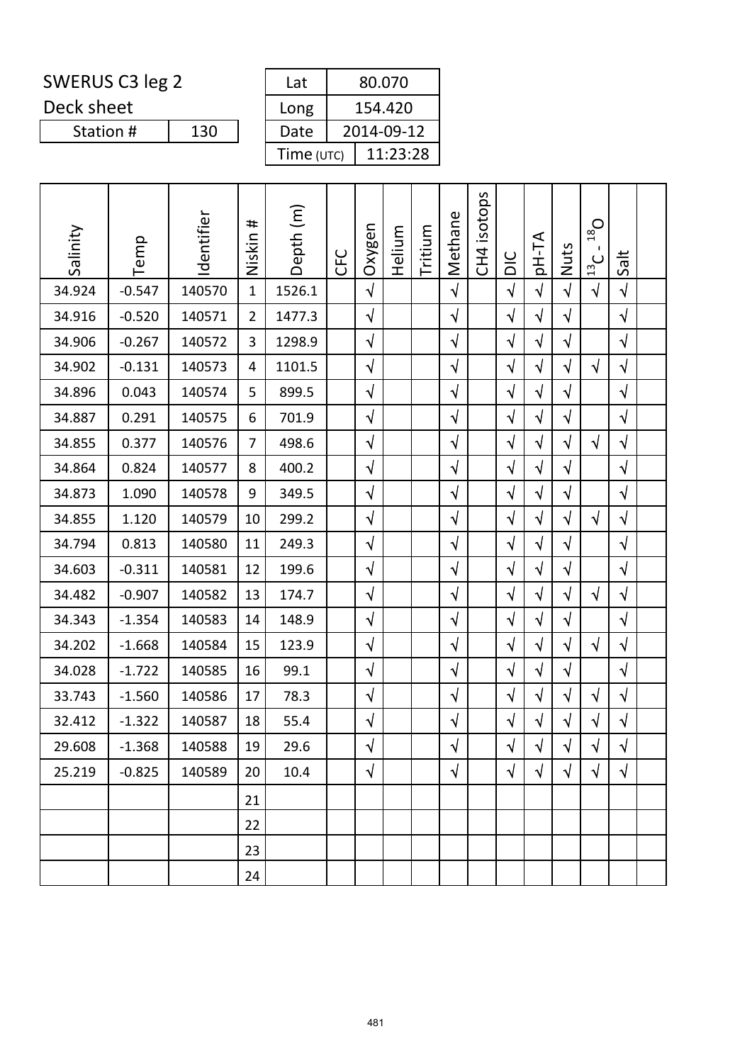SWERUS C3 leg 2

Deck sheet

| Station # | 130 |
|---|---|

| Lat | 80.070 |
|---|---|
| Long | 154.420 |
| Date | 2014-09-12 |
| Time (UTC) | 11:23:28 |

| Salinity | Temp | Identifier | Niskin # | Depth (m) | CFC | Oxygen | Helium | Tritium | Methane | CH4 isotops | DIC | pH-TA | Nuts | $^{13}C$ - $^{18}O$ | Salt | |
|---|---|---|---|---|---|---|---|---|---|---|---|---|---|---|---|---|
| 34.924 | -0.547 | 140570 | 1 | 1526.1 | | √ | | | √ | | √ | √ | √ | √ | √ | |
| 34.916 | -0.520 | 140571 | 2 | 1477.3 | | √ | | | √ | | √ | √ | √ | | √ | |
| 34.906 | -0.267 | 140572 | 3 | 1298.9 | | √ | | | √ | | √ | √ | √ | | √ | |
| 34.902 | -0.131 | 140573 | 4 | 1101.5 | | √ | | | √ | | √ | √ | √ | √ | √ | |
| 34.896 | 0.043 | 140574 | 5 | 899.5 | | √ | | | √ | | √ | √ | √ | | √ | |
| 34.887 | 0.291 | 140575 | 6 | 701.9 | | √ | | | √ | | √ | √ | √ | | √ | |
| 34.855 | 0.377 | 140576 | 7 | 498.6 | | √ | | | √ | | √ | √ | √ | √ | √ | |
| 34.864 | 0.824 | 140577 | 8 | 400.2 | | √ | | | √ | | √ | √ | √ | | √ | |
| 34.873 | 1.090 | 140578 | 9 | 349.5 | | √ | | | √ | | √ | √ | √ | | √ | |
| 34.855 | 1.120 | 140579 | 10 | 299.2 | | √ | | | √ | | √ | √ | √ | √ | √ | |
| 34.794 | 0.813 | 140580 | 11 | 249.3 | | √ | | | √ | | √ | √ | √ | | √ | |
| 34.603 | -0.311 | 140581 | 12 | 199.6 | | √ | | | √ | | √ | √ | √ | | √ | |
| 34.482 | -0.907 | 140582 | 13 | 174.7 | | √ | | | √ | | √ | √ | √ | √ | √ | |
| 34.343 | -1.354 | 140583 | 14 | 148.9 | | √ | | | √ | | √ | √ | √ | | √ | |
| 34.202 | -1.668 | 140584 | 15 | 123.9 | | √ | | | √ | | √ | √ | √ | √ | √ | |
| 34.028 | -1.722 | 140585 | 16 | 99.1 | | √ | | | √ | | √ | √ | √ | | √ | |
| 33.743 | -1.560 | 140586 | 17 | 78.3 | | √ | | | √ | | √ | √ | √ | √ | √ | |
| 32.412 | -1.322 | 140587 | 18 | 55.4 | | √ | | | √ | | √ | √ | √ | √ | √ | |
| 29.608 | -1.368 | 140588 | 19 | 29.6 | | √ | | | √ | | √ | √ | √ | √ | √ | |
| 25.219 | -0.825 | 140589 | 20 | 10.4 | | √ | | | √ | | √ | √ | √ | √ | √ | |
| | | | 21 | | | | | | | | | | | | | |
| | | | 22 | | | | | | | | | | | | | |
| | | | 23 | | | | | | | | | | | | | |
| | | | 24 | | | | | | | | | | | | | |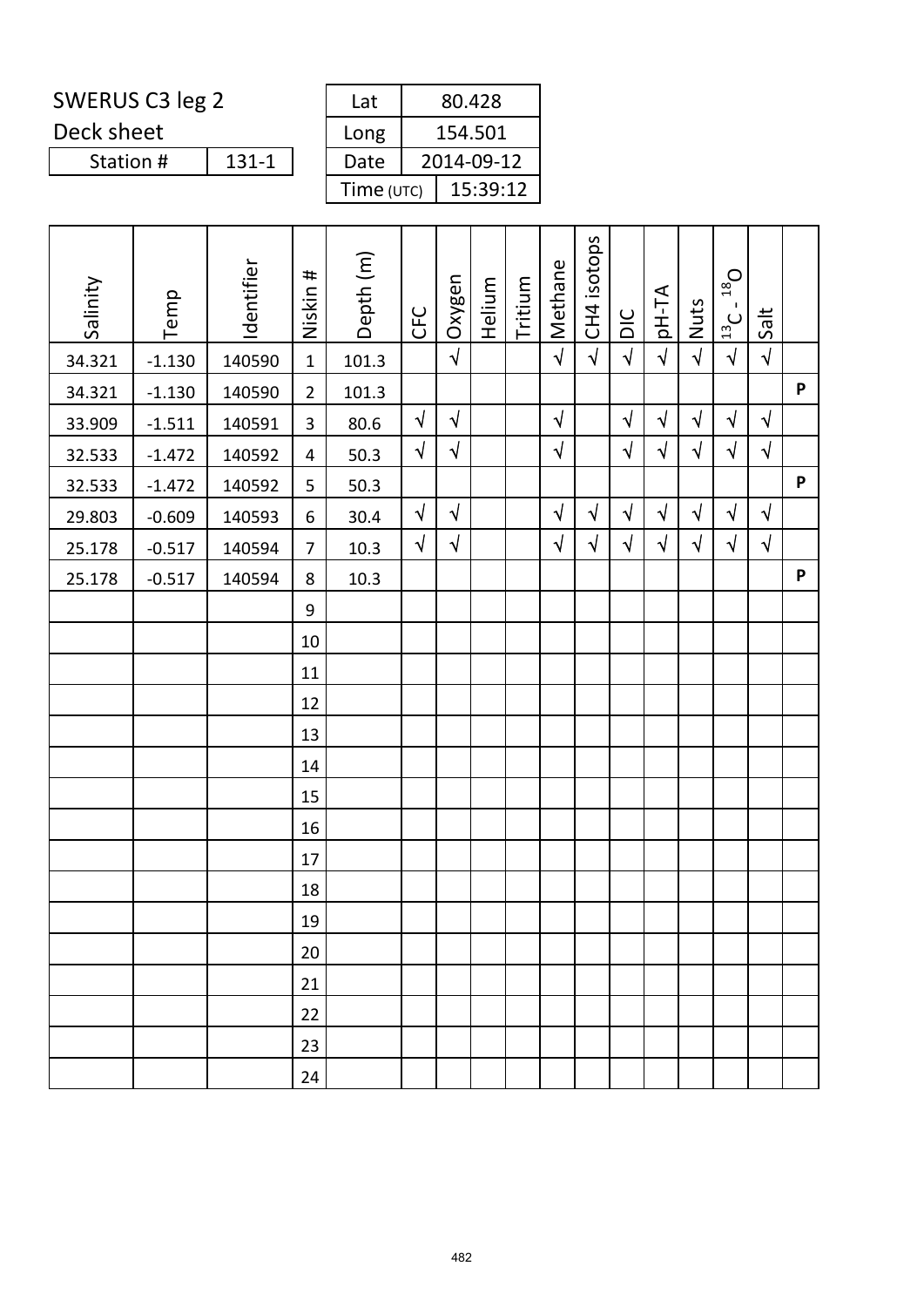SWERUS C3 leg 2

Deck sheet

| Station # | 131-1 |
|---|---|

| Lat | 80.428 |
|---|---|
| Long | 154.501 |
| Date | 2014-09-12 |
| Time (UTC) | 15:39:12 |

| Salinity | Temp | Identifier | Niskin # | Depth (m) | CFC | Oxygen | Helium | Tritium | Methane | CH4 isotops | DIC | pH-TA | Nuts | $^{13}C$ - $^{18}O$ | Salt | |
|---|---|---|---|---|---|---|---|---|---|---|---|---|---|---|---|---|
| 34.321 | -1.130 | 140590 | 1 | 101.3 | | √ | | | √ | √ | √ | √ | √ | √ | √ | |
| 34.321 | -1.130 | 140590 | 2 | 101.3 | | | | | | | | | | | | **P** |
| 33.909 | -1.511 | 140591 | 3 | 80.6 | √ | √ | | | √ | | √ | √ | √ | √ | √ | |
| 32.533 | -1.472 | 140592 | 4 | 50.3 | √ | √ | | | √ | | √ | √ | √ | √ | √ | |
| 32.533 | -1.472 | 140592 | 5 | 50.3 | | | | | | | | | | | | **P** |
| 29.803 | -0.609 | 140593 | 6 | 30.4 | √ | √ | | | √ | √ | √ | √ | √ | √ | √ | |
| 25.178 | -0.517 | 140594 | 7 | 10.3 | √ | √ | | | √ | √ | √ | √ | √ | √ | √ | |
| 25.178 | -0.517 | 140594 | 8 | 10.3 | | | | | | | | | | | | **P** |
| | | | 9 | | | | | | | | | | | | | |
| | | | 10 | | | | | | | | | | | | | |
| | | | 11 | | | | | | | | | | | | | |
| | | | 12 | | | | | | | | | | | | | |
| | | | 13 | | | | | | | | | | | | | |
| | | | 14 | | | | | | | | | | | | | |
| | | | 15 | | | | | | | | | | | | | |
| | | | 16 | | | | | | | | | | | | | |
| | | | 17 | | | | | | | | | | | | | |
| | | | 18 | | | | | | | | | | | | | |
| | | | 19 | | | | | | | | | | | | | |
| | | | 20 | | | | | | | | | | | | | |
| | | | 21 | | | | | | | | | | | | | |
| | | | 22 | | | | | | | | | | | | | |
| | | | 23 | | | | | | | | | | | | | |
| | | | 24 | | | | | | | | | | | | | |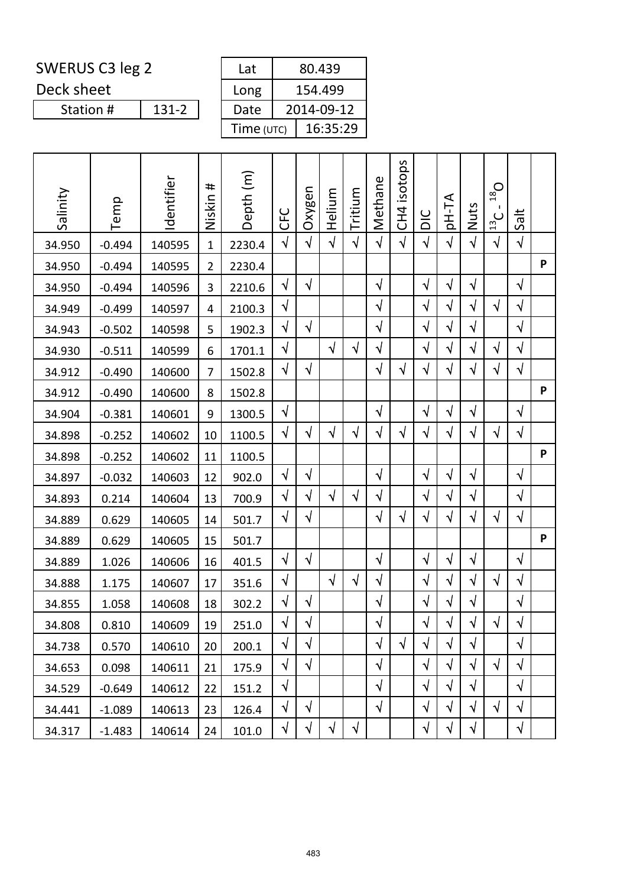SWERUS C3 leg 2

Deck sheet

| Station # | 131-2 |
|---|---|

| Lat | 80.439 |
|---|---|
| Long | 154.499 |
| Date | 2014-09-12 |
| Time (UTC) | 16:35:29 |

| Salinity | Temp | Identifier | Niskin # | Depth (m) | CFC | Oxygen | Helium | Tritium | Methane | CH4 isotops | DIC | pH-TA | Nuts | $^{13}C$ - $^{18}O$ | Salt | |
|---|---|---|---|---|---|---|---|---|---|---|---|---|---|---|---|---|
| 34.950 | -0.494 | 140595 | 1 | 2230.4 | √ | √ | √ | √ | √ | √ | √ | √ | √ | √ | √ | |
| 34.950 | -0.494 | 140595 | 2 | 2230.4 | | | | | | | | | | | | P |
| 34.950 | -0.494 | 140596 | 3 | 2210.6 | √ | √ | | | √ | | √ | √ | √ | | √ | |
| 34.949 | -0.499 | 140597 | 4 | 2100.3 | √ | | | | √ | | √ | √ | √ | √ | √ | |
| 34.943 | -0.502 | 140598 | 5 | 1902.3 | √ | √ | | | √ | | √ | √ | √ | | √ | |
| 34.930 | -0.511 | 140599 | 6 | 1701.1 | √ | | √ | √ | √ | | √ | √ | √ | √ | √ | |
| 34.912 | -0.490 | 140600 | 7 | 1502.8 | √ | √ | | | √ | √ | √ | √ | √ | √ | √ | |
| 34.912 | -0.490 | 140600 | 8 | 1502.8 | | | | | | | | | | | | P |
| 34.904 | -0.381 | 140601 | 9 | 1300.5 | √ | | | | √ | | √ | √ | √ | | √ | |
| 34.898 | -0.252 | 140602 | 10 | 1100.5 | √ | √ | √ | √ | √ | √ | √ | √ | √ | √ | √ | |
| 34.898 | -0.252 | 140602 | 11 | 1100.5 | | | | | | | | | | | | P |
| 34.897 | -0.032 | 140603 | 12 | 902.0 | √ | √ | | | √ | | √ | √ | √ | | √ | |
| 34.893 | 0.214 | 140604 | 13 | 700.9 | √ | √ | √ | √ | √ | | √ | √ | √ | | √ | |
| 34.889 | 0.629 | 140605 | 14 | 501.7 | √ | √ | | | √ | √ | √ | √ | √ | √ | √ | |
| 34.889 | 0.629 | 140605 | 15 | 501.7 | | | | | | | | | | | | P |
| 34.889 | 1.026 | 140606 | 16 | 401.5 | √ | √ | | | √ | | √ | √ | √ | | √ | |
| 34.888 | 1.175 | 140607 | 17 | 351.6 | √ | | √ | √ | √ | | √ | √ | √ | √ | √ | |
| 34.855 | 1.058 | 140608 | 18 | 302.2 | √ | √ | | | √ | | √ | √ | √ | | √ | |
| 34.808 | 0.810 | 140609 | 19 | 251.0 | √ | √ | | | √ | | √ | √ | √ | √ | √ | |
| 34.738 | 0.570 | 140610 | 20 | 200.1 | √ | √ | | | √ | √ | √ | √ | √ | | √ | |
| 34.653 | 0.098 | 140611 | 21 | 175.9 | √ | √ | | | √ | | √ | √ | √ | √ | √ | |
| 34.529 | -0.649 | 140612 | 22 | 151.2 | √ | | | | √ | | √ | √ | √ | | √ | |
| 34.441 | -1.089 | 140613 | 23 | 126.4 | √ | √ | | | √ | | √ | √ | √ | √ | √ | |
| 34.317 | -1.483 | 140614 | 24 | 101.0 | √ | √ | √ | √ | | | √ | √ | √ | | √ | |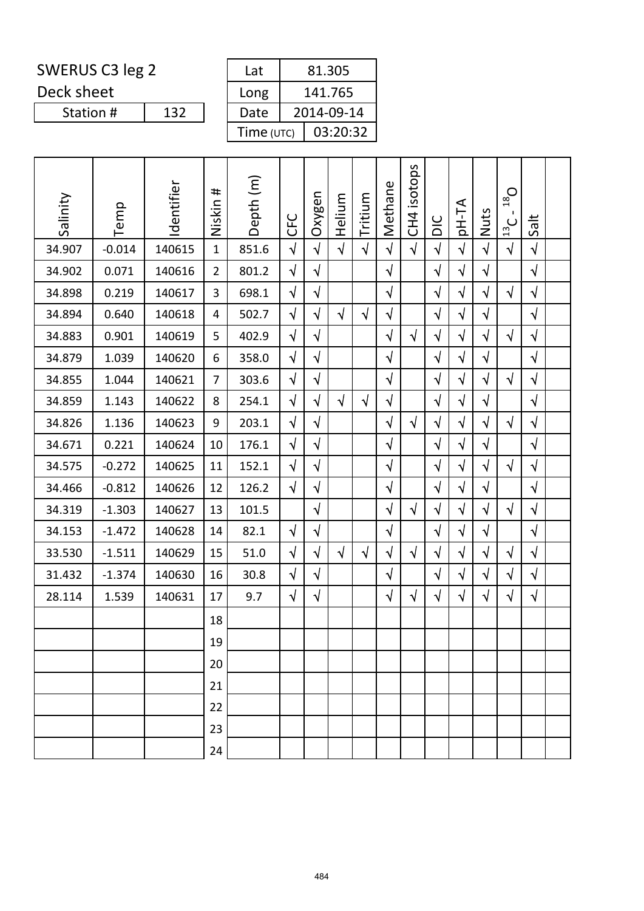SWERUS C3 leg 2

Deck sheet

| Station # | 132 |
|---|---|

| Lat | 81.305 |
|---|---|
| Long | 141.765 |
| Date | 2014-09-14 |
| Time (UTC) | 03:20:32 |

| Salinity | Temp | Identifier | Niskin # | Depth (m) | CFC | Oxygen | Helium | Tritium | Methane | CH4 isotops | DIC | pH-TA | Nuts | $^{13}C$ - $^{18}O$ | Salt | |
|---|---|---|---|---|---|---|---|---|---|---|---|---|---|---|---|---|
| 34.907 | -0.014 | 140615 | 1 | 851.6 | √ | √ | √ | √ | √ | √ | √ | √ | √ | √ | √ | |
| 34.902 | 0.071 | 140616 | 2 | 801.2 | √ | √ | | | √ | | √ | √ | √ | | √ | |
| 34.898 | 0.219 | 140617 | 3 | 698.1 | √ | √ | | | √ | | √ | √ | √ | √ | √ | |
| 34.894 | 0.640 | 140618 | 4 | 502.7 | √ | √ | √ | √ | √ | | √ | √ | √ | | √ | |
| 34.883 | 0.901 | 140619 | 5 | 402.9 | √ | √ | | | √ | √ | √ | √ | √ | √ | √ | |
| 34.879 | 1.039 | 140620 | 6 | 358.0 | √ | √ | | | √ | | √ | √ | √ | | √ | |
| 34.855 | 1.044 | 140621 | 7 | 303.6 | √ | √ | | | √ | | √ | √ | √ | √ | √ | |
| 34.859 | 1.143 | 140622 | 8 | 254.1 | √ | √ | √ | √ | √ | | √ | √ | √ | | √ | |
| 34.826 | 1.136 | 140623 | 9 | 203.1 | √ | √ | | | √ | √ | √ | √ | √ | √ | √ | |
| 34.671 | 0.221 | 140624 | 10 | 176.1 | √ | √ | | | √ | | √ | √ | √ | | √ | |
| 34.575 | -0.272 | 140625 | 11 | 152.1 | √ | √ | | | √ | | √ | √ | √ | √ | √ | |
| 34.466 | -0.812 | 140626 | 12 | 126.2 | √ | √ | | | √ | | √ | √ | √ | | √ | |
| 34.319 | -1.303 | 140627 | 13 | 101.5 | | √ | | | √ | √ | √ | √ | √ | √ | √ | |
| 34.153 | -1.472 | 140628 | 14 | 82.1 | √ | √ | | | √ | | √ | √ | √ | | √ | |
| 33.530 | -1.511 | 140629 | 15 | 51.0 | √ | √ | √ | √ | √ | √ | √ | √ | √ | √ | √ | |
| 31.432 | -1.374 | 140630 | 16 | 30.8 | √ | √ | | | √ | | √ | √ | √ | √ | √ | |
| 28.114 | 1.539 | 140631 | 17 | 9.7 | √ | √ | | | √ | √ | √ | √ | √ | √ | √ | |
| | | | 18 | | | | | | | | | | | | | |
| | | | 19 | | | | | | | | | | | | | |
| | | | 20 | | | | | | | | | | | | | |
| | | | 21 | | | | | | | | | | | | | |
| | | | 22 | | | | | | | | | | | | | |
| | | | 23 | | | | | | | | | | | | | |
| | | | 24 | | | | | | | | | | | | | |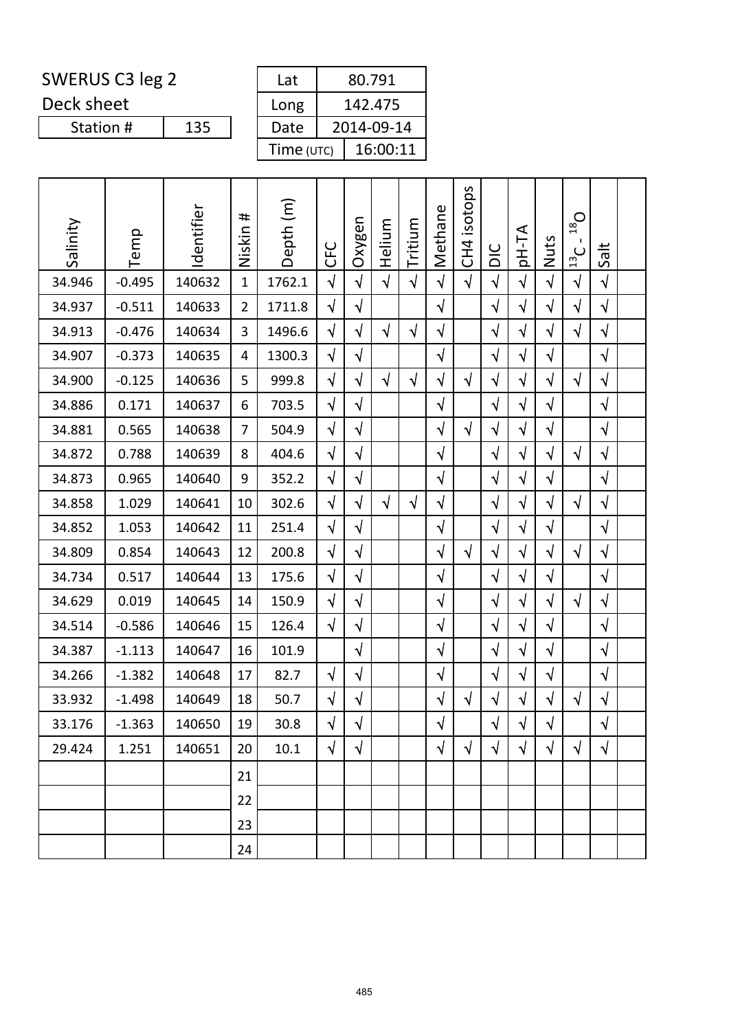SWERUS C3 leg 2

Deck sheet

| Station # | 135 |
|---|---|

| Lat | 80.791 |
|---|---|
| Long | 142.475 |
| Date | 2014-09-14 |
| Time (UTC) | 16:00:11 |

| Salinity | Temp | Identifier | Niskin # | Depth (m) | CFC | Oxygen | Helium | Tritium | Methane | CH4 isotops | DIC | pH-TA | Nuts | $^{13}C$ - $^{18}O$ | Salt | |
|---|---|---|---|---|---|---|---|---|---|---|---|---|---|---|---|---|
| 34.946 | -0.495 | 140632 | 1 | 1762.1 | √ | √ | √ | √ | √ | √ | √ | √ | √ | √ | √ | |
| 34.937 | -0.511 | 140633 | 2 | 1711.8 | √ | √ | | | √ | | √ | √ | √ | √ | √ | |
| 34.913 | -0.476 | 140634 | 3 | 1496.6 | √ | √ | √ | √ | √ | | √ | √ | √ | √ | √ | |
| 34.907 | -0.373 | 140635 | 4 | 1300.3 | √ | √ | | | √ | | √ | √ | √ | | √ | |
| 34.900 | -0.125 | 140636 | 5 | 999.8 | √ | √ | √ | √ | √ | √ | √ | √ | √ | √ | √ | |
| 34.886 | 0.171 | 140637 | 6 | 703.5 | √ | √ | | | √ | | √ | √ | √ | | √ | |
| 34.881 | 0.565 | 140638 | 7 | 504.9 | √ | √ | | | √ | √ | √ | √ | √ | | √ | |
| 34.872 | 0.788 | 140639 | 8 | 404.6 | √ | √ | | | √ | | √ | √ | √ | √ | √ | |
| 34.873 | 0.965 | 140640 | 9 | 352.2 | √ | √ | | | √ | | √ | √ | √ | | √ | |
| 34.858 | 1.029 | 140641 | 10 | 302.6 | √ | √ | √ | √ | √ | | √ | √ | √ | √ | √ | |
| 34.852 | 1.053 | 140642 | 11 | 251.4 | √ | √ | | | √ | | √ | √ | √ | | √ | |
| 34.809 | 0.854 | 140643 | 12 | 200.8 | √ | √ | | | √ | √ | √ | √ | √ | √ | √ | |
| 34.734 | 0.517 | 140644 | 13 | 175.6 | √ | √ | | | √ | | √ | √ | √ | | √ | |
| 34.629 | 0.019 | 140645 | 14 | 150.9 | √ | √ | | | √ | | √ | √ | √ | √ | √ | |
| 34.514 | -0.586 | 140646 | 15 | 126.4 | √ | √ | | | √ | | √ | √ | √ | | √ | |
| 34.387 | -1.113 | 140647 | 16 | 101.9 | | √ | | | √ | | √ | √ | √ | | √ | |
| 34.266 | -1.382 | 140648 | 17 | 82.7 | √ | √ | | | √ | | √ | √ | √ | | √ | |
| 33.932 | -1.498 | 140649 | 18 | 50.7 | √ | √ | | | √ | √ | √ | √ | √ | √ | √ | |
| 33.176 | -1.363 | 140650 | 19 | 30.8 | √ | √ | | | √ | | √ | √ | √ | | √ | |
| 29.424 | 1.251 | 140651 | 20 | 10.1 | √ | √ | | | √ | √ | √ | √ | √ | √ | √ | |
| | | | 21 | | | | | | | | | | | | | |
| | | | 22 | | | | | | | | | | | | | |
| | | | 23 | | | | | | | | | | | | | |
| | | | 24 | | | | | | | | | | | | | |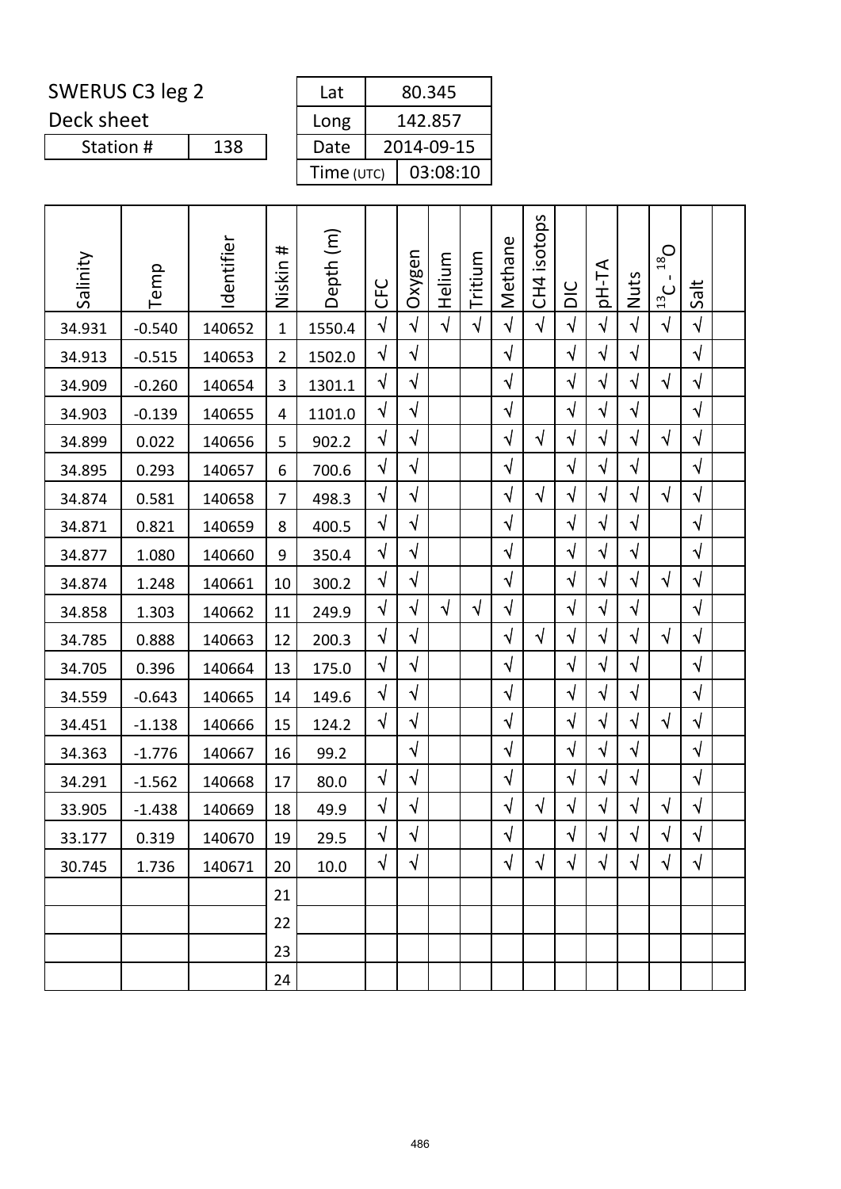SWERUS C3 leg 2

Deck sheet

| Station # | 138 |
|---|---|

| Lat | 80.345 |
|---|---|
| Long | 142.857 |
| Date | 2014-09-15 |
| Time (UTC) | 03:08:10 |

| Salinity | Temp | Identifier | Niskin # | Depth (m) | CFC | Oxygen | Helium | Tritium | Methane | CH4 isotops | DIC | pH-TA | Nuts | $^{13}C$ - $^{18}O$ | Salt | |
|---|---|---|---|---|---|---|---|---|---|---|---|---|---|---|---|---|
| 34.931 | -0.540 | 140652 | 1 | 1550.4 | √ | √ | √ | √ | √ | √ | √ | √ | √ | √ | √ | |
| 34.913 | -0.515 | 140653 | 2 | 1502.0 | √ | √ | | | √ | | √ | √ | √ | | √ | |
| 34.909 | -0.260 | 140654 | 3 | 1301.1 | √ | √ | | | √ | | √ | √ | √ | √ | √ | |
| 34.903 | -0.139 | 140655 | 4 | 1101.0 | √ | √ | | | √ | | √ | √ | √ | | √ | |
| 34.899 | 0.022 | 140656 | 5 | 902.2 | √ | √ | | | √ | √ | √ | √ | √ | √ | √ | |
| 34.895 | 0.293 | 140657 | 6 | 700.6 | √ | √ | | | √ | | √ | √ | √ | | √ | |
| 34.874 | 0.581 | 140658 | 7 | 498.3 | √ | √ | | | √ | √ | √ | √ | √ | √ | √ | |
| 34.871 | 0.821 | 140659 | 8 | 400.5 | √ | √ | | | √ | | √ | √ | √ | | √ | |
| 34.877 | 1.080 | 140660 | 9 | 350.4 | √ | √ | | | √ | | √ | √ | √ | | √ | |
| 34.874 | 1.248 | 140661 | 10 | 300.2 | √ | √ | | | √ | | √ | √ | √ | √ | √ | |
| 34.858 | 1.303 | 140662 | 11 | 249.9 | √ | √ | √ | √ | √ | | √ | √ | √ | | √ | |
| 34.785 | 0.888 | 140663 | 12 | 200.3 | √ | √ | | | √ | √ | √ | √ | √ | √ | √ | |
| 34.705 | 0.396 | 140664 | 13 | 175.0 | √ | √ | | | √ | | √ | √ | √ | | √ | |
| 34.559 | -0.643 | 140665 | 14 | 149.6 | √ | √ | | | √ | | √ | √ | √ | | √ | |
| 34.451 | -1.138 | 140666 | 15 | 124.2 | √ | √ | | | √ | | √ | √ | √ | √ | √ | |
| 34.363 | -1.776 | 140667 | 16 | 99.2 | | √ | | | √ | | √ | √ | √ | | √ | |
| 34.291 | -1.562 | 140668 | 17 | 80.0 | √ | √ | | | √ | | √ | √ | √ | | √ | |
| 33.905 | -1.438 | 140669 | 18 | 49.9 | √ | √ | | | √ | √ | √ | √ | √ | √ | √ | |
| 33.177 | 0.319 | 140670 | 19 | 29.5 | √ | √ | | | √ | | √ | √ | √ | √ | √ | |
| 30.745 | 1.736 | 140671 | 20 | 10.0 | √ | √ | | | √ | √ | √ | √ | √ | √ | √ | |
| | | | 21 | | | | | | | | | | | | | |
| | | | 22 | | | | | | | | | | | | | |
| | | | 23 | | | | | | | | | | | | | |
| | | | 24 | | | | | | | | | | | | | |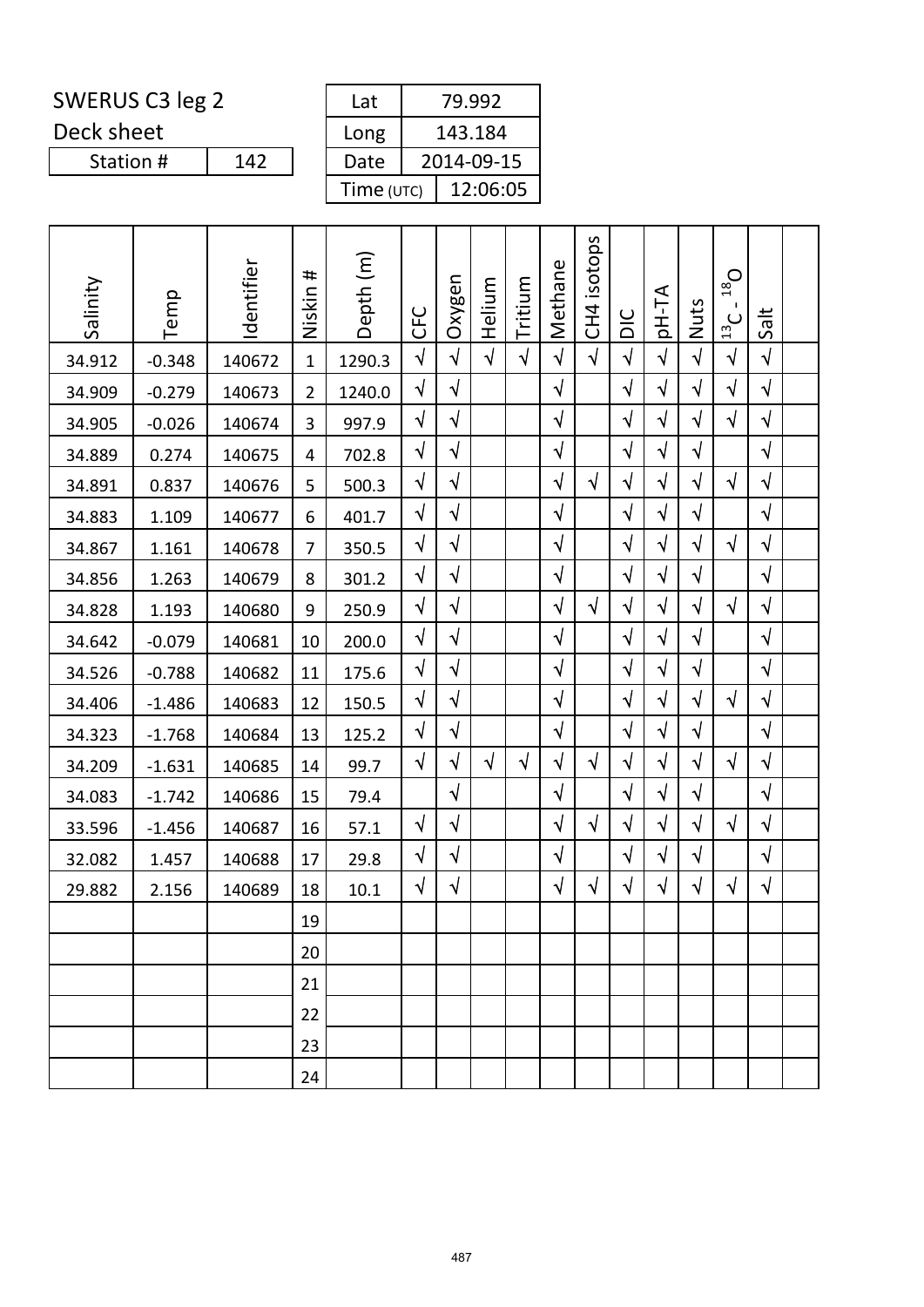SWERUS C3 leg 2

Deck sheet

| Station # | 142 |
|---|---|

| Lat | 79.992 |
|---|---|
| Long | 143.184 |
| Date | 2014-09-15 |
| Time (UTC) | 12:06:05 |

| Salinity | Temp | Identifier | Niskin # | Depth (m) | CFC | Oxygen | Helium | Tritium | Methane | CH4 isotops | DIC | pH-TA | Nuts | $^{13}C$ - $^{18}O$ | Salt | |
|---|---|---|---|---|---|---|---|---|---|---|---|---|---|---|---|---|
| 34.912 | -0.348 | 140672 | 1 | 1290.3 | √ | √ | √ | √ | √ | √ | √ | √ | √ | √ | √ | |
| 34.909 | -0.279 | 140673 | 2 | 1240.0 | √ | √ | | | √ | | √ | √ | √ | √ | √ | |
| 34.905 | -0.026 | 140674 | 3 | 997.9 | √ | √ | | | √ | | √ | √ | √ | √ | √ | |
| 34.889 | 0.274 | 140675 | 4 | 702.8 | √ | √ | | | √ | | √ | √ | √ | | √ | |
| 34.891 | 0.837 | 140676 | 5 | 500.3 | √ | √ | | | √ | √ | √ | √ | √ | √ | √ | |
| 34.883 | 1.109 | 140677 | 6 | 401.7 | √ | √ | | | √ | | √ | √ | √ | | √ | |
| 34.867 | 1.161 | 140678 | 7 | 350.5 | √ | √ | | | √ | | √ | √ | √ | √ | √ | |
| 34.856 | 1.263 | 140679 | 8 | 301.2 | √ | √ | | | √ | | √ | √ | √ | | √ | |
| 34.828 | 1.193 | 140680 | 9 | 250.9 | √ | √ | | | √ | √ | √ | √ | √ | √ | √ | |
| 34.642 | -0.079 | 140681 | 10 | 200.0 | √ | √ | | | √ | | √ | √ | √ | | √ | |
| 34.526 | -0.788 | 140682 | 11 | 175.6 | √ | √ | | | √ | | √ | √ | √ | | √ | |
| 34.406 | -1.486 | 140683 | 12 | 150.5 | √ | √ | | | √ | | √ | √ | √ | √ | √ | |
| 34.323 | -1.768 | 140684 | 13 | 125.2 | √ | √ | | | √ | | √ | √ | √ | | √ | |
| 34.209 | -1.631 | 140685 | 14 | 99.7 | √ | √ | √ | √ | √ | √ | √ | √ | √ | √ | √ | |
| 34.083 | -1.742 | 140686 | 15 | 79.4 | | √ | | | √ | | √ | √ | √ | | √ | |
| 33.596 | -1.456 | 140687 | 16 | 57.1 | √ | √ | | | √ | √ | √ | √ | √ | √ | √ | |
| 32.082 | 1.457 | 140688 | 17 | 29.8 | √ | √ | | | √ | | √ | √ | √ | | √ | |
| 29.882 | 2.156 | 140689 | 18 | 10.1 | √ | √ | | | √ | √ | √ | √ | √ | √ | √ | |
| | | | 19 | | | | | | | | | | | | | |
| | | | 20 | | | | | | | | | | | | | |
| | | | 21 | | | | | | | | | | | | | |
| | | | 22 | | | | | | | | | | | | | |
| | | | 23 | | | | | | | | | | | | | |
| | | | 24 | | | | | | | | | | | | | |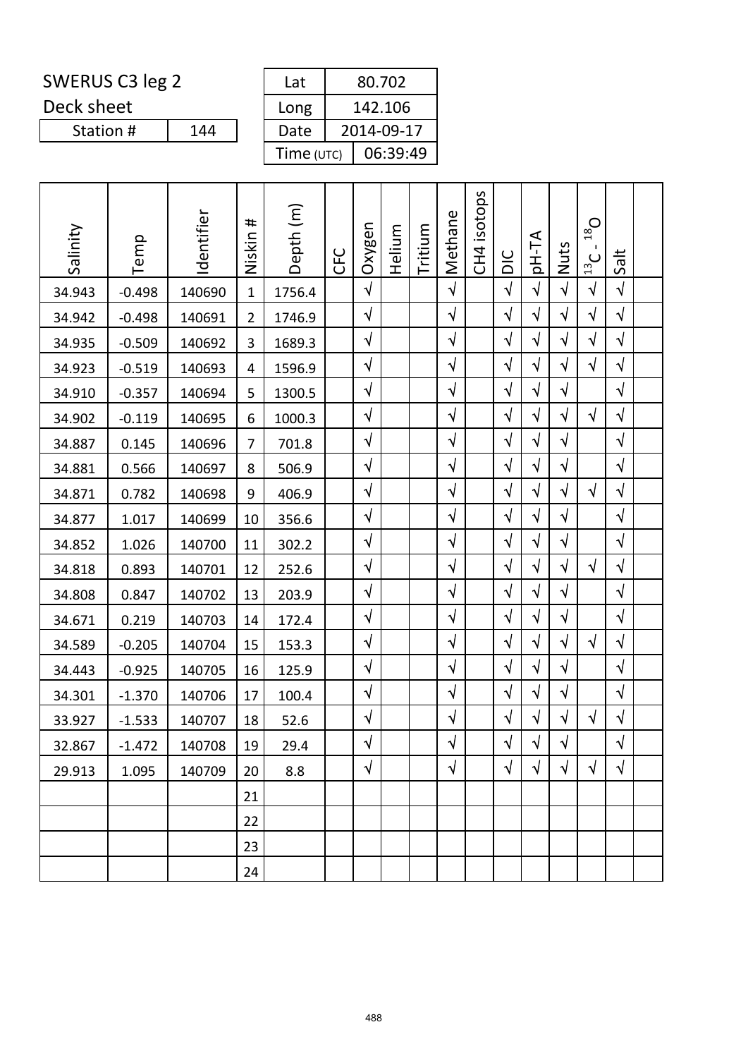SWERUS C3 leg 2

Deck sheet

| Station # | 144 |
|---|---|

| Lat | 80.702 |
|---|---|
| Long | 142.106 |
| Date | 2014-09-17 |
| Time (UTC) | 06:39:49 |

| Salinity | Temp | Identifier | Niskin # | Depth (m) | CFC | Oxygen | Helium | Tritium | Methane | CH4 isotops | DIC | pH-TA | Nuts | $^{13}C$ - $^{18}O$ | Salt | |
|---|---|---|---|---|---|---|---|---|---|---|---|---|---|---|---|---|
| 34.943 | -0.498 | 140690 | 1 | 1756.4 | | √ | | | √ | | √ | √ | √ | √ | √ | |
| 34.942 | -0.498 | 140691 | 2 | 1746.9 | | √ | | | √ | | √ | √ | √ | √ | √ | |
| 34.935 | -0.509 | 140692 | 3 | 1689.3 | | √ | | | √ | | √ | √ | √ | √ | √ | |
| 34.923 | -0.519 | 140693 | 4 | 1596.9 | | √ | | | √ | | √ | √ | √ | √ | √ | |
| 34.910 | -0.357 | 140694 | 5 | 1300.5 | | √ | | | √ | | √ | √ | √ | | √ | |
| 34.902 | -0.119 | 140695 | 6 | 1000.3 | | √ | | | √ | | √ | √ | √ | √ | √ | |
| 34.887 | 0.145 | 140696 | 7 | 701.8 | | √ | | | √ | | √ | √ | √ | | √ | |
| 34.881 | 0.566 | 140697 | 8 | 506.9 | | √ | | | √ | | √ | √ | √ | | √ | |
| 34.871 | 0.782 | 140698 | 9 | 406.9 | | √ | | | √ | | √ | √ | √ | √ | √ | |
| 34.877 | 1.017 | 140699 | 10 | 356.6 | | √ | | | √ | | √ | √ | √ | | √ | |
| 34.852 | 1.026 | 140700 | 11 | 302.2 | | √ | | | √ | | √ | √ | √ | | √ | |
| 34.818 | 0.893 | 140701 | 12 | 252.6 | | √ | | | √ | | √ | √ | √ | √ | √ | |
| 34.808 | 0.847 | 140702 | 13 | 203.9 | | √ | | | √ | | √ | √ | √ | | √ | |
| 34.671 | 0.219 | 140703 | 14 | 172.4 | | √ | | | √ | | √ | √ | √ | | √ | |
| 34.589 | -0.205 | 140704 | 15 | 153.3 | | √ | | | √ | | √ | √ | √ | √ | √ | |
| 34.443 | -0.925 | 140705 | 16 | 125.9 | | √ | | | √ | | √ | √ | √ | | √ | |
| 34.301 | -1.370 | 140706 | 17 | 100.4 | | √ | | | √ | | √ | √ | √ | | √ | |
| 33.927 | -1.533 | 140707 | 18 | 52.6 | | √ | | | √ | | √ | √ | √ | √ | √ | |
| 32.867 | -1.472 | 140708 | 19 | 29.4 | | √ | | | √ | | √ | √ | √ | | √ | |
| 29.913 | 1.095 | 140709 | 20 | 8.8 | | √ | | | √ | | √ | √ | √ | √ | √ | |
| | | | 21 | | | | | | | | | | | | | |
| | | | 22 | | | | | | | | | | | | | |
| | | | 23 | | | | | | | | | | | | | |
| | | | 24 | | | | | | | | | | | | | |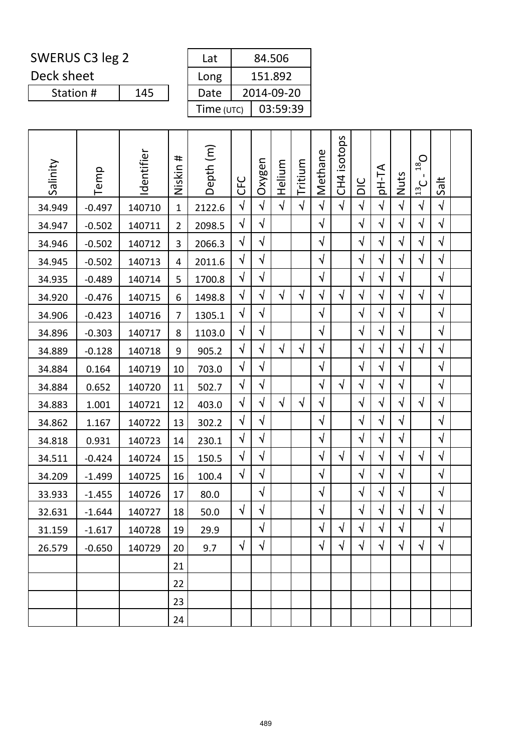SWERUS C3 leg 2

Deck sheet

| Station # | 145 |
|---|---|

| Lat | 84.506 |
|---|---|
| Long | 151.892 |
| Date | 2014-09-20 |
| Time (UTC) | 03:59:39 |

| Salinity | Temp | Identifier | Niskin # | Depth (m) | CFC | Oxygen | Helium | Tritium | Methane | CH4 isotops | DIC | pH-TA | Nuts | $^{13}C$ - $^{18}O$ | Salt | |
|---|---|---|---|---|---|---|---|---|---|---|---|---|---|---|---|---|
| 34.949 | -0.497 | 140710 | 1 | 2122.6 | √ | √ | √ | √ | √ | √ | √ | √ | √ | √ | √ | |
| 34.947 | -0.502 | 140711 | 2 | 2098.5 | √ | √ | | | √ | | √ | √ | √ | √ | √ | |
| 34.946 | -0.502 | 140712 | 3 | 2066.3 | √ | √ | | | √ | | √ | √ | √ | √ | √ | |
| 34.945 | -0.502 | 140713 | 4 | 2011.6 | √ | √ | | | √ | | √ | √ | √ | √ | √ | |
| 34.935 | -0.489 | 140714 | 5 | 1700.8 | √ | √ | | | √ | | √ | √ | √ | | √ | |
| 34.920 | -0.476 | 140715 | 6 | 1498.8 | √ | √ | √ | √ | √ | √ | √ | √ | √ | √ | √ | |
| 34.906 | -0.423 | 140716 | 7 | 1305.1 | √ | √ | | | √ | | √ | √ | √ | | √ | |
| 34.896 | -0.303 | 140717 | 8 | 1103.0 | √ | √ | | | √ | | √ | √ | √ | | √ | |
| 34.889 | -0.128 | 140718 | 9 | 905.2 | √ | √ | √ | √ | √ | | √ | √ | √ | √ | √ | |
| 34.884 | 0.164 | 140719 | 10 | 703.0 | √ | √ | | | √ | | √ | √ | √ | | √ | |
| 34.884 | 0.652 | 140720 | 11 | 502.7 | √ | √ | | | √ | √ | √ | √ | √ | | √ | |
| 34.883 | 1.001 | 140721 | 12 | 403.0 | √ | √ | √ | √ | √ | | √ | √ | √ | √ | √ | |
| 34.862 | 1.167 | 140722 | 13 | 302.2 | √ | √ | | | √ | | √ | √ | √ | | √ | |
| 34.818 | 0.931 | 140723 | 14 | 230.1 | √ | √ | | | √ | | √ | √ | √ | | √ | |
| 34.511 | -0.424 | 140724 | 15 | 150.5 | √ | √ | | | √ | √ | √ | √ | √ | √ | √ | |
| 34.209 | -1.499 | 140725 | 16 | 100.4 | √ | √ | | | √ | | √ | √ | √ | | √ | |
| 33.933 | -1.455 | 140726 | 17 | 80.0 | | √ | | | √ | | √ | √ | √ | | √ | |
| 32.631 | -1.644 | 140727 | 18 | 50.0 | √ | √ | | | √ | | √ | √ | √ | √ | √ | |
| 31.159 | -1.617 | 140728 | 19 | 29.9 | | √ | | | √ | √ | √ | √ | √ | | √ | |
| 26.579 | -0.650 | 140729 | 20 | 9.7 | √ | √ | | | √ | √ | √ | √ | √ | √ | √ | |
| | | | 21 | | | | | | | | | | | | | |
| | | | 22 | | | | | | | | | | | | | |
| | | | 23 | | | | | | | | | | | | | |
| | | | 24 | | | | | | | | | | | | | |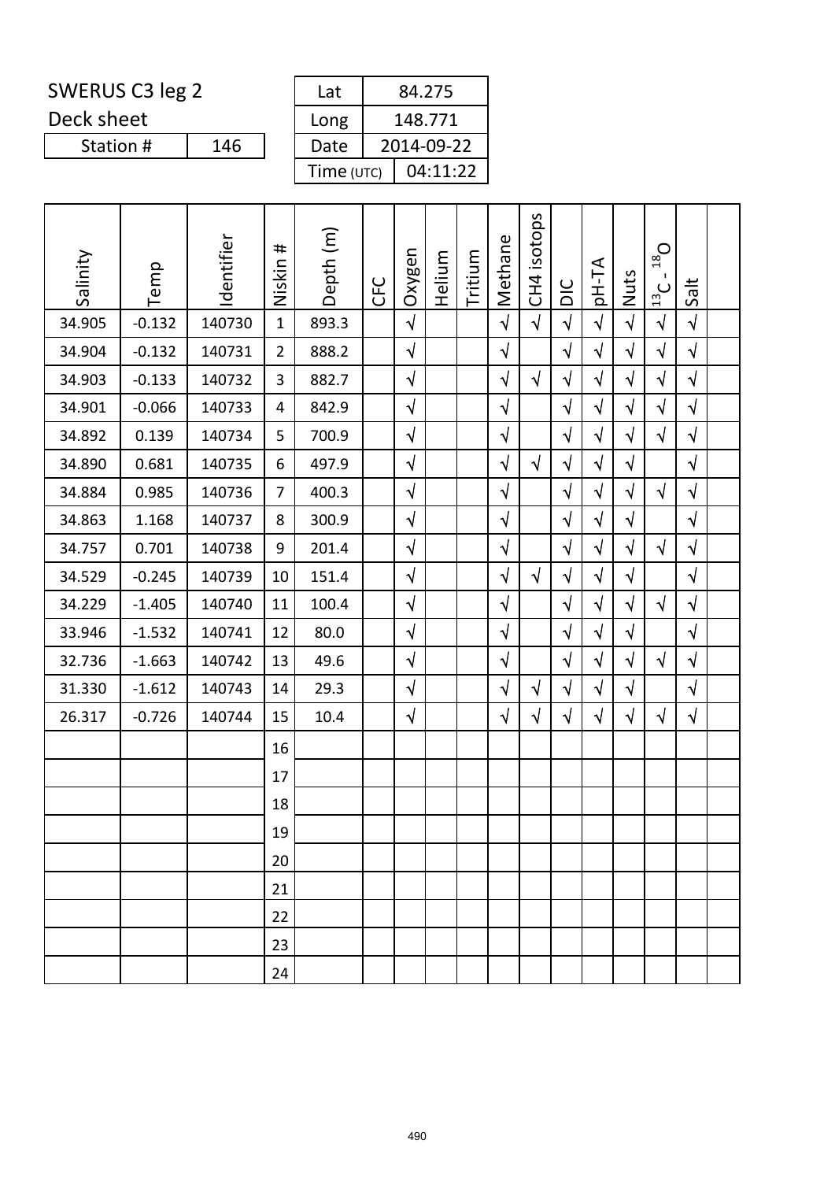SWERUS C3 leg 2

Deck sheet

| Station # | 146 |
|---|---|

| Lat | 84.275 |
|---|---|
| Long | 148.771 |
| Date | 2014-09-22 |
| Time (UTC) | 04:11:22 |

| Salinity | Temp | Identifier | Niskin # | Depth (m) | CFC | Oxygen | Helium | Tritium | Methane | CH4 isotops | DIC | pH-TA | Nuts | $^{13}C$ - $^{18}O$ | Salt | |
|---|---|---|---|---|---|---|---|---|---|---|---|---|---|---|---|---|
| 34.905 | -0.132 | 140730 | 1 | 893.3 | | √ | | | √ | √ | √ | √ | √ | √ | √ | |
| 34.904 | -0.132 | 140731 | 2 | 888.2 | | √ | | | √ | | √ | √ | √ | √ | √ | |
| 34.903 | -0.133 | 140732 | 3 | 882.7 | | √ | | | √ | √ | √ | √ | √ | √ | √ | |
| 34.901 | -0.066 | 140733 | 4 | 842.9 | | √ | | | √ | | √ | √ | √ | √ | √ | |
| 34.892 | 0.139 | 140734 | 5 | 700.9 | | √ | | | √ | | √ | √ | √ | √ | √ | |
| 34.890 | 0.681 | 140735 | 6 | 497.9 | | √ | | | √ | √ | √ | √ | √ | | √ | |
| 34.884 | 0.985 | 140736 | 7 | 400.3 | | √ | | | √ | | √ | √ | √ | √ | √ | |
| 34.863 | 1.168 | 140737 | 8 | 300.9 | | √ | | | √ | | √ | √ | √ | | √ | |
| 34.757 | 0.701 | 140738 | 9 | 201.4 | | √ | | | √ | | √ | √ | √ | √ | √ | |
| 34.529 | -0.245 | 140739 | 10 | 151.4 | | √ | | | √ | √ | √ | √ | √ | | √ | |
| 34.229 | -1.405 | 140740 | 11 | 100.4 | | √ | | | √ | | √ | √ | √ | √ | √ | |
| 33.946 | -1.532 | 140741 | 12 | 80.0 | | √ | | | √ | | √ | √ | √ | | √ | |
| 32.736 | -1.663 | 140742 | 13 | 49.6 | | √ | | | √ | | √ | √ | √ | √ | √ | |
| 31.330 | -1.612 | 140743 | 14 | 29.3 | | √ | | | √ | √ | √ | √ | √ | | √ | |
| 26.317 | -0.726 | 140744 | 15 | 10.4 | | √ | | | √ | √ | √ | √ | √ | √ | √ | |
| | | | 16 | | | | | | | | | | | | | |
| | | | 17 | | | | | | | | | | | | | |
| | | | 18 | | | | | | | | | | | | | |
| | | | 19 | | | | | | | | | | | | | |
| | | | 20 | | | | | | | | | | | | | |
| | | | 21 | | | | | | | | | | | | | |
| | | | 22 | | | | | | | | | | | | | |
| | | | 23 | | | | | | | | | | | | | |
| | | | 24 | | | | | | | | | | | | | |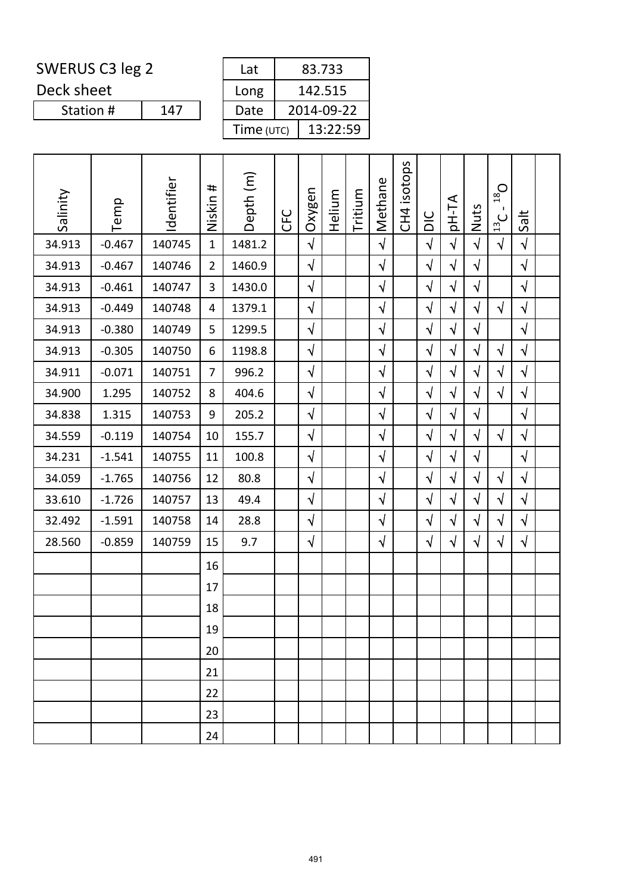SWERUS C3 leg 2

Deck sheet

| Station # | 147 |
|---|---|

| Lat | 83.733 |
|---|---|
| Long | 142.515 |
| Date | 2014-09-22 |
| Time (UTC) | 13:22:59 |

| Salinity | Temp | Identifier | Niskin # | Depth (m) | CFC | Oxygen | Helium | Tritium | Methane | CH4 isotops | DIC | pH-TA | Nuts | $^{13}C$ - $^{18}O$ | Salt | |
|---|---|---|---|---|---|---|---|---|---|---|---|---|---|---|---|---|
| 34.913 | -0.467 | 140745 | 1 | 1481.2 | | √ | | | √ | | √ | √ | √ | √ | √ | |
| 34.913 | -0.467 | 140746 | 2 | 1460.9 | | √ | | | √ | | √ | √ | √ | | √ | |
| 34.913 | -0.461 | 140747 | 3 | 1430.0 | | √ | | | √ | | √ | √ | √ | | √ | |
| 34.913 | -0.449 | 140748 | 4 | 1379.1 | | √ | | | √ | | √ | √ | √ | √ | √ | |
| 34.913 | -0.380 | 140749 | 5 | 1299.5 | | √ | | | √ | | √ | √ | √ | | √ | |
| 34.913 | -0.305 | 140750 | 6 | 1198.8 | | √ | | | √ | | √ | √ | √ | √ | √ | |
| 34.911 | -0.071 | 140751 | 7 | 996.2 | | √ | | | √ | | √ | √ | √ | √ | √ | |
| 34.900 | 1.295 | 140752 | 8 | 404.6 | | √ | | | √ | | √ | √ | √ | √ | √ | |
| 34.838 | 1.315 | 140753 | 9 | 205.2 | | √ | | | √ | | √ | √ | √ | | √ | |
| 34.559 | -0.119 | 140754 | 10 | 155.7 | | √ | | | √ | | √ | √ | √ | √ | √ | |
| 34.231 | -1.541 | 140755 | 11 | 100.8 | | √ | | | √ | | √ | √ | √ | | √ | |
| 34.059 | -1.765 | 140756 | 12 | 80.8 | | √ | | | √ | | √ | √ | √ | √ | √ | |
| 33.610 | -1.726 | 140757 | 13 | 49.4 | | √ | | | √ | | √ | √ | √ | √ | √ | |
| 32.492 | -1.591 | 140758 | 14 | 28.8 | | √ | | | √ | | √ | √ | √ | √ | √ | |
| 28.560 | -0.859 | 140759 | 15 | 9.7 | | √ | | | √ | | √ | √ | √ | √ | √ | |
| | | | 16 | | | | | | | | | | | | | |
| | | | 17 | | | | | | | | | | | | | |
| | | | 18 | | | | | | | | | | | | | |
| | | | 19 | | | | | | | | | | | | | |
| | | | 20 | | | | | | | | | | | | | |
| | | | 21 | | | | | | | | | | | | | |
| | | | 22 | | | | | | | | | | | | | |
| | | | 23 | | | | | | | | | | | | | |
| | | | 24 | | | | | | | | | | | | | |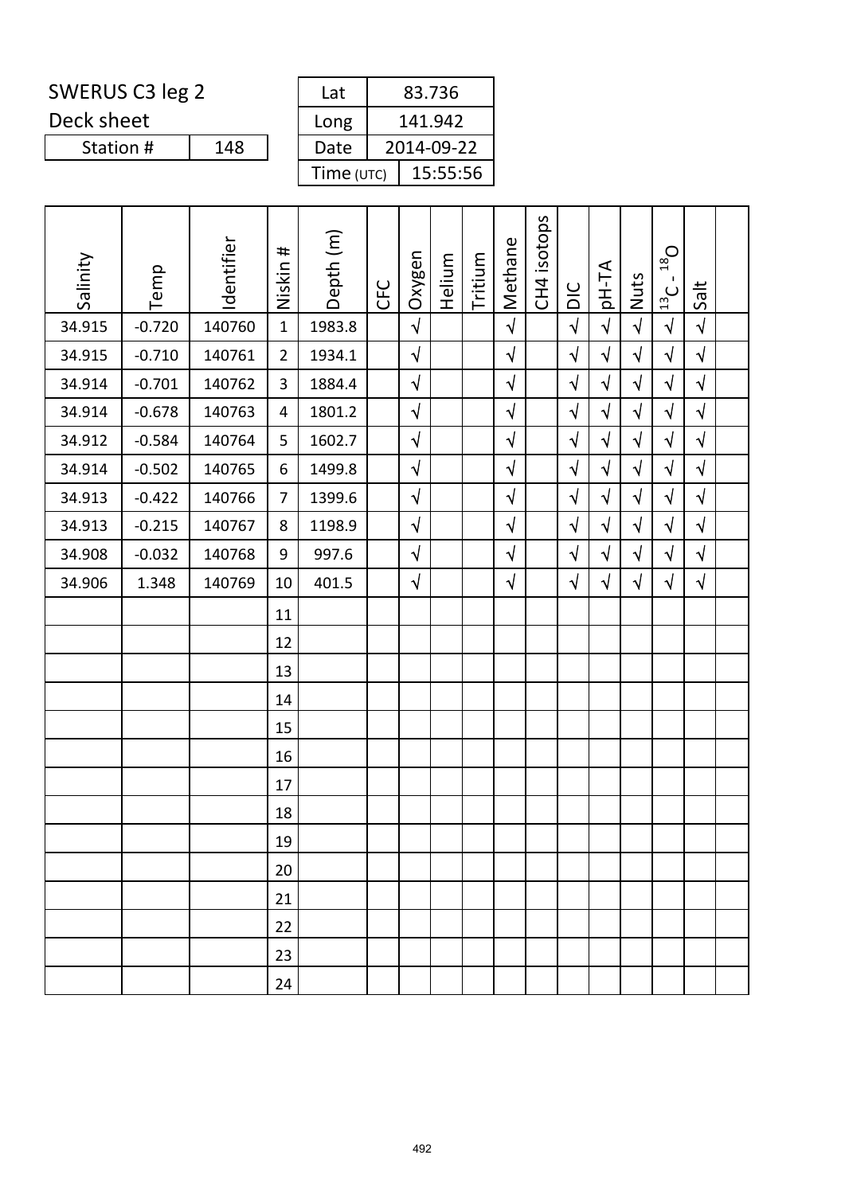SWERUS C3 leg 2

Deck sheet

| Station # | 148 |
|---|---|

| Lat | 83.736 |
|---|---|
| Long | 141.942 |
| Date | 2014-09-22 |
| Time (UTC) | 15:55:56 |

| Salinity | Temp | Identifier | Niskin # | Depth (m) | CFC | Oxygen | Helium | Tritium | Methane | CH4 isotops | DIC | pH-TA | Nuts | $^{13}C$ - $^{18}O$ | Salt | |
|---|---|---|---|---|---|---|---|---|---|---|---|---|---|---|---|---|
| 34.915 | -0.720 | 140760 | 1 | 1983.8 | | √ | | | √ | | √ | √ | √ | √ | √ | |
| 34.915 | -0.710 | 140761 | 2 | 1934.1 | | √ | | | √ | | √ | √ | √ | √ | √ | |
| 34.914 | -0.701 | 140762 | 3 | 1884.4 | | √ | | | √ | | √ | √ | √ | √ | √ | |
| 34.914 | -0.678 | 140763 | 4 | 1801.2 | | √ | | | √ | | √ | √ | √ | √ | √ | |
| 34.912 | -0.584 | 140764 | 5 | 1602.7 | | √ | | | √ | | √ | √ | √ | √ | √ | |
| 34.914 | -0.502 | 140765 | 6 | 1499.8 | | √ | | | √ | | √ | √ | √ | √ | √ | |
| 34.913 | -0.422 | 140766 | 7 | 1399.6 | | √ | | | √ | | √ | √ | √ | √ | √ | |
| 34.913 | -0.215 | 140767 | 8 | 1198.9 | | √ | | | √ | | √ | √ | √ | √ | √ | |
| 34.908 | -0.032 | 140768 | 9 | 997.6 | | √ | | | √ | | √ | √ | √ | √ | √ | |
| 34.906 | 1.348 | 140769 | 10 | 401.5 | | √ | | | √ | | √ | √ | √ | √ | √ | |
| | | | 11 | | | | | | | | | | | | | |
| | | | 12 | | | | | | | | | | | | | |
| | | | 13 | | | | | | | | | | | | | |
| | | | 14 | | | | | | | | | | | | | |
| | | | 15 | | | | | | | | | | | | | |
| | | | 16 | | | | | | | | | | | | | |
| | | | 17 | | | | | | | | | | | | | |
| | | | 18 | | | | | | | | | | | | | |
| | | | 19 | | | | | | | | | | | | | |
| | | | 20 | | | | | | | | | | | | | |
| | | | 21 | | | | | | | | | | | | | |
| | | | 22 | | | | | | | | | | | | | |
| | | | 23 | | | | | | | | | | | | | |
| | | | 24 | | | | | | | | | | | | | |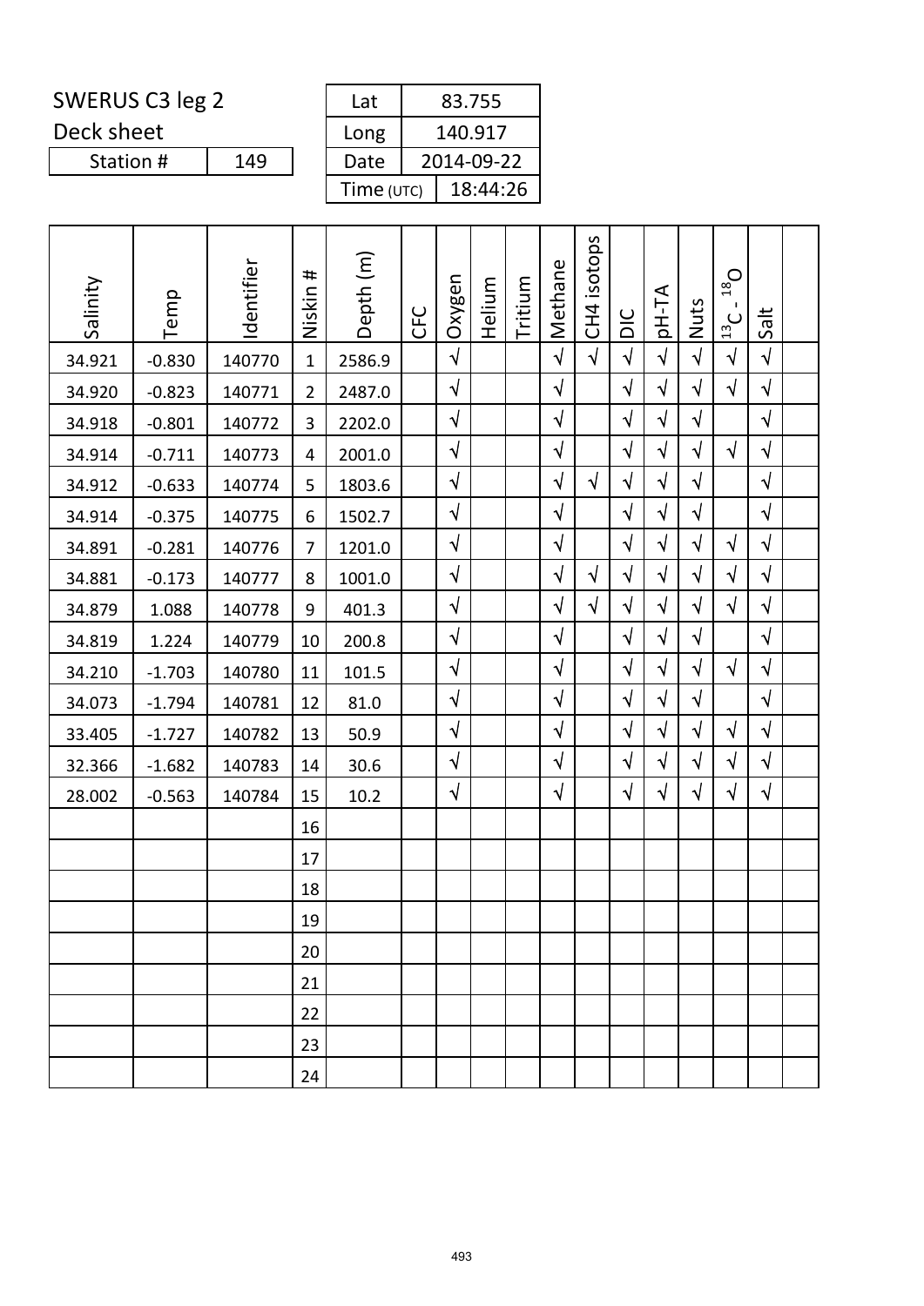SWERUS C3 leg 2

Deck sheet

| Station # | 149 |
|---|---|

| Lat | 83.755 |
|---|---|
| Long | 140.917 |
| Date | 2014-09-22 |
| Time (UTC) | 18:44:26 |

| Salinity | Temp | Identifier | Niskin # | Depth (m) | CFC | Oxygen | Helium | Tritium | Methane | CH4 isotops | DIC | pH-TA | Nuts | $^{13}C$ - $^{18}O$ | Salt | |
|---|---|---|---|---|---|---|---|---|---|---|---|---|---|---|---|---|
| 34.921 | -0.830 | 140770 | 1 | 2586.9 | | √ | | | √ | √ | √ | √ | √ | √ | √ | |
| 34.920 | -0.823 | 140771 | 2 | 2487.0 | | √ | | | √ | | √ | √ | √ | √ | √ | |
| 34.918 | -0.801 | 140772 | 3 | 2202.0 | | √ | | | √ | | √ | √ | √ | | √ | |
| 34.914 | -0.711 | 140773 | 4 | 2001.0 | | √ | | | √ | | √ | √ | √ | √ | √ | |
| 34.912 | -0.633 | 140774 | 5 | 1803.6 | | √ | | | √ | √ | √ | √ | √ | | √ | |
| 34.914 | -0.375 | 140775 | 6 | 1502.7 | | √ | | | √ | | √ | √ | √ | | √ | |
| 34.891 | -0.281 | 140776 | 7 | 1201.0 | | √ | | | √ | | √ | √ | √ | √ | √ | |
| 34.881 | -0.173 | 140777 | 8 | 1001.0 | | √ | | | √ | √ | √ | √ | √ | √ | √ | |
| 34.879 | 1.088 | 140778 | 9 | 401.3 | | √ | | | √ | √ | √ | √ | √ | √ | √ | |
| 34.819 | 1.224 | 140779 | 10 | 200.8 | | √ | | | √ | | √ | √ | √ | | √ | |
| 34.210 | -1.703 | 140780 | 11 | 101.5 | | √ | | | √ | | √ | √ | √ | √ | √ | |
| 34.073 | -1.794 | 140781 | 12 | 81.0 | | √ | | | √ | | √ | √ | √ | | √ | |
| 33.405 | -1.727 | 140782 | 13 | 50.9 | | √ | | | √ | | √ | √ | √ | √ | √ | |
| 32.366 | -1.682 | 140783 | 14 | 30.6 | | √ | | | √ | | √ | √ | √ | √ | √ | |
| 28.002 | -0.563 | 140784 | 15 | 10.2 | | √ | | | √ | | √ | √ | √ | √ | √ | |
| | | | 16 | | | | | | | | | | | | | |
| | | | 17 | | | | | | | | | | | | | |
| | | | 18 | | | | | | | | | | | | | |
| | | | 19 | | | | | | | | | | | | | |
| | | | 20 | | | | | | | | | | | | | |
| | | | 21 | | | | | | | | | | | | | |
| | | | 22 | | | | | | | | | | | | | |
| | | | 23 | | | | | | | | | | | | | |
| | | | 24 | | | | | | | | | | | | | |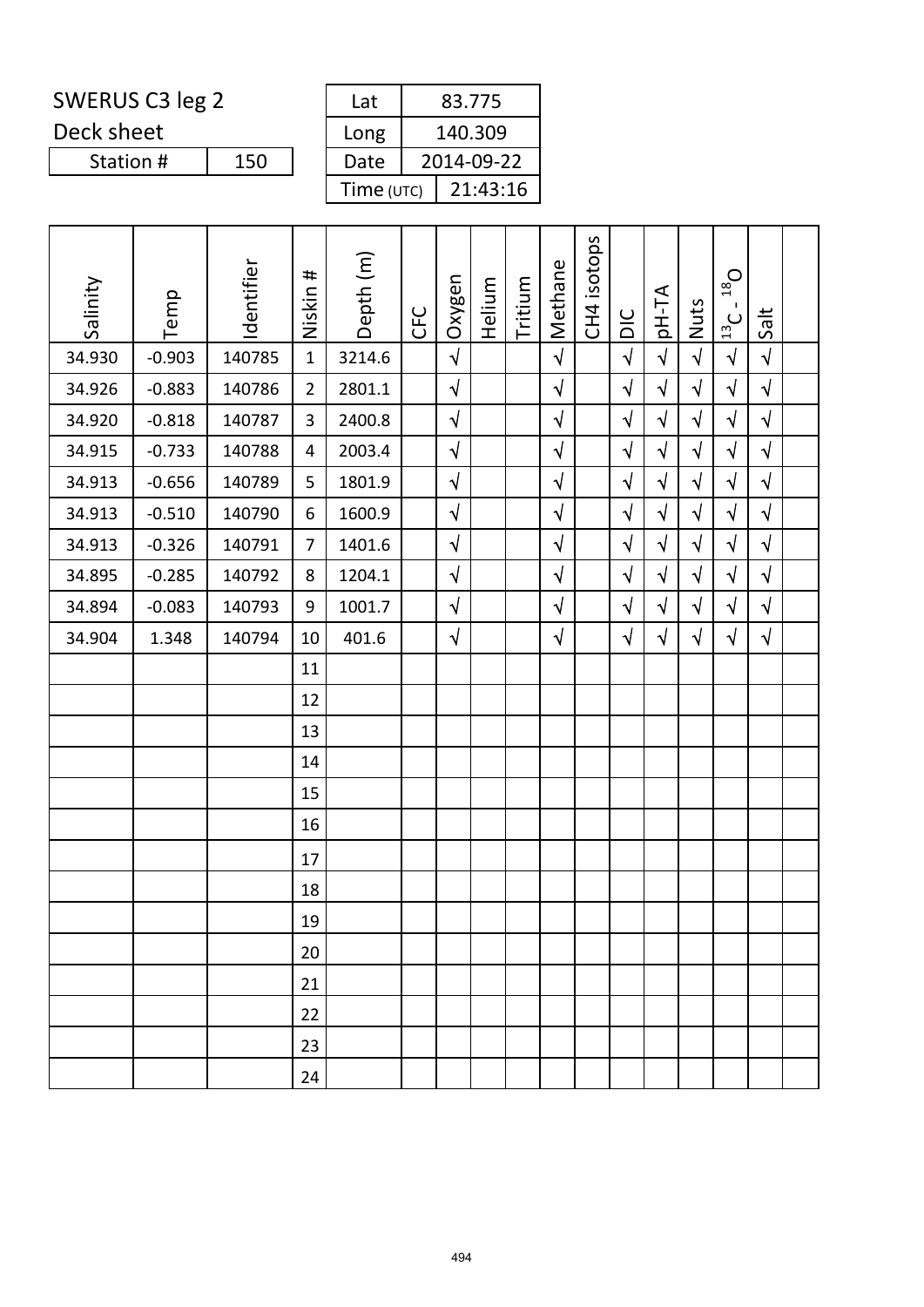SWERUS C3 leg 2

Deck sheet

| Station # | 150 |
|---|---|

| Lat | 83.775 |
|---|---|
| Long | 140.309 |
| Date | 2014-09-22 |
| Time (UTC) | 21:43:16 |

| Salinity | Temp | Identifier | Niskin # | Depth (m) | CFC | Oxygen | Helium | Tritium | Methane | CH4 isotops | DIC | pH-TA | Nuts | $^{13}C$ - $^{18}O$ | Salt | |
|---|---|---|---|---|---|---|---|---|---|---|---|---|---|---|---|---|
| 34.930 | -0.903 | 140785 | 1 | 3214.6 | | √ | | | √ | | √ | √ | √ | √ | √ | |
| 34.926 | -0.883 | 140786 | 2 | 2801.1 | | √ | | | √ | | √ | √ | √ | √ | √ | |
| 34.920 | -0.818 | 140787 | 3 | 2400.8 | | √ | | | √ | | √ | √ | √ | √ | √ | |
| 34.915 | -0.733 | 140788 | 4 | 2003.4 | | √ | | | √ | | √ | √ | √ | √ | √ | |
| 34.913 | -0.656 | 140789 | 5 | 1801.9 | | √ | | | √ | | √ | √ | √ | √ | √ | |
| 34.913 | -0.510 | 140790 | 6 | 1600.9 | | √ | | | √ | | √ | √ | √ | √ | √ | |
| 34.913 | -0.326 | 140791 | 7 | 1401.6 | | √ | | | √ | | √ | √ | √ | √ | √ | |
| 34.895 | -0.285 | 140792 | 8 | 1204.1 | | √ | | | √ | | √ | √ | √ | √ | √ | |
| 34.894 | -0.083 | 140793 | 9 | 1001.7 | | √ | | | √ | | √ | √ | √ | √ | √ | |
| 34.904 | 1.348 | 140794 | 10 | 401.6 | | √ | | | √ | | √ | √ | √ | √ | √ | |
| | | | 11 | | | | | | | | | | | | | |
| | | | 12 | | | | | | | | | | | | | |
| | | | 13 | | | | | | | | | | | | | |
| | | | 14 | | | | | | | | | | | | | |
| | | | 15 | | | | | | | | | | | | | |
| | | | 16 | | | | | | | | | | | | | |
| | | | 17 | | | | | | | | | | | | | |
| | | | 18 | | | | | | | | | | | | | |
| | | | 19 | | | | | | | | | | | | | |
| | | | 20 | | | | | | | | | | | | | |
| | | | 21 | | | | | | | | | | | | | |
| | | | 22 | | | | | | | | | | | | | |
| | | | 23 | | | | | | | | | | | | | |
| | | | 24 | | | | | | | | | | | | | |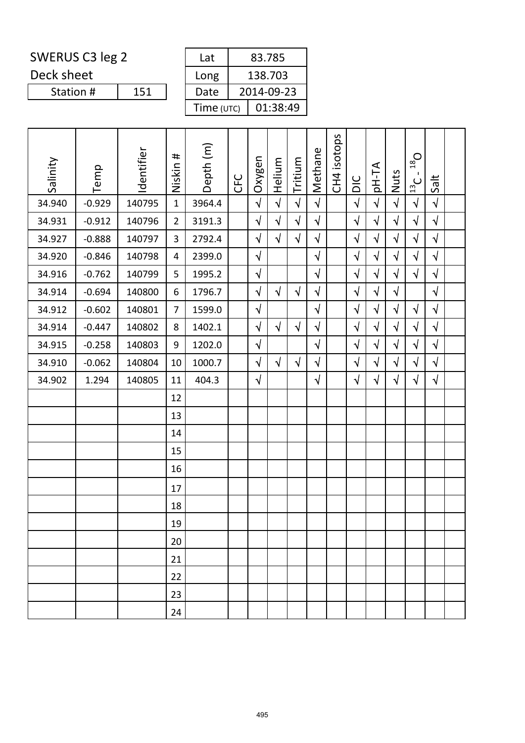SWERUS C3 leg 2

Deck sheet

| Station # | 151 |
|---|---|

| Lat | 83.785 |
|---|---|
| Long | 138.703 |
| Date | 2014-09-23 |
| Time (UTC) | 01:38:49 |

| Salinity | Temp | Identifier | Niskin # | Depth (m) | CFC | Oxygen | Helium | Tritium | Methane | CH4 isotops | DIC | pH-TA | Nuts | $^{13}C$ - $^{18}O$ | Salt | |
|---|---|---|---|---|---|---|---|---|---|---|---|---|---|---|---|---|
| 34.940 | -0.929 | 140795 | 1 | 3964.4 | | √ | √ | √ | √ | | √ | √ | √ | √ | √ | |
| 34.931 | -0.912 | 140796 | 2 | 3191.3 | | √ | √ | √ | √ | | √ | √ | √ | √ | √ | |
| 34.927 | -0.888 | 140797 | 3 | 2792.4 | | √ | √ | √ | √ | | √ | √ | √ | √ | √ | |
| 34.920 | -0.846 | 140798 | 4 | 2399.0 | | √ | | | √ | | √ | √ | √ | √ | √ | |
| 34.916 | -0.762 | 140799 | 5 | 1995.2 | | √ | | | √ | | √ | √ | √ | √ | √ | |
| 34.914 | -0.694 | 140800 | 6 | 1796.7 | | √ | √ | √ | √ | | √ | √ | √ | | √ | |
| 34.912 | -0.602 | 140801 | 7 | 1599.0 | | √ | | | √ | | √ | √ | √ | √ | √ | |
| 34.914 | -0.447 | 140802 | 8 | 1402.1 | | √ | √ | √ | √ | | √ | √ | √ | √ | √ | |
| 34.915 | -0.258 | 140803 | 9 | 1202.0 | | √ | | | √ | | √ | √ | √ | √ | √ | |
| 34.910 | -0.062 | 140804 | 10 | 1000.7 | | √ | √ | √ | √ | | √ | √ | √ | √ | √ | |
| 34.902 | 1.294 | 140805 | 11 | 404.3 | | √ | | | √ | | √ | √ | √ | √ | √ | |
| | | | 12 | | | | | | | | | | | | | |
| | | | 13 | | | | | | | | | | | | | |
| | | | 14 | | | | | | | | | | | | | |
| | | | 15 | | | | | | | | | | | | | |
| | | | 16 | | | | | | | | | | | | | |
| | | | 17 | | | | | | | | | | | | | |
| | | | 18 | | | | | | | | | | | | | |
| | | | 19 | | | | | | | | | | | | | |
| | | | 20 | | | | | | | | | | | | | |
| | | | 21 | | | | | | | | | | | | | |
| | | | 22 | | | | | | | | | | | | | |
| | | | 23 | | | | | | | | | | | | | |
| | | | 24 | | | | | | | | | | | | | |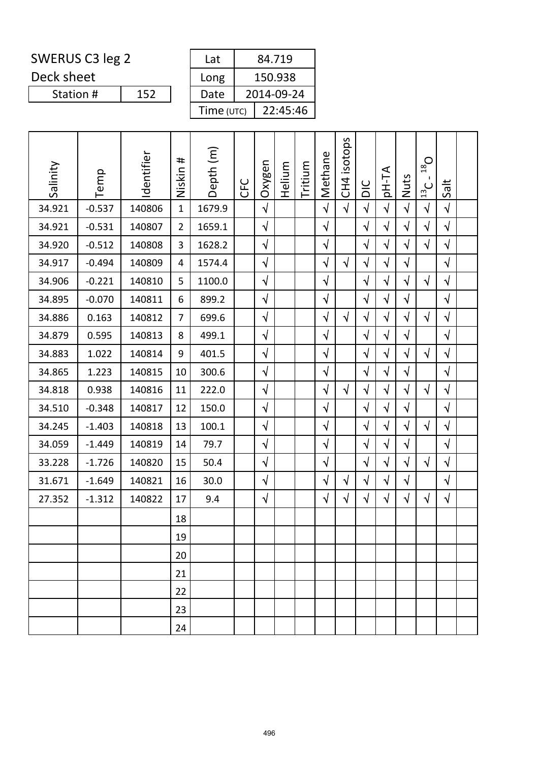SWERUS C3 leg 2

Deck sheet

| Station # | 152 |
|---|---|

| Lat | 84.719 |
|---|---|
| Long | 150.938 |
| Date | 2014-09-24 |
| Time (UTC) | 22:45:46 |

| Salinity | Temp | Identifier | Niskin # | Depth (m) | CFC | Oxygen | Helium | Tritium | Methane | CH4 isotops | DIC | pH-TA | Nuts | $^{13}C$ - $^{18}O$ | Salt | |
|---|---|---|---|---|---|---|---|---|---|---|---|---|---|---|---|---|
| 34.921 | -0.537 | 140806 | 1 | 1679.9 | | √ | | | √ | √ | √ | √ | √ | √ | √ | |
| 34.921 | -0.531 | 140807 | 2 | 1659.1 | | √ | | | √ | | √ | √ | √ | √ | √ | |
| 34.920 | -0.512 | 140808 | 3 | 1628.2 | | √ | | | √ | | √ | √ | √ | √ | √ | |
| 34.917 | -0.494 | 140809 | 4 | 1574.4 | | √ | | | √ | √ | √ | √ | √ | | √ | |
| 34.906 | -0.221 | 140810 | 5 | 1100.0 | | √ | | | √ | | √ | √ | √ | √ | √ | |
| 34.895 | -0.070 | 140811 | 6 | 899.2 | | √ | | | √ | | √ | √ | √ | | √ | |
| 34.886 | 0.163 | 140812 | 7 | 699.6 | | √ | | | √ | √ | √ | √ | √ | √ | √ | |
| 34.879 | 0.595 | 140813 | 8 | 499.1 | | √ | | | √ | | √ | √ | √ | | √ | |
| 34.883 | 1.022 | 140814 | 9 | 401.5 | | √ | | | √ | | √ | √ | √ | √ | √ | |
| 34.865 | 1.223 | 140815 | 10 | 300.6 | | √ | | | √ | | √ | √ | √ | | √ | |
| 34.818 | 0.938 | 140816 | 11 | 222.0 | | √ | | | √ | √ | √ | √ | √ | √ | √ | |
| 34.510 | -0.348 | 140817 | 12 | 150.0 | | √ | | | √ | | √ | √ | √ | | √ | |
| 34.245 | -1.403 | 140818 | 13 | 100.1 | | √ | | | √ | | √ | √ | √ | √ | √ | |
| 34.059 | -1.449 | 140819 | 14 | 79.7 | | √ | | | √ | | √ | √ | √ | | √ | |
| 33.228 | -1.726 | 140820 | 15 | 50.4 | | √ | | | √ | | √ | √ | √ | √ | √ | |
| 31.671 | -1.649 | 140821 | 16 | 30.0 | | √ | | | √ | √ | √ | √ | √ | | √ | |
| 27.352 | -1.312 | 140822 | 17 | 9.4 | | √ | | | √ | √ | √ | √ | √ | √ | √ | |
| | | | 18 | | | | | | | | | | | | | |
| | | | 19 | | | | | | | | | | | | | |
| | | | 20 | | | | | | | | | | | | | |
| | | | 21 | | | | | | | | | | | | | |
| | | | 22 | | | | | | | | | | | | | |
| | | | 23 | | | | | | | | | | | | | |
| | | | 24 | | | | | | | | | | | | | |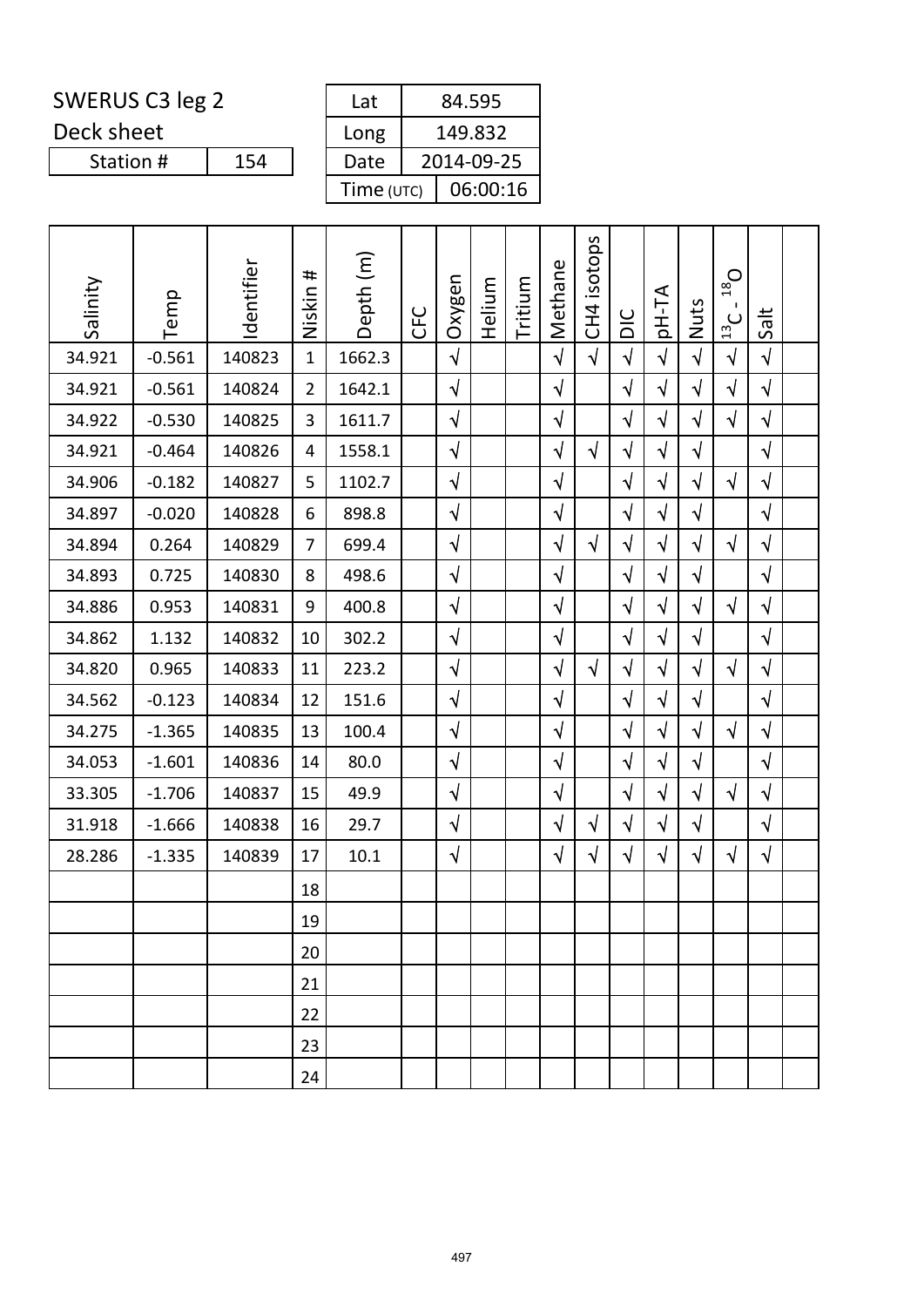SWERUS C3 leg 2

Deck sheet

| Station # | 154 |
|---|---|

| Lat | 84.595 |
|---|---|
| Long | 149.832 |
| Date | 2014-09-25 |
| Time (UTC) | 06:00:16 |

| Salinity | Temp | Identifier | Niskin # | Depth (m) | CFC | Oxygen | Helium | Tritium | Methane | CH4 isotops | DIC | pH-TA | Nuts | $^{13}C$ - $^{18}O$ | Salt | |
|---|---|---|---|---|---|---|---|---|---|---|---|---|---|---|---|---|
| 34.921 | -0.561 | 140823 | 1 | 1662.3 | | √ | | | √ | √ | √ | √ | √ | √ | √ | |
| 34.921 | -0.561 | 140824 | 2 | 1642.1 | | √ | | | √ | | √ | √ | √ | √ | √ | |
| 34.922 | -0.530 | 140825 | 3 | 1611.7 | | √ | | | √ | | √ | √ | √ | √ | √ | |
| 34.921 | -0.464 | 140826 | 4 | 1558.1 | | √ | | | √ | √ | √ | √ | √ | | √ | |
| 34.906 | -0.182 | 140827 | 5 | 1102.7 | | √ | | | √ | | √ | √ | √ | √ | √ | |
| 34.897 | -0.020 | 140828 | 6 | 898.8 | | √ | | | √ | | √ | √ | √ | | √ | |
| 34.894 | 0.264 | 140829 | 7 | 699.4 | | √ | | | √ | √ | √ | √ | √ | √ | √ | |
| 34.893 | 0.725 | 140830 | 8 | 498.6 | | √ | | | √ | | √ | √ | √ | | √ | |
| 34.886 | 0.953 | 140831 | 9 | 400.8 | | √ | | | √ | | √ | √ | √ | √ | √ | |
| 34.862 | 1.132 | 140832 | 10 | 302.2 | | √ | | | √ | | √ | √ | √ | | √ | |
| 34.820 | 0.965 | 140833 | 11 | 223.2 | | √ | | | √ | √ | √ | √ | √ | √ | √ | |
| 34.562 | -0.123 | 140834 | 12 | 151.6 | | √ | | | √ | | √ | √ | √ | | √ | |
| 34.275 | -1.365 | 140835 | 13 | 100.4 | | √ | | | √ | | √ | √ | √ | √ | √ | |
| 34.053 | -1.601 | 140836 | 14 | 80.0 | | √ | | | √ | | √ | √ | √ | | √ | |
| 33.305 | -1.706 | 140837 | 15 | 49.9 | | √ | | | √ | | √ | √ | √ | √ | √ | |
| 31.918 | -1.666 | 140838 | 16 | 29.7 | | √ | | | √ | √ | √ | √ | √ | | √ | |
| 28.286 | -1.335 | 140839 | 17 | 10.1 | | √ | | | √ | √ | √ | √ | √ | √ | √ | |
| | | | 18 | | | | | | | | | | | | | |
| | | | 19 | | | | | | | | | | | | | |
| | | | 20 | | | | | | | | | | | | | |
| | | | 21 | | | | | | | | | | | | | |
| | | | 22 | | | | | | | | | | | | | |
| | | | 23 | | | | | | | | | | | | | |
| | | | 24 | | | | | | | | | | | | | |